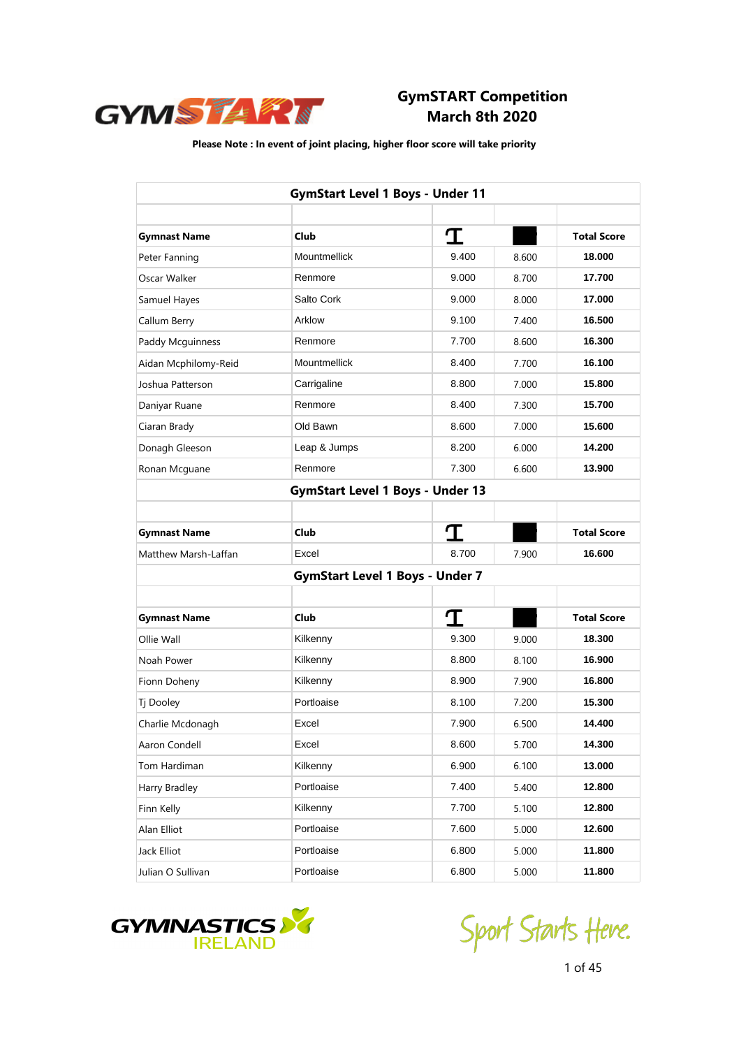# GymSTART Competition
## March 8th 2020

**Please Note : In event of joint placing, higher floor score will take priority**

| GymStart Level 1 Boys - Under 11 | | | | |
|---|---|---|---|---|
| **Gymnast Name** | **Club** | | | **Total Score** |
| Peter Fanning | Mountmellick | 9.400 | 8.600 | **18.000** |
| Oscar Walker | Renmore | 9.000 | 8.700 | **17.700** |
| Samuel Hayes | Salto Cork | 9.000 | 8.000 | **17.000** |
| Callum Berry | Arklow | 9.100 | 7.400 | **16.500** |
| Paddy Mcguinness | Renmore | 7.700 | 8.600 | **16.300** |
| Aidan Mcphilomy-Reid | Mountmellick | 8.400 | 7.700 | **16.100** |
| Joshua Patterson | Carrigaline | 8.800 | 7.000 | **15.800** |
| Daniyar Ruane | Renmore | 8.400 | 7.300 | **15.700** |
| Ciaran Brady | Old Bawn | 8.600 | 7.000 | **15.600** |
| Donagh Gleeson | Leap & Jumps | 8.200 | 6.000 | **14.200** |
| Ronan Mcguane | Renmore | 7.300 | 6.600 | **13.900** |

| GymStart Level 1 Boys - Under 13 | | | | |
|---|---|---|---|---|
| **Gymnast Name** | **Club** | | | **Total Score** |
| Matthew Marsh-Laffan | Excel | 8.700 | 7.900 | **16.600** |

| GymStart Level 1 Boys - Under 7 | | | | |
|---|---|---|---|---|
| **Gymnast Name** | **Club** | | | **Total Score** |
| Ollie Wall | Kilkenny | 9.300 | 9.000 | **18.300** |
| Noah Power | Kilkenny | 8.800 | 8.100 | **16.900** |
| Fionn Doheny | Kilkenny | 8.900 | 7.900 | **16.800** |
| Tj Dooley | Portloaise | 8.100 | 7.200 | **15.300** |
| Charlie Mcdonagh | Excel | 7.900 | 6.500 | **14.400** |
| Aaron Condell | Excel | 8.600 | 5.700 | **14.300** |
| Tom Hardiman | Kilkenny | 6.900 | 6.100 | **13.000** |
| Harry Bradley | Portloaise | 7.400 | 5.400 | **12.800** |
| Finn Kelly | Kilkenny | 7.700 | 5.100 | **12.800** |
| Alan Elliot | Portloaise | 7.600 | 5.000 | **12.600** |
| Jack Elliot | Portloaise | 6.800 | 5.000 | **11.800** |
| Julian O Sullivan | Portloaise | 6.800 | 5.000 | **11.800** |

Sport Starts Here.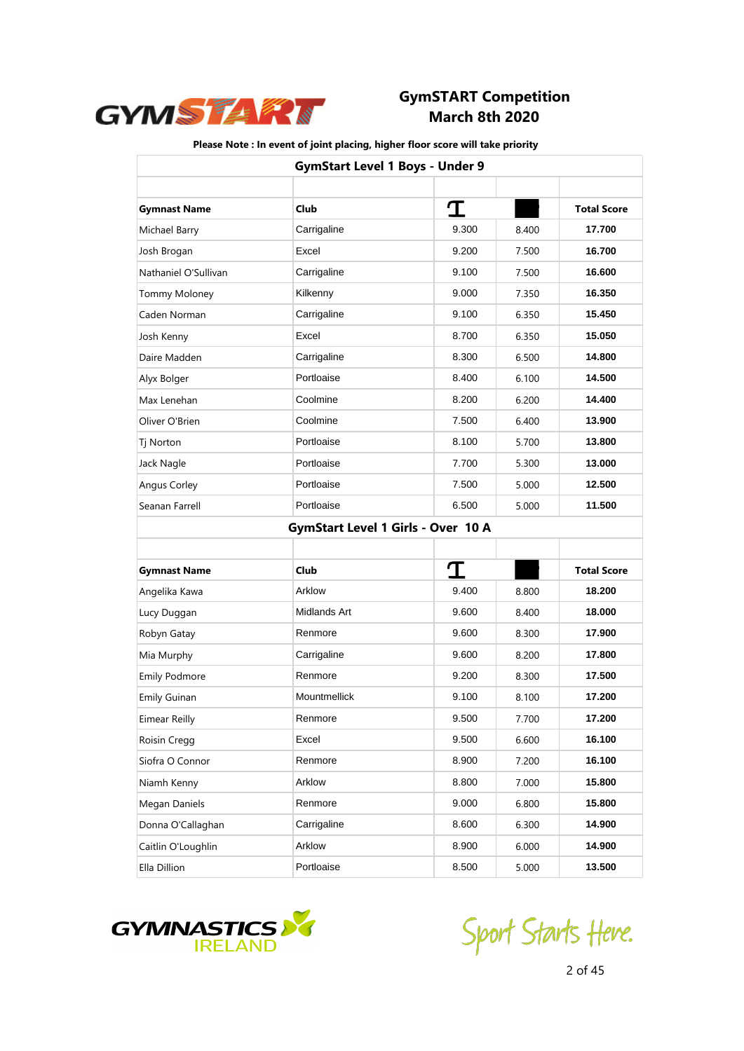# GymSTART Competition
## March 8th 2020

**Please Note : In event of joint placing, higher floor score will take priority**

| GymStart Level 1 Boys - Under 9 | | | | |
|---|---|---|---|---|
| **Gymnast Name** | **Club** | | | **Total Score** |
| Michael Barry | Carrigaline | 9.300 | 8.400 | **17.700** |
| Josh Brogan | Excel | 9.200 | 7.500 | **16.700** |
| Nathaniel O'Sullivan | Carrigaline | 9.100 | 7.500 | **16.600** |
| Tommy Moloney | Kilkenny | 9.000 | 7.350 | **16.350** |
| Caden Norman | Carrigaline | 9.100 | 6.350 | **15.450** |
| Josh Kenny | Excel | 8.700 | 6.350 | **15.050** |
| Daire Madden | Carrigaline | 8.300 | 6.500 | **14.800** |
| Alyx Bolger | Portloaise | 8.400 | 6.100 | **14.500** |
| Max Lenehan | Coolmine | 8.200 | 6.200 | **14.400** |
| Oliver O'Brien | Coolmine | 7.500 | 6.400 | **13.900** |
| Tj Norton | Portloaise | 8.100 | 5.700 | **13.800** |
| Jack Nagle | Portloaise | 7.700 | 5.300 | **13.000** |
| Angus Corley | Portloaise | 7.500 | 5.000 | **12.500** |
| Seanan Farrell | Portloaise | 6.500 | 5.000 | **11.500** |

| GymStart Level 1 Girls - Over 10 A | | | | |
|---|---|---|---|---|
| **Gymnast Name** | **Club** | | | **Total Score** |
| Angelika Kawa | Arklow | 9.400 | 8.800 | **18.200** |
| Lucy Duggan | Midlands Art | 9.600 | 8.400 | **18.000** |
| Robyn Gatay | Renmore | 9.600 | 8.300 | **17.900** |
| Mia Murphy | Carrigaline | 9.600 | 8.200 | **17.800** |
| Emily Podmore | Renmore | 9.200 | 8.300 | **17.500** |
| Emily Guinan | Mountmellick | 9.100 | 8.100 | **17.200** |
| Eimear Reilly | Renmore | 9.500 | 7.700 | **17.200** |
| Roisin Cregg | Excel | 9.500 | 6.600 | **16.100** |
| Siofra O Connor | Renmore | 8.900 | 7.200 | **16.100** |
| Niamh Kenny | Arklow | 8.800 | 7.000 | **15.800** |
| Megan Daniels | Renmore | 9.000 | 6.800 | **15.800** |
| Donna O'Callaghan | Carrigaline | 8.600 | 6.300 | **14.900** |
| Caitlin O'Loughlin | Arklow | 8.900 | 6.000 | **14.900** |
| Ella Dillion | Portloaise | 8.500 | 5.000 | **13.500** |

Sport Starts Here.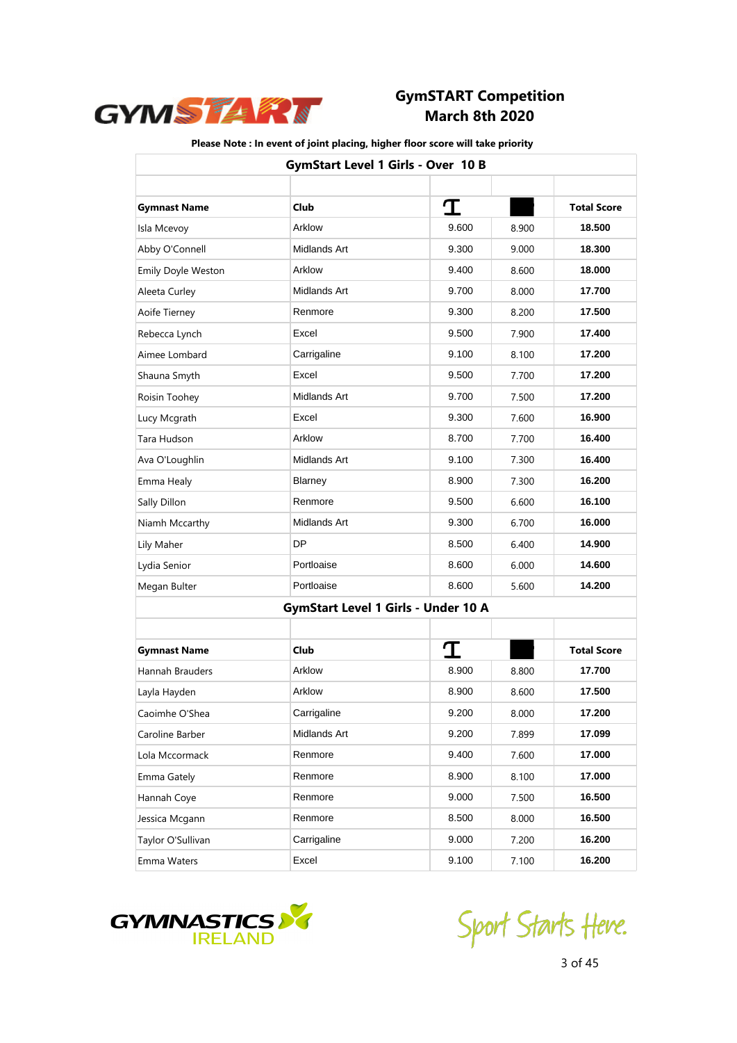# GymSTART Competition
## March 8th 2020

**Please Note : In event of joint placing, higher floor score will take priority**

### GymStart Level 1 Girls - Over 10 B

| Gymnast Name | Club | | | Total Score |
|---|---|---|---|---|
| Isla Mcevoy | Arklow | 9.600 | 8.900 | **18.500** |
| Abby O'Connell | Midlands Art | 9.300 | 9.000 | **18.300** |
| Emily Doyle Weston | Arklow | 9.400 | 8.600 | **18.000** |
| Aleeta Curley | Midlands Art | 9.700 | 8.000 | **17.700** |
| Aoife Tierney | Renmore | 9.300 | 8.200 | **17.500** |
| Rebecca Lynch | Excel | 9.500 | 7.900 | **17.400** |
| Aimee Lombard | Carrigaline | 9.100 | 8.100 | **17.200** |
| Shauna Smyth | Excel | 9.500 | 7.700 | **17.200** |
| Roisin Toohey | Midlands Art | 9.700 | 7.500 | **17.200** |
| Lucy Mcgrath | Excel | 9.300 | 7.600 | **16.900** |
| Tara Hudson | Arklow | 8.700 | 7.700 | **16.400** |
| Ava O'Loughlin | Midlands Art | 9.100 | 7.300 | **16.400** |
| Emma Healy | Blarney | 8.900 | 7.300 | **16.200** |
| Sally Dillon | Renmore | 9.500 | 6.600 | **16.100** |
| Niamh Mccarthy | Midlands Art | 9.300 | 6.700 | **16.000** |
| Lily Maher | DP | 8.500 | 6.400 | **14.900** |
| Lydia Senior | Portloaise | 8.600 | 6.000 | **14.600** |
| Megan Bulter | Portloaise | 8.600 | 5.600 | **14.200** |

### GymStart Level 1 Girls - Under 10 A

| Gymnast Name | Club | | | Total Score |
|---|---|---|---|---|
| Hannah Brauders | Arklow | 8.900 | 8.800 | **17.700** |
| Layla Hayden | Arklow | 8.900 | 8.600 | **17.500** |
| Caoimhe O'Shea | Carrigaline | 9.200 | 8.000 | **17.200** |
| Caroline Barber | Midlands Art | 9.200 | 7.899 | **17.099** |
| Lola Mccormack | Renmore | 9.400 | 7.600 | **17.000** |
| Emma Gately | Renmore | 8.900 | 8.100 | **17.000** |
| Hannah Coye | Renmore | 9.000 | 7.500 | **16.500** |
| Jessica Mcgann | Renmore | 8.500 | 8.000 | **16.500** |
| Taylor O'Sullivan | Carrigaline | 9.000 | 7.200 | **16.200** |
| Emma Waters | Excel | 9.100 | 7.100 | **16.200** |

Sport Starts Here.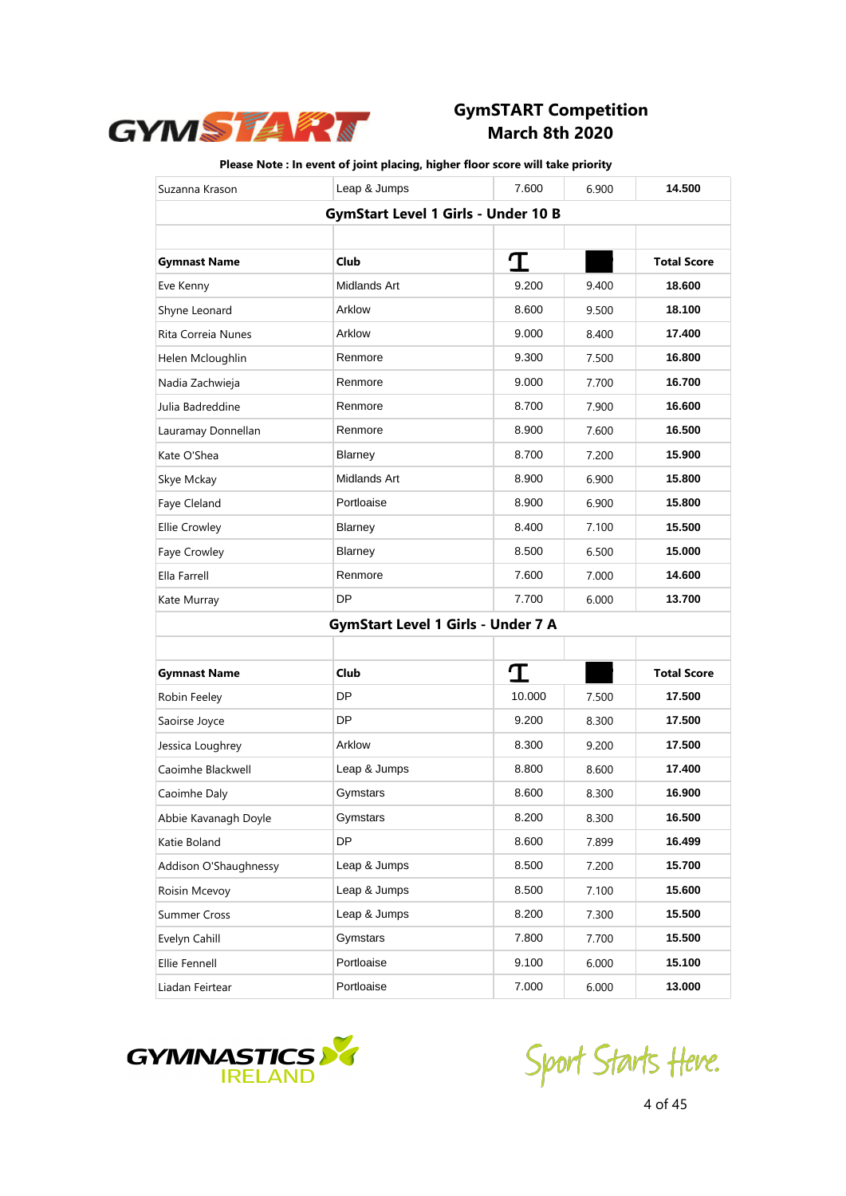# GymSTART Competition
## March 8th 2020

**Please Note : In event of joint placing, higher floor score will take priority**

| Suzanna Krason | Leap & Jumps | 7.600 | 6.900 | **14.500** |
|---|---|---|---|---|
| **GymStart Level 1 Girls - Under 10 B** | | | | |
| | | | | |
| **Gymnast Name** | **Club** | | | **Total Score** |
| Eve Kenny | Midlands Art | 9.200 | 9.400 | **18.600** |
| Shyne Leonard | Arklow | 8.600 | 9.500 | **18.100** |
| Rita Correia Nunes | Arklow | 9.000 | 8.400 | **17.400** |
| Helen Mcloughlin | Renmore | 9.300 | 7.500 | **16.800** |
| Nadia Zachwieja | Renmore | 9.000 | 7.700 | **16.700** |
| Julia Badreddine | Renmore | 8.700 | 7.900 | **16.600** |
| Lauramay Donnellan | Renmore | 8.900 | 7.600 | **16.500** |
| Kate O'Shea | Blarney | 8.700 | 7.200 | **15.900** |
| Skye Mckay | Midlands Art | 8.900 | 6.900 | **15.800** |
| Faye Cleland | Portloaise | 8.900 | 6.900 | **15.800** |
| Ellie Crowley | Blarney | 8.400 | 7.100 | **15.500** |
| Faye Crowley | Blarney | 8.500 | 6.500 | **15.000** |
| Ella Farrell | Renmore | 7.600 | 7.000 | **14.600** |
| Kate Murray | DP | 7.700 | 6.000 | **13.700** |
| **GymStart Level 1 Girls - Under 7 A** | | | | |
| | | | | |
| **Gymnast Name** | **Club** | | | **Total Score** |
| Robin Feeley | DP | 10.000 | 7.500 | **17.500** |
| Saoirse Joyce | DP | 9.200 | 8.300 | **17.500** |
| Jessica Loughrey | Arklow | 8.300 | 9.200 | **17.500** |
| Caoimhe Blackwell | Leap & Jumps | 8.800 | 8.600 | **17.400** |
| Caoimhe Daly | Gymstars | 8.600 | 8.300 | **16.900** |
| Abbie Kavanagh Doyle | Gymstars | 8.200 | 8.300 | **16.500** |
| Katie Boland | DP | 8.600 | 7.899 | **16.499** |
| Addison O'Shaughnessy | Leap & Jumps | 8.500 | 7.200 | **15.700** |
| Roisin Mcevoy | Leap & Jumps | 8.500 | 7.100 | **15.600** |
| Summer Cross | Leap & Jumps | 8.200 | 7.300 | **15.500** |
| Evelyn Cahill | Gymstars | 7.800 | 7.700 | **15.500** |
| Ellie Fennell | Portloaise | 9.100 | 6.000 | **15.100** |
| Liadan Feirtear | Portloaise | 7.000 | 6.000 | **13.000** |

Sport Starts Here.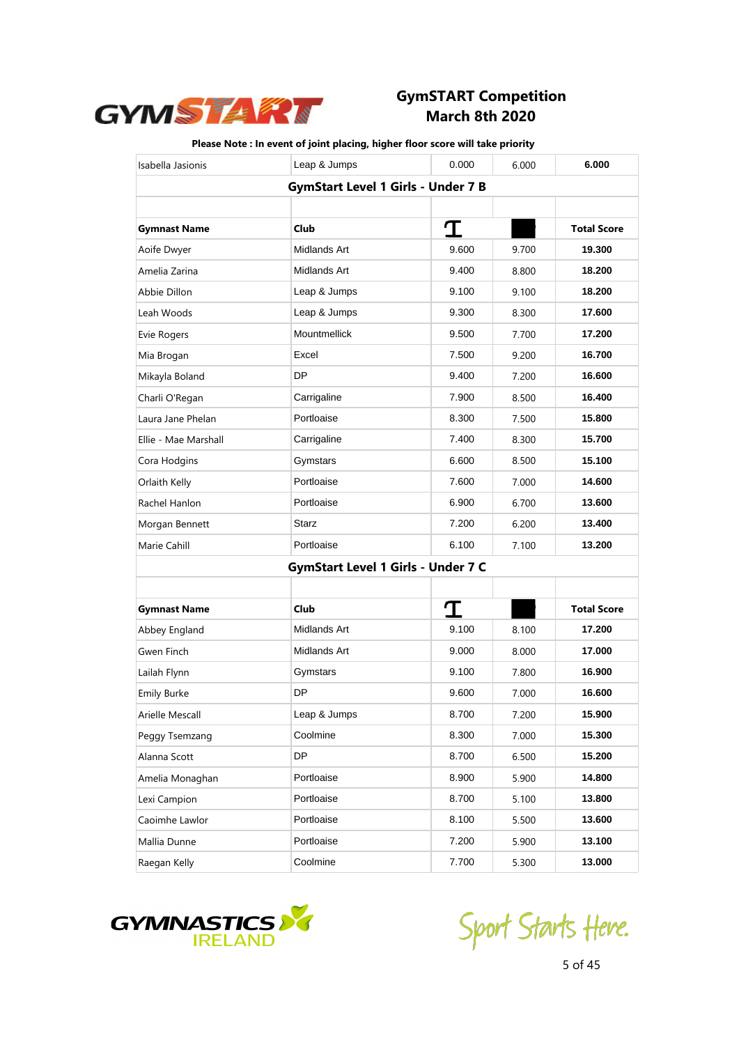# GymSTART Competition
# March 8th 2020

**Please Note : In event of joint placing, higher floor score will take priority**

| | | | | |
|---|---|---|---|---|
| Isabella Jasionis | Leap & Jumps | 0.000 | 6.000 | **6.000** |

## GymStart Level 1 Girls - Under 7 B

| Gymnast Name | Club | | | Total Score |
|---|---|---|---|---|
| Aoife Dwyer | Midlands Art | 9.600 | 9.700 | **19.300** |
| Amelia Zarina | Midlands Art | 9.400 | 8.800 | **18.200** |
| Abbie Dillon | Leap & Jumps | 9.100 | 9.100 | **18.200** |
| Leah Woods | Leap & Jumps | 9.300 | 8.300 | **17.600** |
| Evie Rogers | Mountmellick | 9.500 | 7.700 | **17.200** |
| Mia Brogan | Excel | 7.500 | 9.200 | **16.700** |
| Mikayla Boland | DP | 9.400 | 7.200 | **16.600** |
| Charli O'Regan | Carrigaline | 7.900 | 8.500 | **16.400** |
| Laura Jane Phelan | Portloaise | 8.300 | 7.500 | **15.800** |
| Ellie - Mae Marshall | Carrigaline | 7.400 | 8.300 | **15.700** |
| Cora Hodgins | Gymstars | 6.600 | 8.500 | **15.100** |
| Orlaith Kelly | Portloaise | 7.600 | 7.000 | **14.600** |
| Rachel Hanlon | Portloaise | 6.900 | 6.700 | **13.600** |
| Morgan Bennett | Starz | 7.200 | 6.200 | **13.400** |
| Marie Cahill | Portloaise | 6.100 | 7.100 | **13.200** |

## GymStart Level 1 Girls - Under 7 C

| Gymnast Name | Club | | | Total Score |
|---|---|---|---|---|
| Abbey England | Midlands Art | 9.100 | 8.100 | **17.200** |
| Gwen Finch | Midlands Art | 9.000 | 8.000 | **17.000** |
| Lailah Flynn | Gymstars | 9.100 | 7.800 | **16.900** |
| Emily Burke | DP | 9.600 | 7.000 | **16.600** |
| Arielle Mescall | Leap & Jumps | 8.700 | 7.200 | **15.900** |
| Peggy Tsemzang | Coolmine | 8.300 | 7.000 | **15.300** |
| Alanna Scott | DP | 8.700 | 6.500 | **15.200** |
| Amelia Monaghan | Portloaise | 8.900 | 5.900 | **14.800** |
| Lexi Campion | Portloaise | 8.700 | 5.100 | **13.800** |
| Caoimhe Lawlor | Portloaise | 8.100 | 5.500 | **13.600** |
| Mallia Dunne | Portloaise | 7.200 | 5.900 | **13.100** |
| Raegan Kelly | Coolmine | 7.700 | 5.300 | **13.000** |

Sport Starts Here.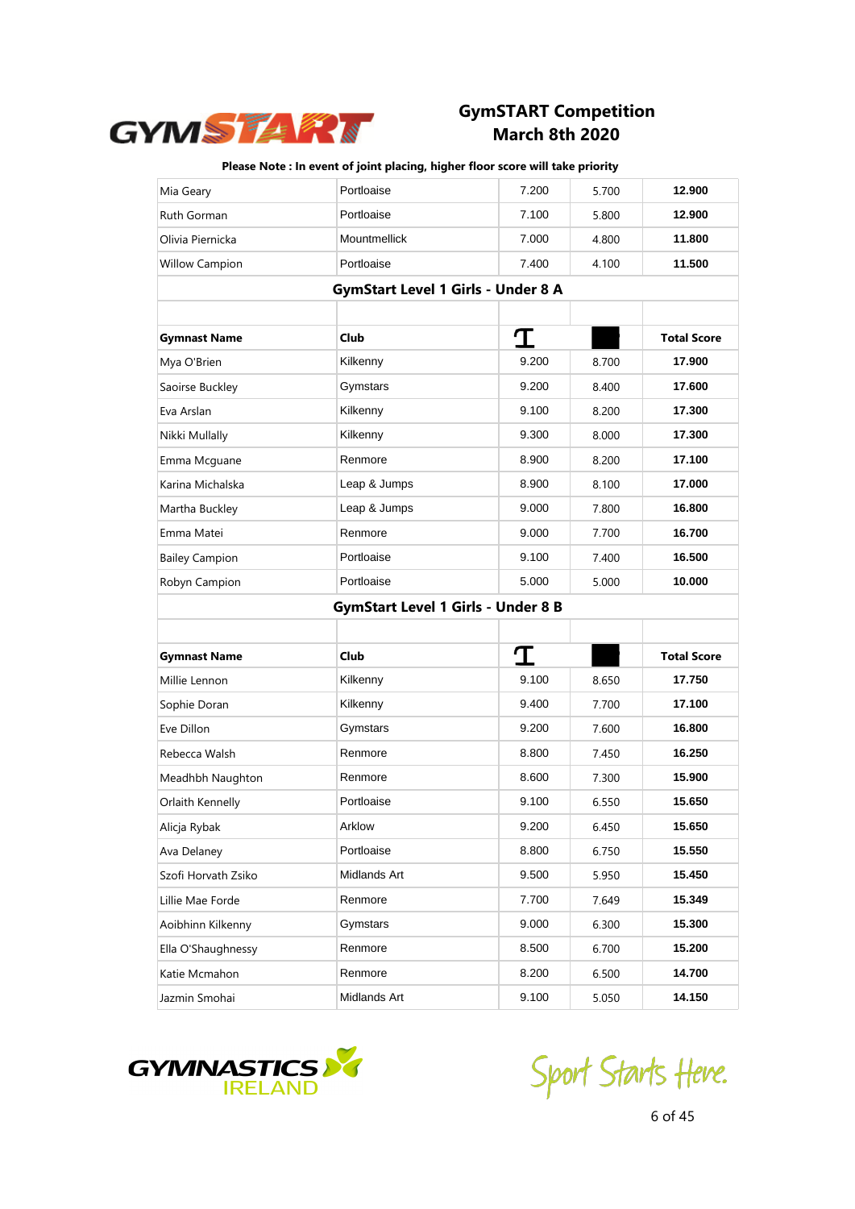# GymSTART Competition
## March 8th 2020

**Please Note : In event of joint placing, higher floor score will take priority**

| | | | | |
|---|---|---|---|---|
| Mia Geary | Portloaise | 7.200 | 5.700 | **12.900** |
| Ruth Gorman | Portloaise | 7.100 | 5.800 | **12.900** |
| Olivia Piernicka | Mountmellick | 7.000 | 4.800 | **11.800** |
| Willow Campion | Portloaise | 7.400 | 4.100 | **11.500** |

### GymStart Level 1 Girls - Under 8 A

| Gymnast Name | Club | | | Total Score |
|---|---|---|---|---|
| Mya O'Brien | Kilkenny | 9.200 | 8.700 | **17.900** |
| Saoirse Buckley | Gymstars | 9.200 | 8.400 | **17.600** |
| Eva Arslan | Kilkenny | 9.100 | 8.200 | **17.300** |
| Nikki Mullally | Kilkenny | 9.300 | 8.000 | **17.300** |
| Emma Mcguane | Renmore | 8.900 | 8.200 | **17.100** |
| Karina Michalska | Leap & Jumps | 8.900 | 8.100 | **17.000** |
| Martha Buckley | Leap & Jumps | 9.000 | 7.800 | **16.800** |
| Emma Matei | Renmore | 9.000 | 7.700 | **16.700** |
| Bailey Campion | Portloaise | 9.100 | 7.400 | **16.500** |
| Robyn Campion | Portloaise | 5.000 | 5.000 | **10.000** |

### GymStart Level 1 Girls - Under 8 B

| Gymnast Name | Club | | | Total Score |
|---|---|---|---|---|
| Millie Lennon | Kilkenny | 9.100 | 8.650 | **17.750** |
| Sophie Doran | Kilkenny | 9.400 | 7.700 | **17.100** |
| Eve Dillon | Gymstars | 9.200 | 7.600 | **16.800** |
| Rebecca Walsh | Renmore | 8.800 | 7.450 | **16.250** |
| Meadhbh Naughton | Renmore | 8.600 | 7.300 | **15.900** |
| Orlaith Kennelly | Portloaise | 9.100 | 6.550 | **15.650** |
| Alicja Rybak | Arklow | 9.200 | 6.450 | **15.650** |
| Ava Delaney | Portloaise | 8.800 | 6.750 | **15.550** |
| Szofi Horvath Zsiko | Midlands Art | 9.500 | 5.950 | **15.450** |
| Lillie Mae Forde | Renmore | 7.700 | 7.649 | **15.349** |
| Aoibhinn Kilkenny | Gymstars | 9.000 | 6.300 | **15.300** |
| Ella O'Shaughnessy | Renmore | 8.500 | 6.700 | **15.200** |
| Katie Mcmahon | Renmore | 8.200 | 6.500 | **14.700** |
| Jazmin Smohai | Midlands Art | 9.100 | 5.050 | **14.150** |

Sport Starts Here.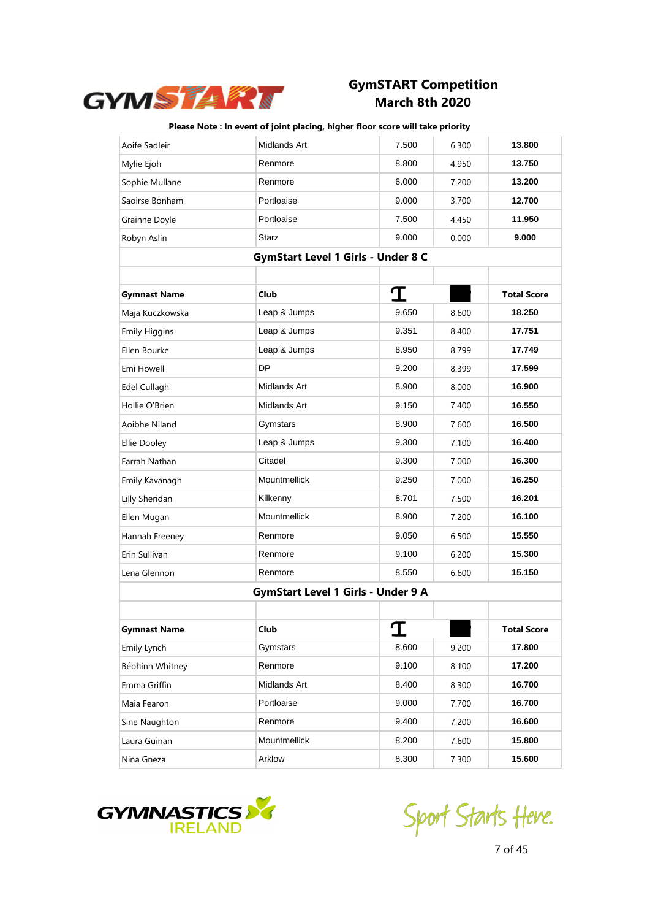## GymSTART Competition
## March 8th 2020

**Please Note : In event of joint placing, higher floor score will take priority**

| | | | | |
|---|---|---|---|---|
| Aoife Sadleir | Midlands Art | 7.500 | 6.300 | **13.800** |
| Mylie Ejoh | Renmore | 8.800 | 4.950 | **13.750** |
| Sophie Mullane | Renmore | 6.000 | 7.200 | **13.200** |
| Saoirse Bonham | Portloaise | 9.000 | 3.700 | **12.700** |
| Grainne Doyle | Portloaise | 7.500 | 4.450 | **11.950** |
| Robyn Aslin | Starz | 9.000 | 0.000 | **9.000** |

### GymStart Level 1 Girls - Under 8 C

| **Gymnast Name** | **Club** | | | **Total Score** |
|---|---|---|---|---|
| Maja Kuczkowska | Leap & Jumps | 9.650 | 8.600 | **18.250** |
| Emily Higgins | Leap & Jumps | 9.351 | 8.400 | **17.751** |
| Ellen Bourke | Leap & Jumps | 8.950 | 8.799 | **17.749** |
| Emi Howell | DP | 9.200 | 8.399 | **17.599** |
| Edel Cullagh | Midlands Art | 8.900 | 8.000 | **16.900** |
| Hollie O'Brien | Midlands Art | 9.150 | 7.400 | **16.550** |
| Aoibhe Niland | Gymstars | 8.900 | 7.600 | **16.500** |
| Ellie Dooley | Leap & Jumps | 9.300 | 7.100 | **16.400** |
| Farrah Nathan | Citadel | 9.300 | 7.000 | **16.300** |
| Emily Kavanagh | Mountmellick | 9.250 | 7.000 | **16.250** |
| Lilly Sheridan | Kilkenny | 8.701 | 7.500 | **16.201** |
| Ellen Mugan | Mountmellick | 8.900 | 7.200 | **16.100** |
| Hannah Freeney | Renmore | 9.050 | 6.500 | **15.550** |
| Erin Sullivan | Renmore | 9.100 | 6.200 | **15.300** |
| Lena Glennon | Renmore | 8.550 | 6.600 | **15.150** |

### GymStart Level 1 Girls - Under 9 A

| **Gymnast Name** | **Club** | | | **Total Score** |
|---|---|---|---|---|
| Emily Lynch | Gymstars | 8.600 | 9.200 | **17.800** |
| Bébhinn Whitney | Renmore | 9.100 | 8.100 | **17.200** |
| Emma Griffin | Midlands Art | 8.400 | 8.300 | **16.700** |
| Maia Fearon | Portloaise | 9.000 | 7.700 | **16.700** |
| Sine Naughton | Renmore | 9.400 | 7.200 | **16.600** |
| Laura Guinan | Mountmellick | 8.200 | 7.600 | **15.800** |
| Nina Gneza | Arklow | 8.300 | 7.300 | **15.600** |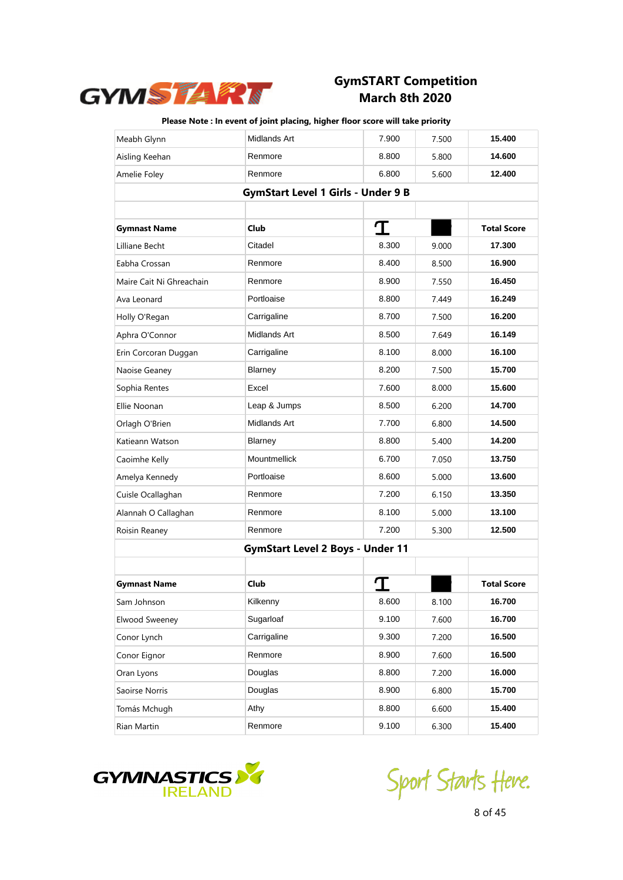# GymSTART Competition
## March 8th 2020

**Please Note : In event of joint placing, higher floor score will take priority**

| | | | | |
|---|---|---|---|---|
| Meabh Glynn | Midlands Art | 7.900 | 7.500 | **15.400** |
| Aisling Keehan | Renmore | 8.800 | 5.800 | **14.600** |
| Amelie Foley | Renmore | 6.800 | 5.600 | **12.400** |

### GymStart Level 1 Girls - Under 9 B

| Gymnast Name | Club | | | Total Score |
|---|---|---|---|---|
| Lilliane Becht | Citadel | 8.300 | 9.000 | **17.300** |
| Eabha Crossan | Renmore | 8.400 | 8.500 | **16.900** |
| Maire Cait Ni Ghreachain | Renmore | 8.900 | 7.550 | **16.450** |
| Ava Leonard | Portloaise | 8.800 | 7.449 | **16.249** |
| Holly O'Regan | Carrigaline | 8.700 | 7.500 | **16.200** |
| Aphra O'Connor | Midlands Art | 8.500 | 7.649 | **16.149** |
| Erin Corcoran Duggan | Carrigaline | 8.100 | 8.000 | **16.100** |
| Naoise Geaney | Blarney | 8.200 | 7.500 | **15.700** |
| Sophia Rentes | Excel | 7.600 | 8.000 | **15.600** |
| Ellie Noonan | Leap & Jumps | 8.500 | 6.200 | **14.700** |
| Orlagh O'Brien | Midlands Art | 7.700 | 6.800 | **14.500** |
| Katieann Watson | Blarney | 8.800 | 5.400 | **14.200** |
| Caoimhe Kelly | Mountmellick | 6.700 | 7.050 | **13.750** |
| Amelya Kennedy | Portloaise | 8.600 | 5.000 | **13.600** |
| Cuisle Ocallaghan | Renmore | 7.200 | 6.150 | **13.350** |
| Alannah O Callaghan | Renmore | 8.100 | 5.000 | **13.100** |
| Roisin Reaney | Renmore | 7.200 | 5.300 | **12.500** |

### GymStart Level 2 Boys - Under 11

| Gymnast Name | Club | | | Total Score |
|---|---|---|---|---|
| Sam Johnson | Kilkenny | 8.600 | 8.100 | **16.700** |
| Elwood Sweeney | Sugarloaf | 9.100 | 7.600 | **16.700** |
| Conor Lynch | Carrigaline | 9.300 | 7.200 | **16.500** |
| Conor Eignor | Renmore | 8.900 | 7.600 | **16.500** |
| Oran Lyons | Douglas | 8.800 | 7.200 | **16.000** |
| Saoirse Norris | Douglas | 8.900 | 6.800 | **15.700** |
| Tomás Mchugh | Athy | 8.800 | 6.600 | **15.400** |
| Rian Martin | Renmore | 9.100 | 6.300 | **15.400** |

Sport Starts Here.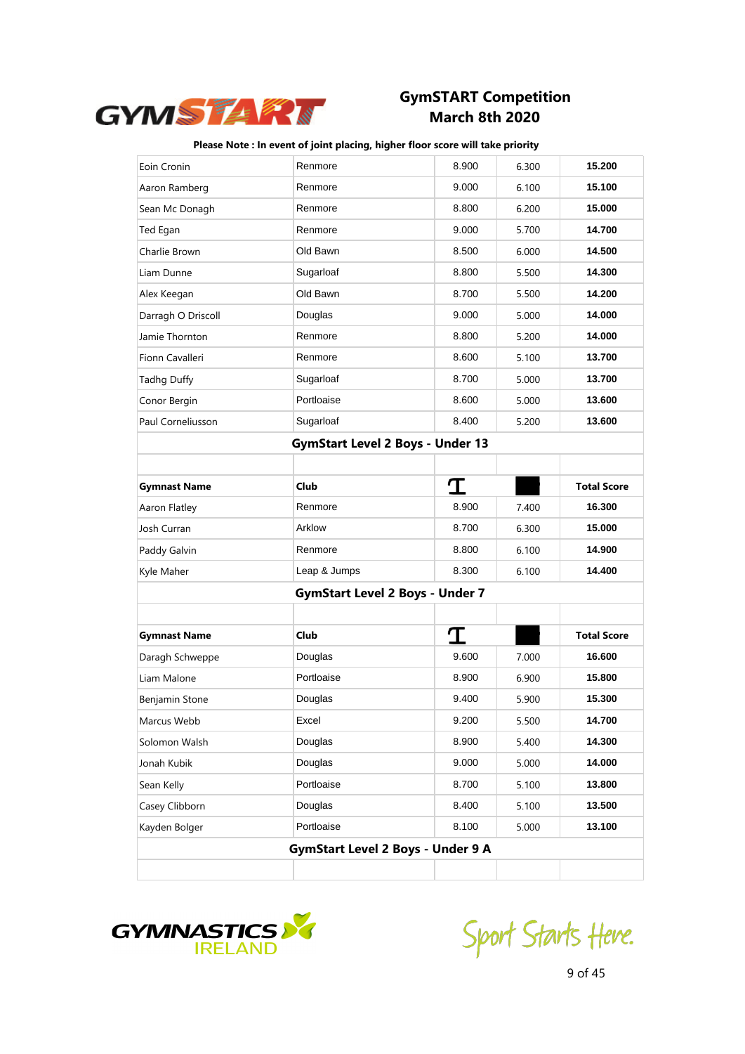# GymSTART Competition
## March 8th 2020

**Please Note : In event of joint placing, higher floor score will take priority**

| | | | | |
|---|---|---|---|---|
| Eoin Cronin | Renmore | 8.900 | 6.300 | **15.200** |
| Aaron Ramberg | Renmore | 9.000 | 6.100 | **15.100** |
| Sean Mc Donagh | Renmore | 8.800 | 6.200 | **15.000** |
| Ted Egan | Renmore | 9.000 | 5.700 | **14.700** |
| Charlie Brown | Old Bawn | 8.500 | 6.000 | **14.500** |
| Liam Dunne | Sugarloaf | 8.800 | 5.500 | **14.300** |
| Alex Keegan | Old Bawn | 8.700 | 5.500 | **14.200** |
| Darragh O Driscoll | Douglas | 9.000 | 5.000 | **14.000** |
| Jamie Thornton | Renmore | 8.800 | 5.200 | **14.000** |
| Fionn Cavalleri | Renmore | 8.600 | 5.100 | **13.700** |
| Tadhg Duffy | Sugarloaf | 8.700 | 5.000 | **13.700** |
| Conor Bergin | Portloaise | 8.600 | 5.000 | **13.600** |
| Paul Corneliusson | Sugarloaf | 8.400 | 5.200 | **13.600** |

**GymStart Level 2 Boys - Under 13**

| **Gymnast Name** | **Club** | | | **Total Score** |
|---|---|---|---|---|
| Aaron Flatley | Renmore | 8.900 | 7.400 | **16.300** |
| Josh Curran | Arklow | 8.700 | 6.300 | **15.000** |
| Paddy Galvin | Renmore | 8.800 | 6.100 | **14.900** |
| Kyle Maher | Leap & Jumps | 8.300 | 6.100 | **14.400** |

**GymStart Level 2 Boys - Under 7**

| **Gymnast Name** | **Club** | | | **Total Score** |
|---|---|---|---|---|
| Daragh Schweppe | Douglas | 9.600 | 7.000 | **16.600** |
| Liam Malone | Portloaise | 8.900 | 6.900 | **15.800** |
| Benjamin Stone | Douglas | 9.400 | 5.900 | **15.300** |
| Marcus Webb | Excel | 9.200 | 5.500 | **14.700** |
| Solomon Walsh | Douglas | 8.900 | 5.400 | **14.300** |
| Jonah Kubik | Douglas | 9.000 | 5.000 | **14.000** |
| Sean Kelly | Portloaise | 8.700 | 5.100 | **13.800** |
| Casey Clibborn | Douglas | 8.400 | 5.100 | **13.500** |
| Kayden Bolger | Portloaise | 8.100 | 5.000 | **13.100** |

**GymStart Level 2 Boys - Under 9 A**

Sport Starts Here.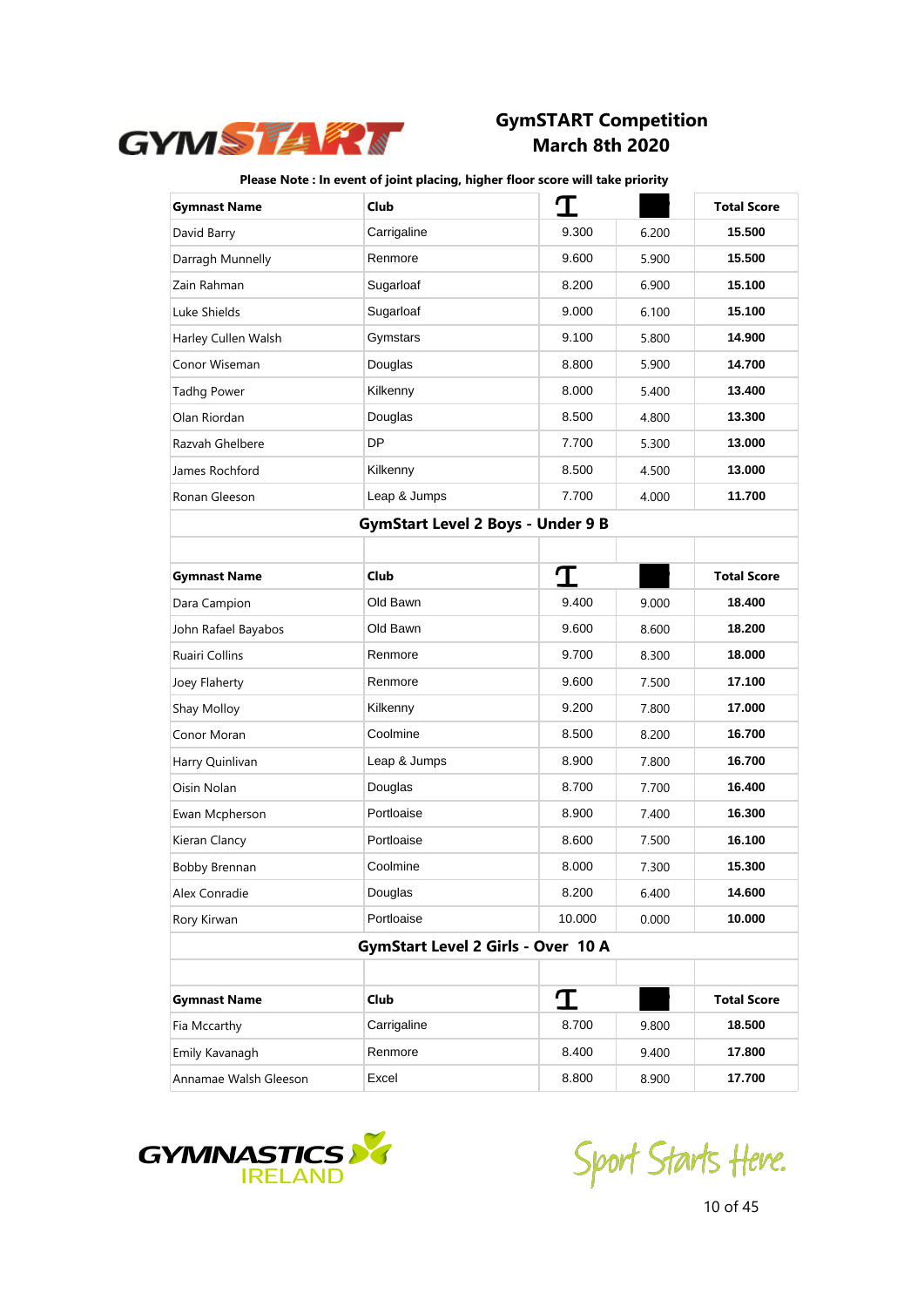## GymSTART Competition
## March 8th 2020

**Please Note : In event of joint placing, higher floor score will take priority**

| Gymnast Name | Club | | | Total Score |
|---|---|---|---|---|
| David Barry | Carrigaline | 9.300 | 6.200 | **15.500** |
| Darragh Munnelly | Renmore | 9.600 | 5.900 | **15.500** |
| Zain Rahman | Sugarloaf | 8.200 | 6.900 | **15.100** |
| Luke Shields | Sugarloaf | 9.000 | 6.100 | **15.100** |
| Harley Cullen Walsh | Gymstars | 9.100 | 5.800 | **14.900** |
| Conor Wiseman | Douglas | 8.800 | 5.900 | **14.700** |
| Tadhg Power | Kilkenny | 8.000 | 5.400 | **13.400** |
| Olan Riordan | Douglas | 8.500 | 4.800 | **13.300** |
| Razvah Ghelbere | DP | 7.700 | 5.300 | **13.000** |
| James Rochford | Kilkenny | 8.500 | 4.500 | **13.000** |
| Ronan Gleeson | Leap & Jumps | 7.700 | 4.000 | **11.700** |

### GymStart Level 2 Boys - Under 9 B

| Gymnast Name | Club | | | Total Score |
|---|---|---|---|---|
| Dara Campion | Old Bawn | 9.400 | 9.000 | **18.400** |
| John Rafael Bayabos | Old Bawn | 9.600 | 8.600 | **18.200** |
| Ruairi Collins | Renmore | 9.700 | 8.300 | **18.000** |
| Joey Flaherty | Renmore | 9.600 | 7.500 | **17.100** |
| Shay Molloy | Kilkenny | 9.200 | 7.800 | **17.000** |
| Conor Moran | Coolmine | 8.500 | 8.200 | **16.700** |
| Harry Quinlivan | Leap & Jumps | 8.900 | 7.800 | **16.700** |
| Oisin Nolan | Douglas | 8.700 | 7.700 | **16.400** |
| Ewan Mcpherson | Portloaise | 8.900 | 7.400 | **16.300** |
| Kieran Clancy | Portloaise | 8.600 | 7.500 | **16.100** |
| Bobby Brennan | Coolmine | 8.000 | 7.300 | **15.300** |
| Alex Conradie | Douglas | 8.200 | 6.400 | **14.600** |
| Rory Kirwan | Portloaise | 10.000 | 0.000 | **10.000** |

### GymStart Level 2 Girls - Over 10 A

| Gymnast Name | Club | | | Total Score |
|---|---|---|---|---|
| Fia Mccarthy | Carrigaline | 8.700 | 9.800 | **18.500** |
| Emily Kavanagh | Renmore | 8.400 | 9.400 | **17.800** |
| Annamae Walsh Gleeson | Excel | 8.800 | 8.900 | **17.700** |

Sport Starts Here.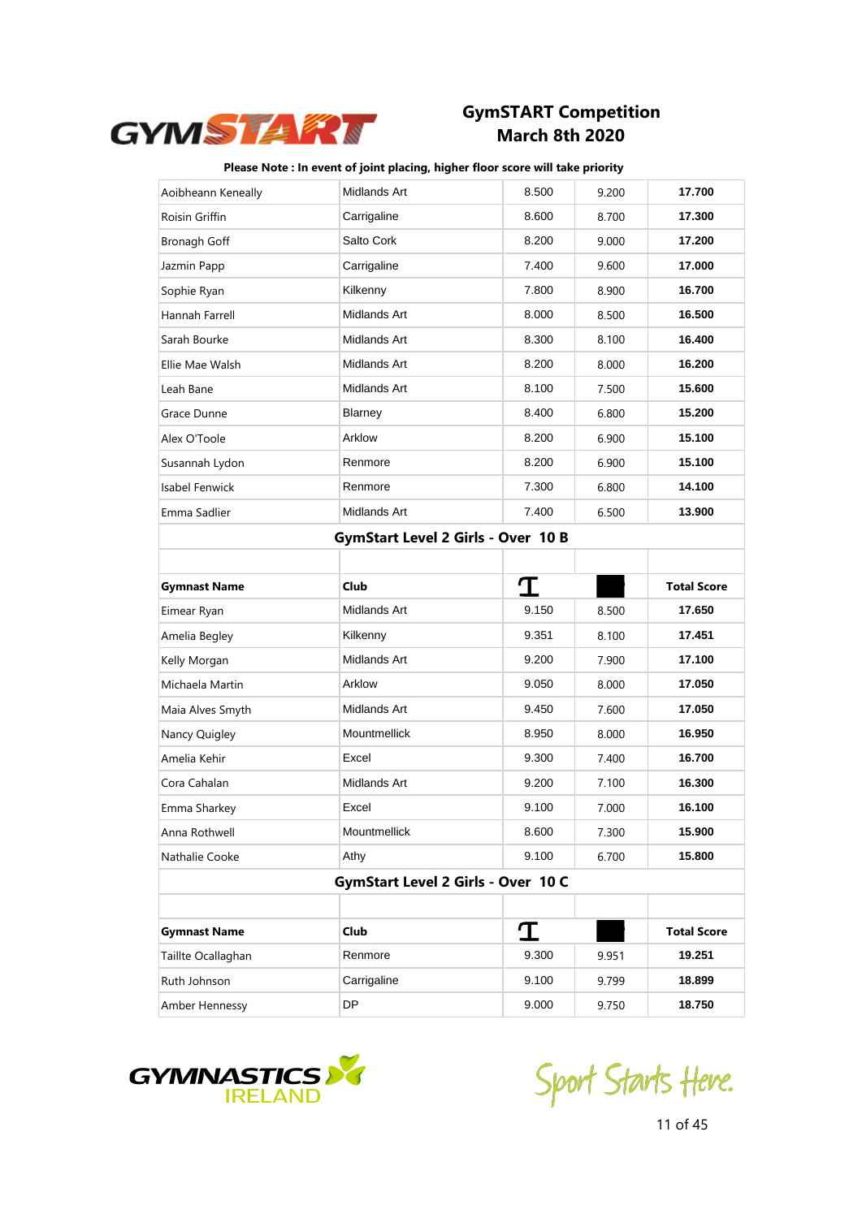# GymSTART Competition
## March 8th 2020

**Please Note : In event of joint placing, higher floor score will take priority**

| | | | | |
|---|---|---|---|---|
| Aoibheann Keneally | Midlands Art | 8.500 | 9.200 | **17.700** |
| Roisin Griffin | Carrigaline | 8.600 | 8.700 | **17.300** |
| Bronagh Goff | Salto Cork | 8.200 | 9.000 | **17.200** |
| Jazmin Papp | Carrigaline | 7.400 | 9.600 | **17.000** |
| Sophie Ryan | Kilkenny | 7.800 | 8.900 | **16.700** |
| Hannah Farrell | Midlands Art | 8.000 | 8.500 | **16.500** |
| Sarah Bourke | Midlands Art | 8.300 | 8.100 | **16.400** |
| Ellie Mae Walsh | Midlands Art | 8.200 | 8.000 | **16.200** |
| Leah Bane | Midlands Art | 8.100 | 7.500 | **15.600** |
| Grace Dunne | Blarney | 8.400 | 6.800 | **15.200** |
| Alex O'Toole | Arklow | 8.200 | 6.900 | **15.100** |
| Susannah Lydon | Renmore | 8.200 | 6.900 | **15.100** |
| Isabel Fenwick | Renmore | 7.300 | 6.800 | **14.100** |
| Emma Sadlier | Midlands Art | 7.400 | 6.500 | **13.900** |

## GymStart Level 2 Girls - Over 10 B

| **Gymnast Name** | **Club** | | | **Total Score** |
|---|---|---|---|---|
| Eimear Ryan | Midlands Art | 9.150 | 8.500 | **17.650** |
| Amelia Begley | Kilkenny | 9.351 | 8.100 | **17.451** |
| Kelly Morgan | Midlands Art | 9.200 | 7.900 | **17.100** |
| Michaela Martin | Arklow | 9.050 | 8.000 | **17.050** |
| Maia Alves Smyth | Midlands Art | 9.450 | 7.600 | **17.050** |
| Nancy Quigley | Mountmellick | 8.950 | 8.000 | **16.950** |
| Amelia Kehir | Excel | 9.300 | 7.400 | **16.700** |
| Cora Cahalan | Midlands Art | 9.200 | 7.100 | **16.300** |
| Emma Sharkey | Excel | 9.100 | 7.000 | **16.100** |
| Anna Rothwell | Mountmellick | 8.600 | 7.300 | **15.900** |
| Nathalie Cooke | Athy | 9.100 | 6.700 | **15.800** |

## GymStart Level 2 Girls - Over 10 C

| **Gymnast Name** | **Club** | | | **Total Score** |
|---|---|---|---|---|
| Taillte Ocallaghan | Renmore | 9.300 | 9.951 | **19.251** |
| Ruth Johnson | Carrigaline | 9.100 | 9.799 | **18.899** |
| Amber Hennessy | DP | 9.000 | 9.750 | **18.750** |

Sport Starts Here.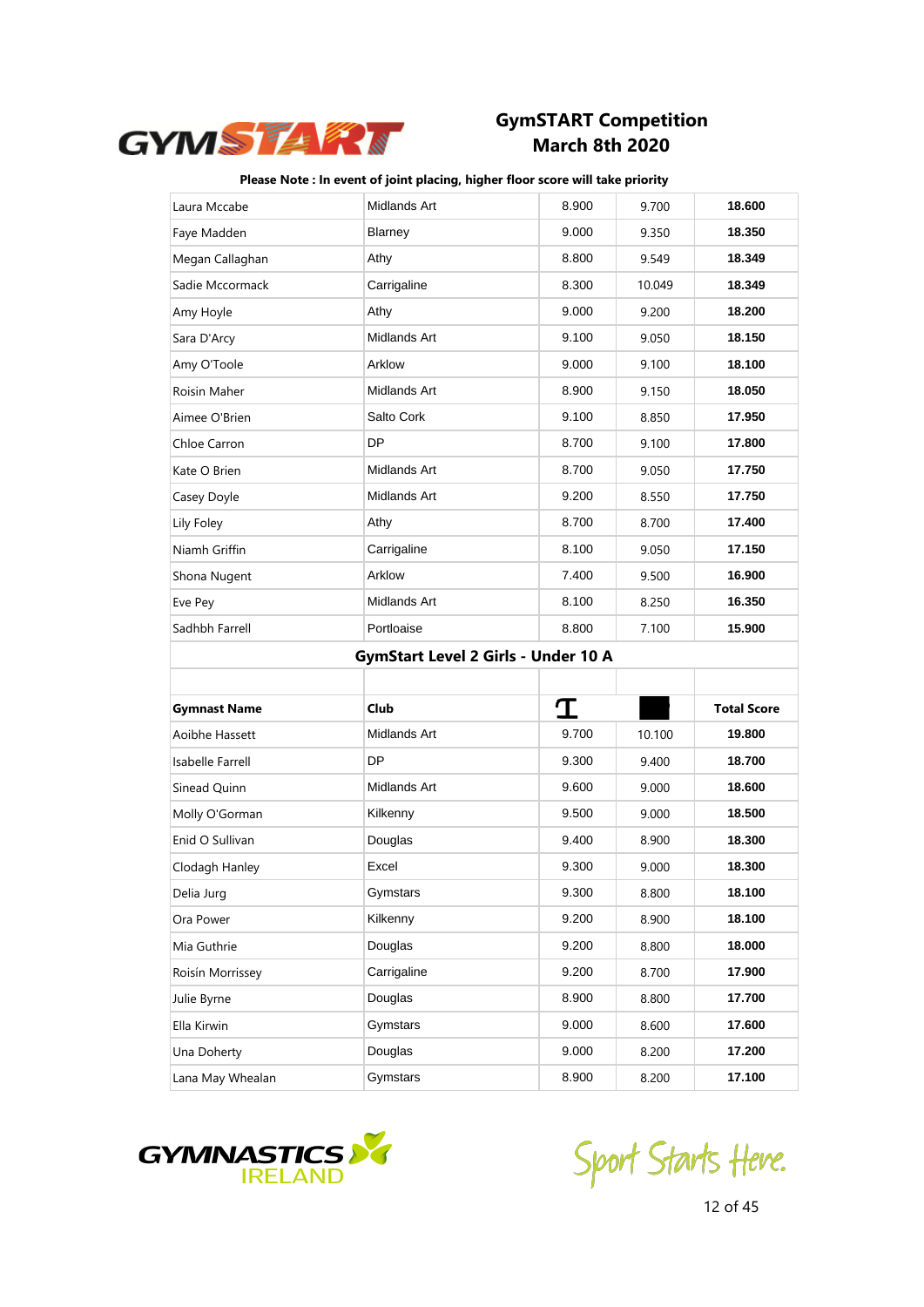# GymSTART Competition
## March 8th 2020

**Please Note : In event of joint placing, higher floor score will take priority**

| | | | | |
|---|---|---|---|---|
| Laura Mccabe | Midlands Art | 8.900 | 9.700 | **18.600** |
| Faye Madden | Blarney | 9.000 | 9.350 | **18.350** |
| Megan Callaghan | Athy | 8.800 | 9.549 | **18.349** |
| Sadie Mccormack | Carrigaline | 8.300 | 10.049 | **18.349** |
| Amy Hoyle | Athy | 9.000 | 9.200 | **18.200** |
| Sara D'Arcy | Midlands Art | 9.100 | 9.050 | **18.150** |
| Amy O'Toole | Arklow | 9.000 | 9.100 | **18.100** |
| Roisin Maher | Midlands Art | 8.900 | 9.150 | **18.050** |
| Aimee O'Brien | Salto Cork | 9.100 | 8.850 | **17.950** |
| Chloe Carron | DP | 8.700 | 9.100 | **17.800** |
| Kate O Brien | Midlands Art | 8.700 | 9.050 | **17.750** |
| Casey Doyle | Midlands Art | 9.200 | 8.550 | **17.750** |
| Lily Foley | Athy | 8.700 | 8.700 | **17.400** |
| Niamh Griffin | Carrigaline | 8.100 | 9.050 | **17.150** |
| Shona Nugent | Arklow | 7.400 | 9.500 | **16.900** |
| Eve Pey | Midlands Art | 8.100 | 8.250 | **16.350** |
| Sadhbh Farrell | Portloaise | 8.800 | 7.100 | **15.900** |

## GymStart Level 2 Girls - Under 10 A

| Gymnast Name | Club | | | Total Score |
|---|---|---|---|---|
| Aoibhe Hassett | Midlands Art | 9.700 | 10.100 | **19.800** |
| Isabelle Farrell | DP | 9.300 | 9.400 | **18.700** |
| Sinead Quinn | Midlands Art | 9.600 | 9.000 | **18.600** |
| Molly O'Gorman | Kilkenny | 9.500 | 9.000 | **18.500** |
| Enid O Sullivan | Douglas | 9.400 | 8.900 | **18.300** |
| Clodagh Hanley | Excel | 9.300 | 9.000 | **18.300** |
| Delia Jurg | Gymstars | 9.300 | 8.800 | **18.100** |
| Ora Power | Kilkenny | 9.200 | 8.900 | **18.100** |
| Mia Guthrie | Douglas | 9.200 | 8.800 | **18.000** |
| Roisín Morrissey | Carrigaline | 9.200 | 8.700 | **17.900** |
| Julie Byrne | Douglas | 8.900 | 8.800 | **17.700** |
| Ella Kirwin | Gymstars | 9.000 | 8.600 | **17.600** |
| Una Doherty | Douglas | 9.000 | 8.200 | **17.200** |
| Lana May Whealan | Gymstars | 8.900 | 8.200 | **17.100** |

Sport Starts Here.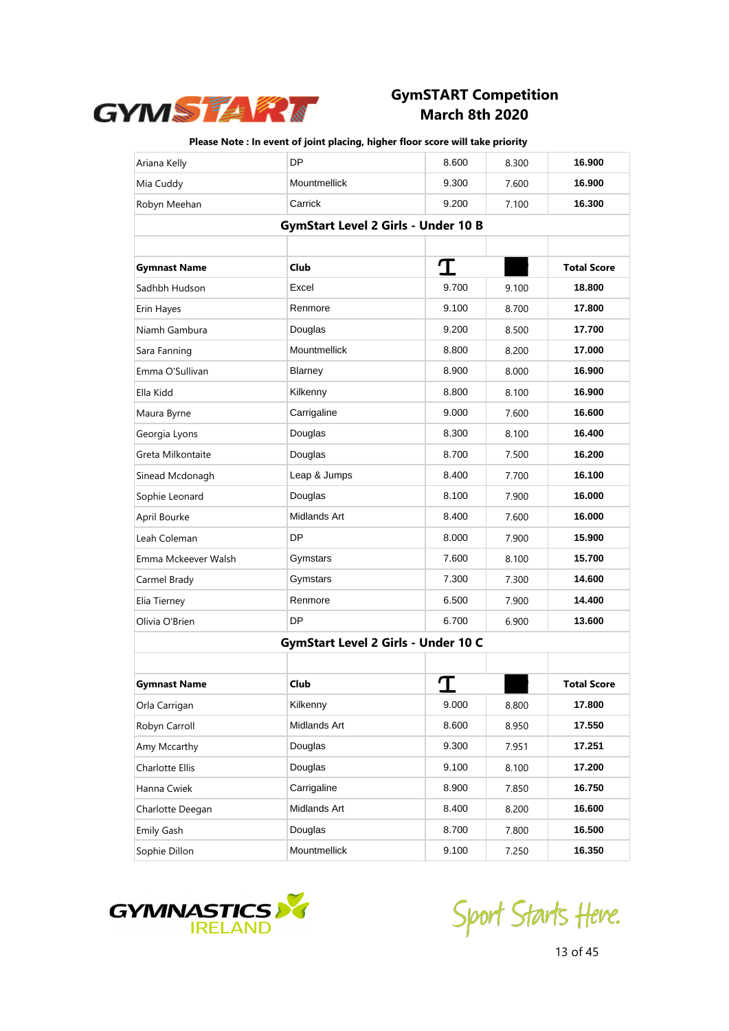# GymSTART Competition
# March 8th 2020

**Please Note : In event of joint placing, higher floor score will take priority**

| | | | | |
|---|---|---|---|---|
| Ariana Kelly | DP | 8.600 | 8.300 | **16.900** |
| Mia Cuddy | Mountmellick | 9.300 | 7.600 | **16.900** |
| Robyn Meehan | Carrick | 9.200 | 7.100 | **16.300** |

## GymStart Level 2 Girls - Under 10 B

| **Gymnast Name** | **Club** | | | **Total Score** |
|---|---|---|---|---|
| Sadhbh Hudson | Excel | 9.700 | 9.100 | **18.800** |
| Erin Hayes | Renmore | 9.100 | 8.700 | **17.800** |
| Niamh Gambura | Douglas | 9.200 | 8.500 | **17.700** |
| Sara Fanning | Mountmellick | 8.800 | 8.200 | **17.000** |
| Emma O'Sullivan | Blarney | 8.900 | 8.000 | **16.900** |
| Ella Kidd | Kilkenny | 8.800 | 8.100 | **16.900** |
| Maura Byrne | Carrigaline | 9.000 | 7.600 | **16.600** |
| Georgia Lyons | Douglas | 8.300 | 8.100 | **16.400** |
| Greta Milkontaite | Douglas | 8.700 | 7.500 | **16.200** |
| Sinead Mcdonagh | Leap & Jumps | 8.400 | 7.700 | **16.100** |
| Sophie Leonard | Douglas | 8.100 | 7.900 | **16.000** |
| April Bourke | Midlands Art | 8.400 | 7.600 | **16.000** |
| Leah Coleman | DP | 8.000 | 7.900 | **15.900** |
| Emma Mckeever Walsh | Gymstars | 7.600 | 8.100 | **15.700** |
| Carmel Brady | Gymstars | 7.300 | 7.300 | **14.600** |
| Elia Tierney | Renmore | 6.500 | 7.900 | **14.400** |
| Olivia O'Brien | DP | 6.700 | 6.900 | **13.600** |

## GymStart Level 2 Girls - Under 10 C

| **Gymnast Name** | **Club** | | | **Total Score** |
|---|---|---|---|---|
| Orla Carrigan | Kilkenny | 9.000 | 8.800 | **17.800** |
| Robyn Carroll | Midlands Art | 8.600 | 8.950 | **17.550** |
| Amy Mccarthy | Douglas | 9.300 | 7.951 | **17.251** |
| Charlotte Ellis | Douglas | 9.100 | 8.100 | **17.200** |
| Hanna Cwiek | Carrigaline | 8.900 | 7.850 | **16.750** |
| Charlotte Deegan | Midlands Art | 8.400 | 8.200 | **16.600** |
| Emily Gash | Douglas | 8.700 | 7.800 | **16.500** |
| Sophie Dillon | Mountmellick | 9.100 | 7.250 | **16.350** |

Sport Starts Here.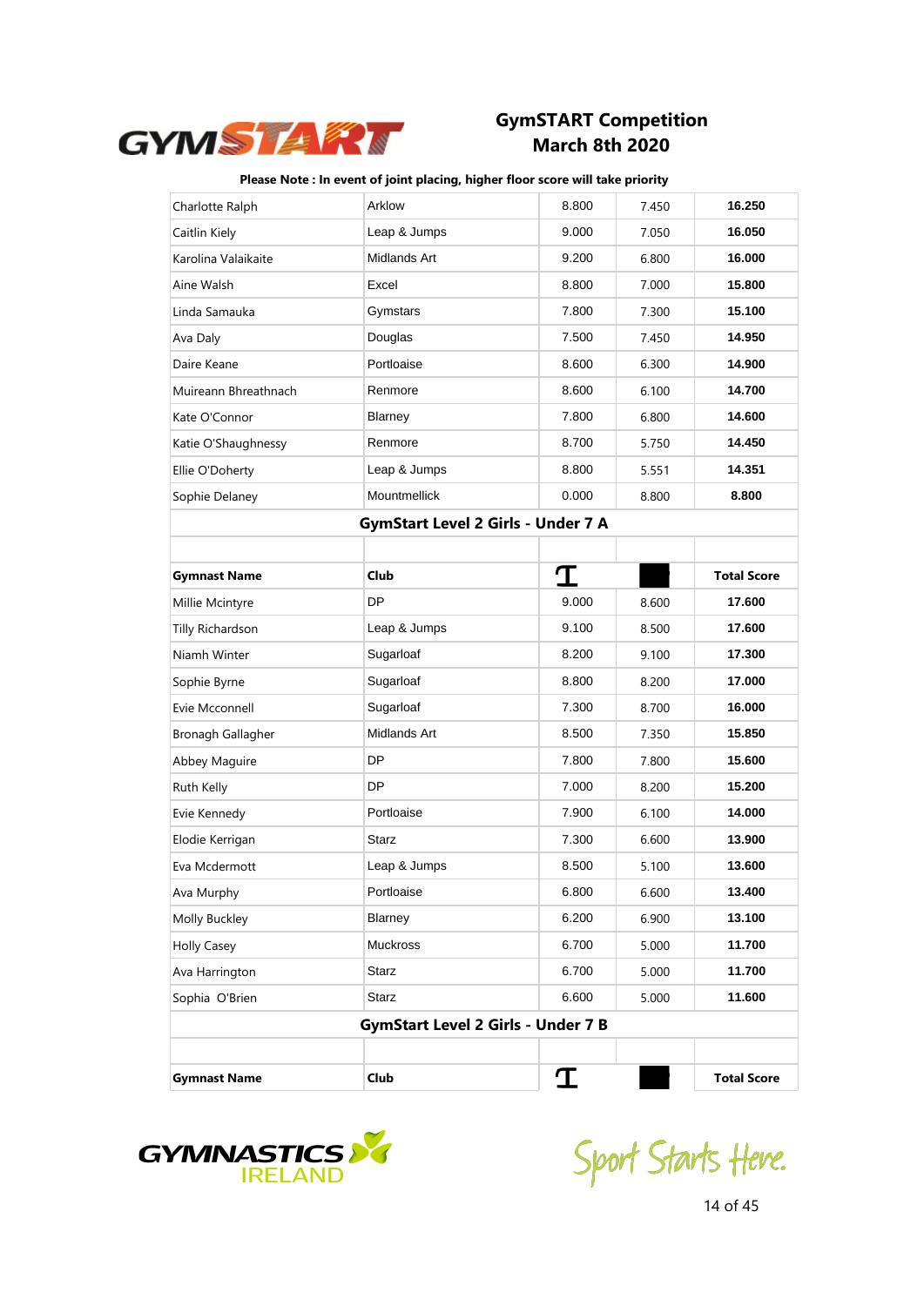# GymSTART Competition
## March 8th 2020

**Please Note : In event of joint placing, higher floor score will take priority**

| | | | | |
|---|---|---|---|---|
| Charlotte Ralph | Arklow | 8.800 | 7.450 | **16.250** |
| Caitlin Kiely | Leap & Jumps | 9.000 | 7.050 | **16.050** |
| Karolina Valaikaite | Midlands Art | 9.200 | 6.800 | **16.000** |
| Aine Walsh | Excel | 8.800 | 7.000 | **15.800** |
| Linda Samauka | Gymstars | 7.800 | 7.300 | **15.100** |
| Ava Daly | Douglas | 7.500 | 7.450 | **14.950** |
| Daire Keane | Portloaise | 8.600 | 6.300 | **14.900** |
| Muireann Bhreathnach | Renmore | 8.600 | 6.100 | **14.700** |
| Kate O'Connor | Blarney | 7.800 | 6.800 | **14.600** |
| Katie O'Shaughnessy | Renmore | 8.700 | 5.750 | **14.450** |
| Ellie O'Doherty | Leap & Jumps | 8.800 | 5.551 | **14.351** |
| Sophie Delaney | Mountmellick | 0.000 | 8.800 | **8.800** |

### GymStart Level 2 Girls - Under 7 A

| Gymnast Name | Club | | | Total Score |
|---|---|---|---|---|
| Millie Mcintyre | DP | 9.000 | 8.600 | **17.600** |
| Tilly Richardson | Leap & Jumps | 9.100 | 8.500 | **17.600** |
| Niamh Winter | Sugarloaf | 8.200 | 9.100 | **17.300** |
| Sophie Byrne | Sugarloaf | 8.800 | 8.200 | **17.000** |
| Evie Mcconnell | Sugarloaf | 7.300 | 8.700 | **16.000** |
| Bronagh Gallagher | Midlands Art | 8.500 | 7.350 | **15.850** |
| Abbey Maguire | DP | 7.800 | 7.800 | **15.600** |
| Ruth Kelly | DP | 7.000 | 8.200 | **15.200** |
| Evie Kennedy | Portloaise | 7.900 | 6.100 | **14.000** |
| Elodie Kerrigan | Starz | 7.300 | 6.600 | **13.900** |
| Eva Mcdermott | Leap & Jumps | 8.500 | 5.100 | **13.600** |
| Ava Murphy | Portloaise | 6.800 | 6.600 | **13.400** |
| Molly Buckley | Blarney | 6.200 | 6.900 | **13.100** |
| Holly Casey | Muckross | 6.700 | 5.000 | **11.700** |
| Ava Harrington | Starz | 6.700 | 5.000 | **11.700** |
| Sophia O'Brien | Starz | 6.600 | 5.000 | **11.600** |

### GymStart Level 2 Girls - Under 7 B

| Gymnast Name | Club | | | Total Score |
|---|---|---|---|---|

Sport Starts Here.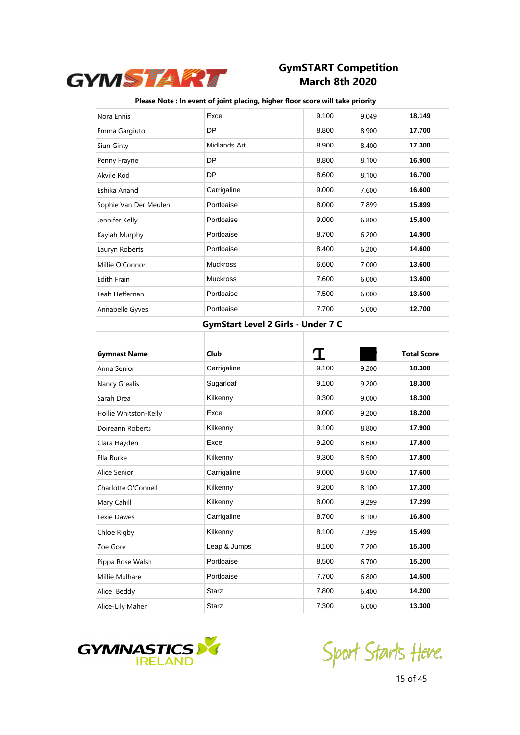# GymSTART Competition
## March 8th 2020

**Please Note : In event of joint placing, higher floor score will take priority**

| | | | | |
|---|---|---|---|---|
| Nora Ennis | Excel | 9.100 | 9.049 | **18.149** |
| Emma Gargiuto | DP | 8.800 | 8.900 | **17.700** |
| Siun Ginty | Midlands Art | 8.900 | 8.400 | **17.300** |
| Penny Frayne | DP | 8.800 | 8.100 | **16.900** |
| Akvile Rod | DP | 8.600 | 8.100 | **16.700** |
| Eshika Anand | Carrigaline | 9.000 | 7.600 | **16.600** |
| Sophie Van Der Meulen | Portloaise | 8.000 | 7.899 | **15.899** |
| Jennifer Kelly | Portloaise | 9.000 | 6.800 | **15.800** |
| Kaylah Murphy | Portloaise | 8.700 | 6.200 | **14.900** |
| Lauryn Roberts | Portloaise | 8.400 | 6.200 | **14.600** |
| Millie O'Connor | Muckross | 6.600 | 7.000 | **13.600** |
| Edith Frain | Muckross | 7.600 | 6.000 | **13.600** |
| Leah Heffernan | Portloaise | 7.500 | 6.000 | **13.500** |
| Annabelle Gyves | Portloaise | 7.700 | 5.000 | **12.700** |

## GymStart Level 2 Girls - Under 7 C

| **Gymnast Name** | **Club** | | | **Total Score** |
|---|---|---|---|---|
| Anna Senior | Carrigaline | 9.100 | 9.200 | **18.300** |
| Nancy Grealis | Sugarloaf | 9.100 | 9.200 | **18.300** |
| Sarah Drea | Kilkenny | 9.300 | 9.000 | **18.300** |
| Hollie Whitston-Kelly | Excel | 9.000 | 9.200 | **18.200** |
| Doireann Roberts | Kilkenny | 9.100 | 8.800 | **17.900** |
| Clara Hayden | Excel | 9.200 | 8.600 | **17.800** |
| Ella Burke | Kilkenny | 9.300 | 8.500 | **17.800** |
| Alice Senior | Carrigaline | 9.000 | 8.600 | **17.600** |
| Charlotte O'Connell | Kilkenny | 9.200 | 8.100 | **17.300** |
| Mary Cahill | Kilkenny | 8.000 | 9.299 | **17.299** |
| Lexie Dawes | Carrigaline | 8.700 | 8.100 | **16.800** |
| Chloe Rigby | Kilkenny | 8.100 | 7.399 | **15.499** |
| Zoe Gore | Leap & Jumps | 8.100 | 7.200 | **15.300** |
| Pippa Rose Walsh | Portloaise | 8.500 | 6.700 | **15.200** |
| Millie Mulhare | Portloaise | 7.700 | 6.800 | **14.500** |
| Alice Beddy | Starz | 7.800 | 6.400 | **14.200** |
| Alice-Lily Maher | Starz | 7.300 | 6.000 | **13.300** |

Sport Starts Here.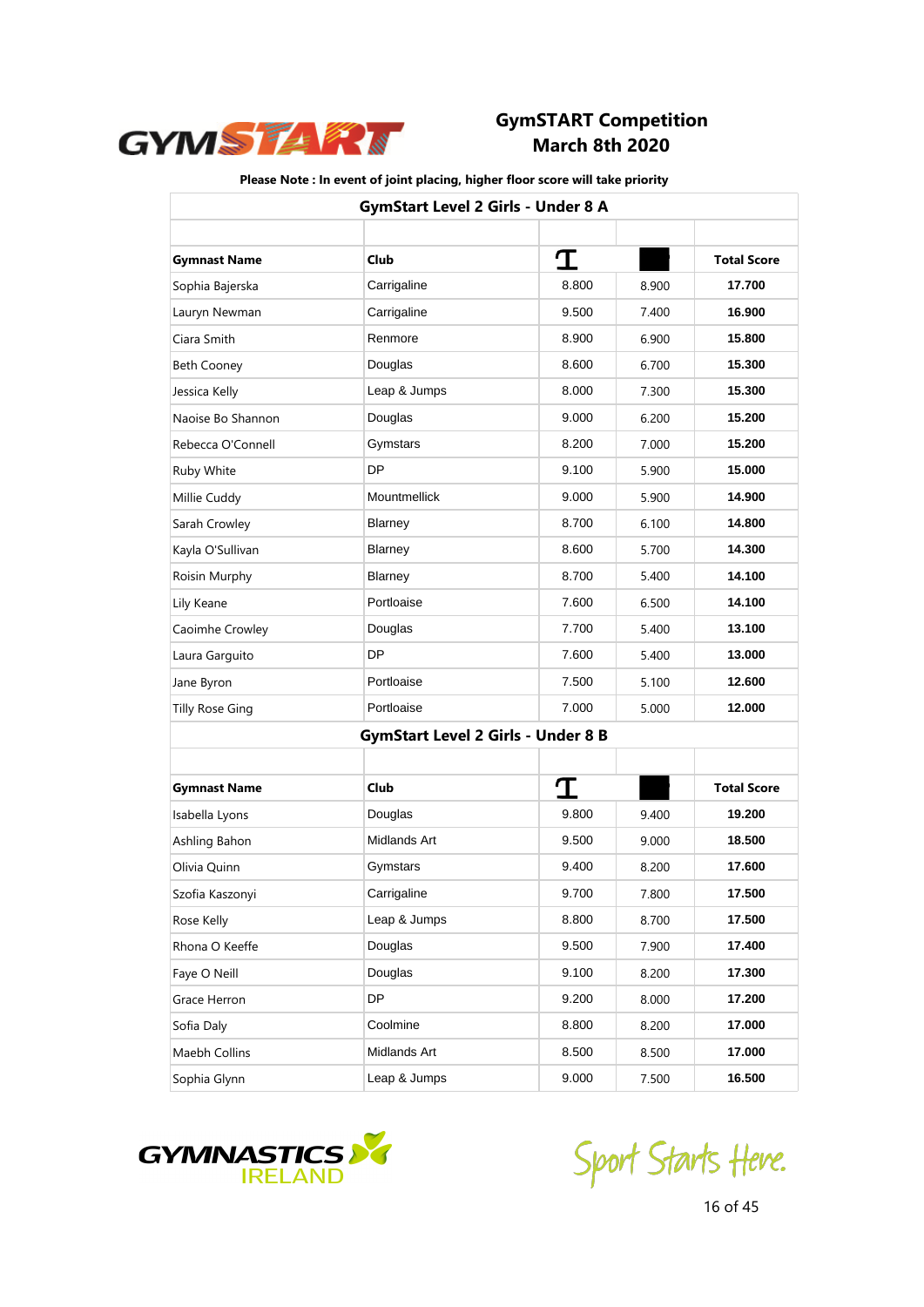# GymSTART Competition
## March 8th 2020

**Please Note : In event of joint placing, higher floor score will take priority**

| GymStart Level 2 Girls - Under 8 A | | | | |
|---|---|---|---|---|
| | | | | |
| **Gymnast Name** | **Club** | | | **Total Score** |
| Sophia Bajerska | Carrigaline | 8.800 | 8.900 | **17.700** |
| Lauryn Newman | Carrigaline | 9.500 | 7.400 | **16.900** |
| Ciara Smith | Renmore | 8.900 | 6.900 | **15.800** |
| Beth Cooney | Douglas | 8.600 | 6.700 | **15.300** |
| Jessica Kelly | Leap & Jumps | 8.000 | 7.300 | **15.300** |
| Naoise Bo Shannon | Douglas | 9.000 | 6.200 | **15.200** |
| Rebecca O'Connell | Gymstars | 8.200 | 7.000 | **15.200** |
| Ruby White | DP | 9.100 | 5.900 | **15.000** |
| Millie Cuddy | Mountmellick | 9.000 | 5.900 | **14.900** |
| Sarah Crowley | Blarney | 8.700 | 6.100 | **14.800** |
| Kayla O'Sullivan | Blarney | 8.600 | 5.700 | **14.300** |
| Roisin Murphy | Blarney | 8.700 | 5.400 | **14.100** |
| Lily Keane | Portloaise | 7.600 | 6.500 | **14.100** |
| Caoimhe Crowley | Douglas | 7.700 | 5.400 | **13.100** |
| Laura Garguito | DP | 7.600 | 5.400 | **13.000** |
| Jane Byron | Portloaise | 7.500 | 5.100 | **12.600** |
| Tilly Rose Ging | Portloaise | 7.000 | 5.000 | **12.000** |

| GymStart Level 2 Girls - Under 8 B | | | | |
|---|---|---|---|---|
| | | | | |
| **Gymnast Name** | **Club** | | | **Total Score** |
| Isabella Lyons | Douglas | 9.800 | 9.400 | **19.200** |
| Ashling Bahon | Midlands Art | 9.500 | 9.000 | **18.500** |
| Olivia Quinn | Gymstars | 9.400 | 8.200 | **17.600** |
| Szofia Kaszonyi | Carrigaline | 9.700 | 7.800 | **17.500** |
| Rose Kelly | Leap & Jumps | 8.800 | 8.700 | **17.500** |
| Rhona O Keeffe | Douglas | 9.500 | 7.900 | **17.400** |
| Faye O Neill | Douglas | 9.100 | 8.200 | **17.300** |
| Grace Herron | DP | 9.200 | 8.000 | **17.200** |
| Sofia Daly | Coolmine | 8.800 | 8.200 | **17.000** |
| Maebh Collins | Midlands Art | 8.500 | 8.500 | **17.000** |
| Sophia Glynn | Leap & Jumps | 9.000 | 7.500 | **16.500** |

Sport Starts Here.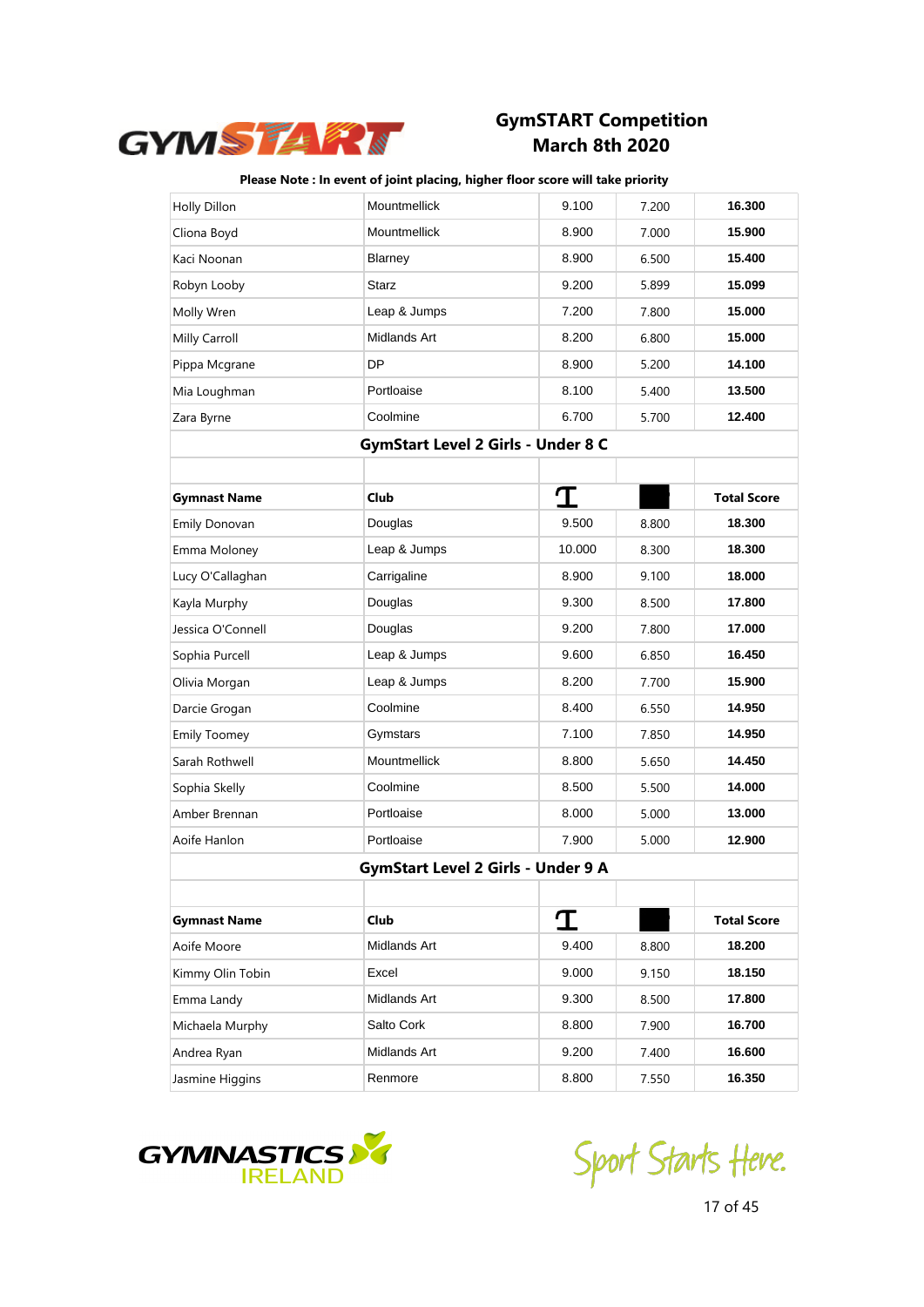# GymSTART Competition
## March 8th 2020

**Please Note : In event of joint placing, higher floor score will take priority**

| | | | | |
|---|---|---|---|---|
| Holly Dillon | Mountmellick | 9.100 | 7.200 | **16.300** |
| Cliona Boyd | Mountmellick | 8.900 | 7.000 | **15.900** |
| Kaci Noonan | Blarney | 8.900 | 6.500 | **15.400** |
| Robyn Looby | Starz | 9.200 | 5.899 | **15.099** |
| Molly Wren | Leap & Jumps | 7.200 | 7.800 | **15.000** |
| Milly Carroll | Midlands Art | 8.200 | 6.800 | **15.000** |
| Pippa Mcgrane | DP | 8.900 | 5.200 | **14.100** |
| Mia Loughman | Portloaise | 8.100 | 5.400 | **13.500** |
| Zara Byrne | Coolmine | 6.700 | 5.700 | **12.400** |

### GymStart Level 2 Girls - Under 8 C

| **Gymnast Name** | **Club** | | | **Total Score** |
|---|---|---|---|---|
| Emily Donovan | Douglas | 9.500 | 8.800 | **18.300** |
| Emma Moloney | Leap & Jumps | 10.000 | 8.300 | **18.300** |
| Lucy O'Callaghan | Carrigaline | 8.900 | 9.100 | **18.000** |
| Kayla Murphy | Douglas | 9.300 | 8.500 | **17.800** |
| Jessica O'Connell | Douglas | 9.200 | 7.800 | **17.000** |
| Sophia Purcell | Leap & Jumps | 9.600 | 6.850 | **16.450** |
| Olivia Morgan | Leap & Jumps | 8.200 | 7.700 | **15.900** |
| Darcie Grogan | Coolmine | 8.400 | 6.550 | **14.950** |
| Emily Toomey | Gymstars | 7.100 | 7.850 | **14.950** |
| Sarah Rothwell | Mountmellick | 8.800 | 5.650 | **14.450** |
| Sophia Skelly | Coolmine | 8.500 | 5.500 | **14.000** |
| Amber Brennan | Portloaise | 8.000 | 5.000 | **13.000** |
| Aoife Hanlon | Portloaise | 7.900 | 5.000 | **12.900** |

### GymStart Level 2 Girls - Under 9 A

| **Gymnast Name** | **Club** | | | **Total Score** |
|---|---|---|---|---|
| Aoife Moore | Midlands Art | 9.400 | 8.800 | **18.200** |
| Kimmy Olin Tobin | Excel | 9.000 | 9.150 | **18.150** |
| Emma Landy | Midlands Art | 9.300 | 8.500 | **17.800** |
| Michaela Murphy | Salto Cork | 8.800 | 7.900 | **16.700** |
| Andrea Ryan | Midlands Art | 9.200 | 7.400 | **16.600** |
| Jasmine Higgins | Renmore | 8.800 | 7.550 | **16.350** |

Sport Starts Here.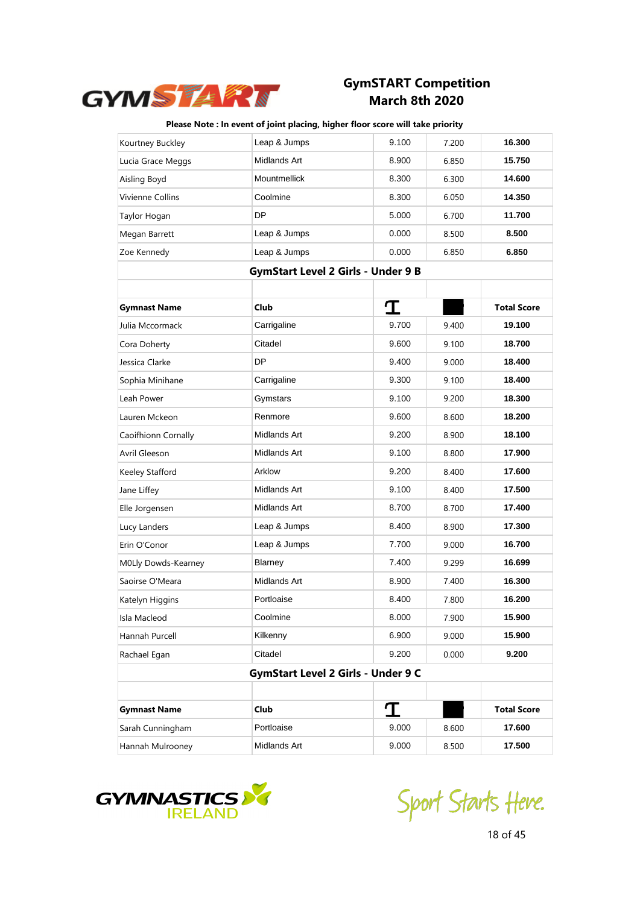# GymSTART Competition
## March 8th 2020

**Please Note : In event of joint placing, higher floor score will take priority**

| | | | | |
|---|---|---|---|---|
| Kourtney Buckley | Leap & Jumps | 9.100 | 7.200 | **16.300** |
| Lucia Grace Meggs | Midlands Art | 8.900 | 6.850 | **15.750** |
| Aisling Boyd | Mountmellick | 8.300 | 6.300 | **14.600** |
| Vivienne Collins | Coolmine | 8.300 | 6.050 | **14.350** |
| Taylor Hogan | DP | 5.000 | 6.700 | **11.700** |
| Megan Barrett | Leap & Jumps | 0.000 | 8.500 | **8.500** |
| Zoe Kennedy | Leap & Jumps | 0.000 | 6.850 | **6.850** |

### GymStart Level 2 Girls - Under 9 B

| **Gymnast Name** | **Club** | | | **Total Score** |
|---|---|---|---|---|
| Julia Mccormack | Carrigaline | 9.700 | 9.400 | **19.100** |
| Cora Doherty | Citadel | 9.600 | 9.100 | **18.700** |
| Jessica Clarke | DP | 9.400 | 9.000 | **18.400** |
| Sophia Minihane | Carrigaline | 9.300 | 9.100 | **18.400** |
| Leah Power | Gymstars | 9.100 | 9.200 | **18.300** |
| Lauren Mckeon | Renmore | 9.600 | 8.600 | **18.200** |
| Caoifhionn Cornally | Midlands Art | 9.200 | 8.900 | **18.100** |
| Avril Gleeson | Midlands Art | 9.100 | 8.800 | **17.900** |
| Keeley Stafford | Arklow | 9.200 | 8.400 | **17.600** |
| Jane Liffey | Midlands Art | 9.100 | 8.400 | **17.500** |
| Elle Jorgensen | Midlands Art | 8.700 | 8.700 | **17.400** |
| Lucy Landers | Leap & Jumps | 8.400 | 8.900 | **17.300** |
| Erin O'Conor | Leap & Jumps | 7.700 | 9.000 | **16.700** |
| M0Lly Dowds-Kearney | Blarney | 7.400 | 9.299 | **16.699** |
| Saoirse O'Meara | Midlands Art | 8.900 | 7.400 | **16.300** |
| Katelyn Higgins | Portloaise | 8.400 | 7.800 | **16.200** |
| Isla Macleod | Coolmine | 8.000 | 7.900 | **15.900** |
| Hannah Purcell | Kilkenny | 6.900 | 9.000 | **15.900** |
| Rachael Egan | Citadel | 9.200 | 0.000 | **9.200** |

### GymStart Level 2 Girls - Under 9 C

| **Gymnast Name** | **Club** | | | **Total Score** |
|---|---|---|---|---|
| Sarah Cunningham | Portloaise | 9.000 | 8.600 | **17.600** |
| Hannah Mulrooney | Midlands Art | 9.000 | 8.500 | **17.500** |

Sport Starts Here.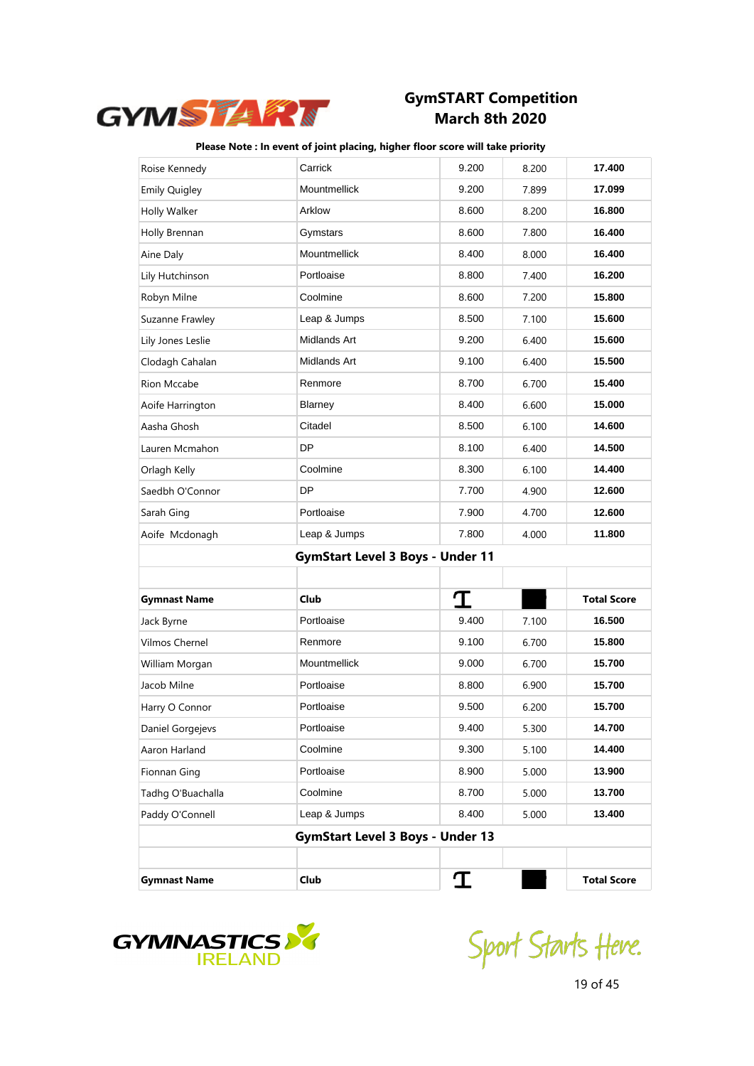## GymSTART Competition
## March 8th 2020

**Please Note : In event of joint placing, higher floor score will take priority**

| | | | | |
|---|---|---|---|---|
| Roise Kennedy | Carrick | 9.200 | 8.200 | **17.400** |
| Emily Quigley | Mountmellick | 9.200 | 7.899 | **17.099** |
| Holly Walker | Arklow | 8.600 | 8.200 | **16.800** |
| Holly Brennan | Gymstars | 8.600 | 7.800 | **16.400** |
| Aine Daly | Mountmellick | 8.400 | 8.000 | **16.400** |
| Lily Hutchinson | Portloaise | 8.800 | 7.400 | **16.200** |
| Robyn Milne | Coolmine | 8.600 | 7.200 | **15.800** |
| Suzanne Frawley | Leap & Jumps | 8.500 | 7.100 | **15.600** |
| Lily Jones Leslie | Midlands Art | 9.200 | 6.400 | **15.600** |
| Clodagh Cahalan | Midlands Art | 9.100 | 6.400 | **15.500** |
| Rion Mccabe | Renmore | 8.700 | 6.700 | **15.400** |
| Aoife Harrington | Blarney | 8.400 | 6.600 | **15.000** |
| Aasha Ghosh | Citadel | 8.500 | 6.100 | **14.600** |
| Lauren Mcmahon | DP | 8.100 | 6.400 | **14.500** |
| Orlagh Kelly | Coolmine | 8.300 | 6.100 | **14.400** |
| Saedbh O'Connor | DP | 7.700 | 4.900 | **12.600** |
| Sarah Ging | Portloaise | 7.900 | 4.700 | **12.600** |
| Aoife Mcdonagh | Leap & Jumps | 7.800 | 4.000 | **11.800** |

### GymStart Level 3 Boys - Under 11

| **Gymnast Name** | **Club** | | | **Total Score** |
|---|---|---|---|---|
| Jack Byrne | Portloaise | 9.400 | 7.100 | **16.500** |
| Vilmos Chernel | Renmore | 9.100 | 6.700 | **15.800** |
| William Morgan | Mountmellick | 9.000 | 6.700 | **15.700** |
| Jacob Milne | Portloaise | 8.800 | 6.900 | **15.700** |
| Harry O Connor | Portloaise | 9.500 | 6.200 | **15.700** |
| Daniel Gorgejevs | Portloaise | 9.400 | 5.300 | **14.700** |
| Aaron Harland | Coolmine | 9.300 | 5.100 | **14.400** |
| Fionnan Ging | Portloaise | 8.900 | 5.000 | **13.900** |
| Tadhg O'Buachalla | Coolmine | 8.700 | 5.000 | **13.700** |
| Paddy O'Connell | Leap & Jumps | 8.400 | 5.000 | **13.400** |

### GymStart Level 3 Boys - Under 13

| **Gymnast Name** | **Club** | | | **Total Score** |
|---|---|---|---|---|

Sport Starts Here.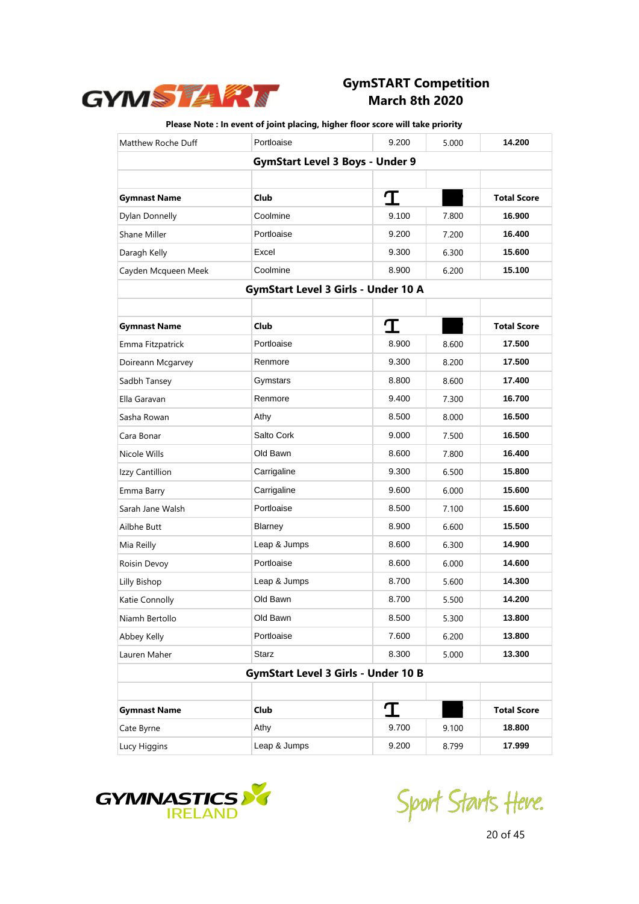# GymSTART Competition
## March 8th 2020

**Please Note : In event of joint placing, higher floor score will take priority**

| Matthew Roche Duff | Portloaise | 9.200 | 5.000 | **14.200** |
|---|---|---|---|---|
| **GymStart Level 3 Boys - Under 9** | | | | |
| | | | | |
| **Gymnast Name** | **Club** | | | **Total Score** |
| Dylan Donnelly | Coolmine | 9.100 | 7.800 | **16.900** |
| Shane Miller | Portloaise | 9.200 | 7.200 | **16.400** |
| Daragh Kelly | Excel | 9.300 | 6.300 | **15.600** |
| Cayden Mcqueen Meek | Coolmine | 8.900 | 6.200 | **15.100** |
| **GymStart Level 3 Girls - Under 10 A** | | | | |
| | | | | |
| **Gymnast Name** | **Club** | | | **Total Score** |
| Emma Fitzpatrick | Portloaise | 8.900 | 8.600 | **17.500** |
| Doireann Mcgarvey | Renmore | 9.300 | 8.200 | **17.500** |
| Sadbh Tansey | Gymstars | 8.800 | 8.600 | **17.400** |
| Ella Garavan | Renmore | 9.400 | 7.300 | **16.700** |
| Sasha Rowan | Athy | 8.500 | 8.000 | **16.500** |
| Cara Bonar | Salto Cork | 9.000 | 7.500 | **16.500** |
| Nicole Wills | Old Bawn | 8.600 | 7.800 | **16.400** |
| Izzy Cantillion | Carrigaline | 9.300 | 6.500 | **15.800** |
| Emma Barry | Carrigaline | 9.600 | 6.000 | **15.600** |
| Sarah Jane Walsh | Portloaise | 8.500 | 7.100 | **15.600** |
| Ailbhe Butt | Blarney | 8.900 | 6.600 | **15.500** |
| Mia Reilly | Leap & Jumps | 8.600 | 6.300 | **14.900** |
| Roisin Devoy | Portloaise | 8.600 | 6.000 | **14.600** |
| Lilly Bishop | Leap & Jumps | 8.700 | 5.600 | **14.300** |
| Katie Connolly | Old Bawn | 8.700 | 5.500 | **14.200** |
| Niamh Bertollo | Old Bawn | 8.500 | 5.300 | **13.800** |
| Abbey Kelly | Portloaise | 7.600 | 6.200 | **13.800** |
| Lauren Maher | Starz | 8.300 | 5.000 | **13.300** |
| **GymStart Level 3 Girls - Under 10 B** | | | | |
| | | | | |
| **Gymnast Name** | **Club** | | | **Total Score** |
| Cate Byrne | Athy | 9.700 | 9.100 | **18.800** |
| Lucy Higgins | Leap & Jumps | 9.200 | 8.799 | **17.999** |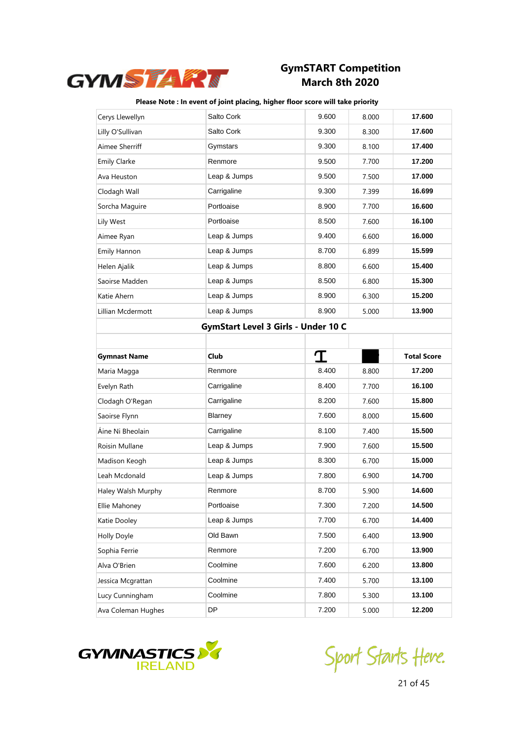# GymSTART Competition
## March 8th 2020

**Please Note : In event of joint placing, higher floor score will take priority**

| | | | | |
|---|---|---|---|---|
| Cerys Llewellyn | Salto Cork | 9.600 | 8.000 | **17.600** |
| Lilly O'Sullivan | Salto Cork | 9.300 | 8.300 | **17.600** |
| Aimee Sherriff | Gymstars | 9.300 | 8.100 | **17.400** |
| Emily Clarke | Renmore | 9.500 | 7.700 | **17.200** |
| Ava Heuston | Leap & Jumps | 9.500 | 7.500 | **17.000** |
| Clodagh Wall | Carrigaline | 9.300 | 7.399 | **16.699** |
| Sorcha Maguire | Portloaise | 8.900 | 7.700 | **16.600** |
| Lily West | Portloaise | 8.500 | 7.600 | **16.100** |
| Aimee Ryan | Leap & Jumps | 9.400 | 6.600 | **16.000** |
| Emily Hannon | Leap & Jumps | 8.700 | 6.899 | **15.599** |
| Helen Ajalik | Leap & Jumps | 8.800 | 6.600 | **15.400** |
| Saoirse Madden | Leap & Jumps | 8.500 | 6.800 | **15.300** |
| Katie Ahern | Leap & Jumps | 8.900 | 6.300 | **15.200** |
| Lillian Mcdermott | Leap & Jumps | 8.900 | 5.000 | **13.900** |

**GymStart Level 3 Girls - Under 10 C**

| Gymnast Name | Club | | | Total Score |
|---|---|---|---|---|
| Maria Magga | Renmore | 8.400 | 8.800 | **17.200** |
| Evelyn Rath | Carrigaline | 8.400 | 7.700 | **16.100** |
| Clodagh O'Regan | Carrigaline | 8.200 | 7.600 | **15.800** |
| Saoirse Flynn | Blarney | 7.600 | 8.000 | **15.600** |
| Áine Ni Bheolain | Carrigaline | 8.100 | 7.400 | **15.500** |
| Roisin Mullane | Leap & Jumps | 7.900 | 7.600 | **15.500** |
| Madison Keogh | Leap & Jumps | 8.300 | 6.700 | **15.000** |
| Leah Mcdonald | Leap & Jumps | 7.800 | 6.900 | **14.700** |
| Haley Walsh Murphy | Renmore | 8.700 | 5.900 | **14.600** |
| Ellie Mahoney | Portloaise | 7.300 | 7.200 | **14.500** |
| Katie Dooley | Leap & Jumps | 7.700 | 6.700 | **14.400** |
| Holly Doyle | Old Bawn | 7.500 | 6.400 | **13.900** |
| Sophia Ferrie | Renmore | 7.200 | 6.700 | **13.900** |
| Alva O'Brien | Coolmine | 7.600 | 6.200 | **13.800** |
| Jessica Mcgrattan | Coolmine | 7.400 | 5.700 | **13.100** |
| Lucy Cunningham | Coolmine | 7.800 | 5.300 | **13.100** |
| Ava Coleman Hughes | DP | 7.200 | 5.000 | **12.200** |

Sport Starts Here.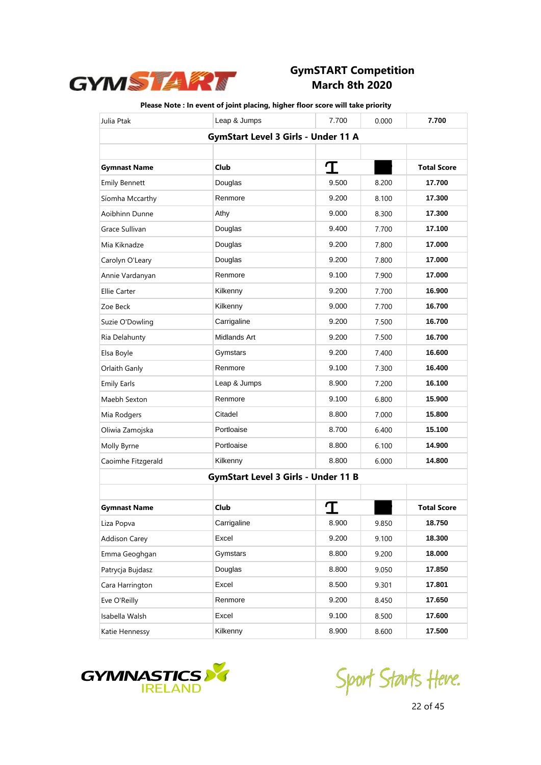# GymSTART Competition
## March 8th 2020

**Please Note : In event of joint placing, higher floor score will take priority**

| Julia Ptak | Leap & Jumps | 7.700 | 0.000 | 7.700 |
|---|---|---|---|---|

**GymStart Level 3 Girls - Under 11 A**

| Gymnast Name | Club | | | Total Score |
|---|---|---|---|---|
| Emily Bennett | Douglas | 9.500 | 8.200 | 17.700 |
| Síomha Mccarthy | Renmore | 9.200 | 8.100 | 17.300 |
| Aoibhinn Dunne | Athy | 9.000 | 8.300 | 17.300 |
| Grace Sullivan | Douglas | 9.400 | 7.700 | 17.100 |
| Mia Kiknadze | Douglas | 9.200 | 7.800 | 17.000 |
| Carolyn O'Leary | Douglas | 9.200 | 7.800 | 17.000 |
| Annie Vardanyan | Renmore | 9.100 | 7.900 | 17.000 |
| Ellie Carter | Kilkenny | 9.200 | 7.700 | 16.900 |
| Zoe Beck | Kilkenny | 9.000 | 7.700 | 16.700 |
| Suzie O'Dowling | Carrigaline | 9.200 | 7.500 | 16.700 |
| Ria Delahunty | Midlands Art | 9.200 | 7.500 | 16.700 |
| Elsa Boyle | Gymstars | 9.200 | 7.400 | 16.600 |
| Orlaith Ganly | Renmore | 9.100 | 7.300 | 16.400 |
| Emily Earls | Leap & Jumps | 8.900 | 7.200 | 16.100 |
| Maebh Sexton | Renmore | 9.100 | 6.800 | 15.900 |
| Mia Rodgers | Citadel | 8.800 | 7.000 | 15.800 |
| Oliwia Zamojska | Portloaise | 8.700 | 6.400 | 15.100 |
| Molly Byrne | Portloaise | 8.800 | 6.100 | 14.900 |
| Caoimhe Fitzgerald | Kilkenny | 8.800 | 6.000 | 14.800 |

**GymStart Level 3 Girls - Under 11 B**

| Gymnast Name | Club | | | Total Score |
|---|---|---|---|---|
| Liza Popva | Carrigaline | 8.900 | 9.850 | 18.750 |
| Addison Carey | Excel | 9.200 | 9.100 | 18.300 |
| Emma Geoghgan | Gymstars | 8.800 | 9.200 | 18.000 |
| Patrycja Bujdasz | Douglas | 8.800 | 9.050 | 17.850 |
| Cara Harrington | Excel | 8.500 | 9.301 | 17.801 |
| Eve O'Reilly | Renmore | 9.200 | 8.450 | 17.650 |
| Isabella Walsh | Excel | 9.100 | 8.500 | 17.600 |
| Katie Hennessy | Kilkenny | 8.900 | 8.600 | 17.500 |

Sport Starts Here.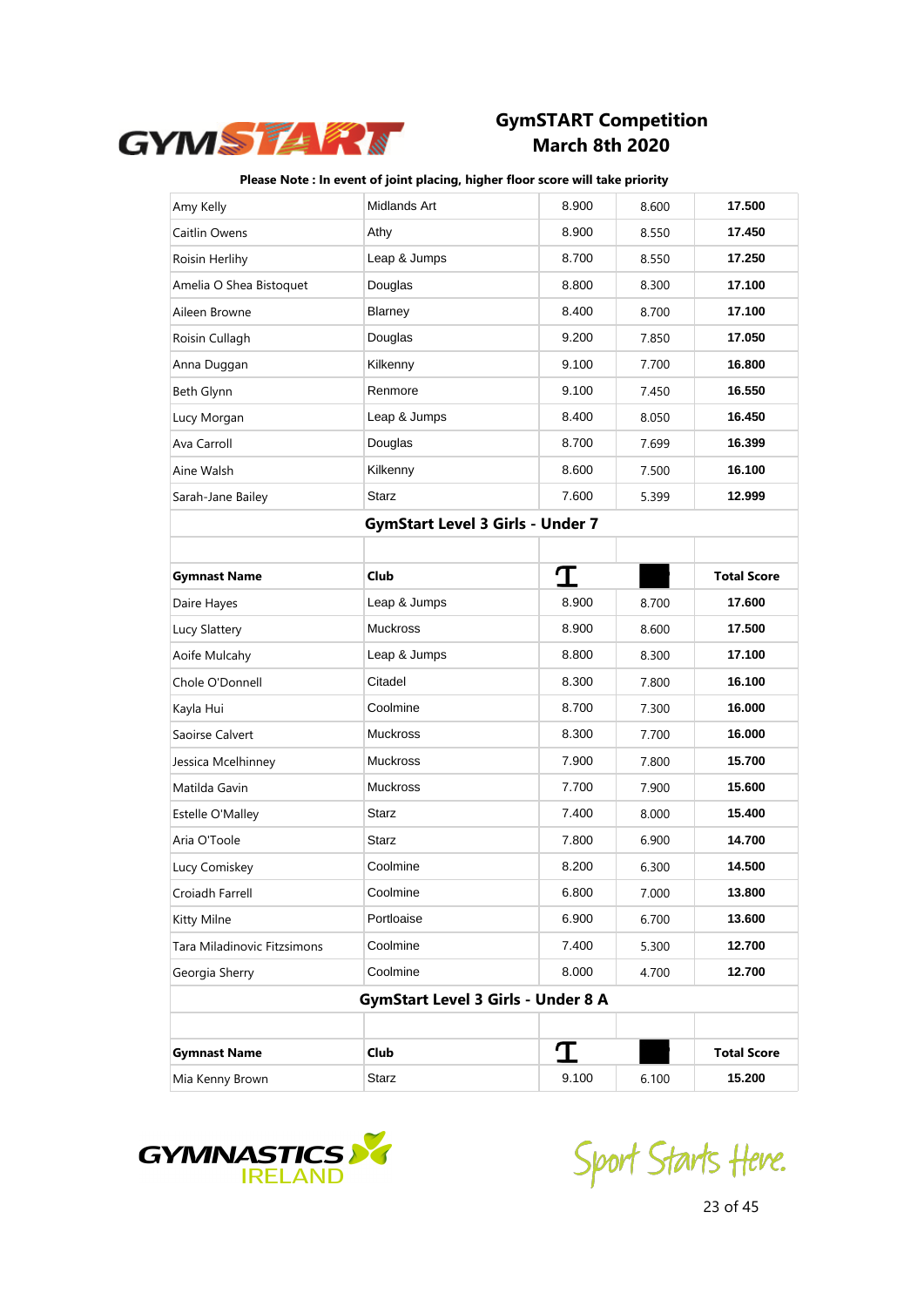# GymSTART Competition
## March 8th 2020

**Please Note : In event of joint placing, higher floor score will take priority**

| | | | | |
|---|---|---|---|---|
| Amy Kelly | Midlands Art | 8.900 | 8.600 | **17.500** |
| Caitlin Owens | Athy | 8.900 | 8.550 | **17.450** |
| Roisin Herlihy | Leap & Jumps | 8.700 | 8.550 | **17.250** |
| Amelia O Shea Bistoquet | Douglas | 8.800 | 8.300 | **17.100** |
| Aileen Browne | Blarney | 8.400 | 8.700 | **17.100** |
| Roisin Cullagh | Douglas | 9.200 | 7.850 | **17.050** |
| Anna Duggan | Kilkenny | 9.100 | 7.700 | **16.800** |
| Beth Glynn | Renmore | 9.100 | 7.450 | **16.550** |
| Lucy Morgan | Leap & Jumps | 8.400 | 8.050 | **16.450** |
| Ava Carroll | Douglas | 8.700 | 7.699 | **16.399** |
| Aine Walsh | Kilkenny | 8.600 | 7.500 | **16.100** |
| Sarah-Jane Bailey | Starz | 7.600 | 5.399 | **12.999** |

### GymStart Level 3 Girls - Under 7

| **Gymnast Name** | **Club** | | | **Total Score** |
|---|---|---|---|---|
| Daire Hayes | Leap & Jumps | 8.900 | 8.700 | **17.600** |
| Lucy Slattery | Muckross | 8.900 | 8.600 | **17.500** |
| Aoife Mulcahy | Leap & Jumps | 8.800 | 8.300 | **17.100** |
| Chole O'Donnell | Citadel | 8.300 | 7.800 | **16.100** |
| Kayla Hui | Coolmine | 8.700 | 7.300 | **16.000** |
| Saoirse Calvert | Muckross | 8.300 | 7.700 | **16.000** |
| Jessica Mcelhinney | Muckross | 7.900 | 7.800 | **15.700** |
| Matilda Gavin | Muckross | 7.700 | 7.900 | **15.600** |
| Estelle O'Malley | Starz | 7.400 | 8.000 | **15.400** |
| Aria O'Toole | Starz | 7.800 | 6.900 | **14.700** |
| Lucy Comiskey | Coolmine | 8.200 | 6.300 | **14.500** |
| Croiadh Farrell | Coolmine | 6.800 | 7.000 | **13.800** |
| Kitty Milne | Portloaise | 6.900 | 6.700 | **13.600** |
| Tara Miladinovic Fitzsimons | Coolmine | 7.400 | 5.300 | **12.700** |
| Georgia Sherry | Coolmine | 8.000 | 4.700 | **12.700** |

### GymStart Level 3 Girls - Under 8 A

| **Gymnast Name** | **Club** | | | **Total Score** |
|---|---|---|---|---|
| Mia Kenny Brown | Starz | 9.100 | 6.100 | **15.200** |

Sport Starts Here.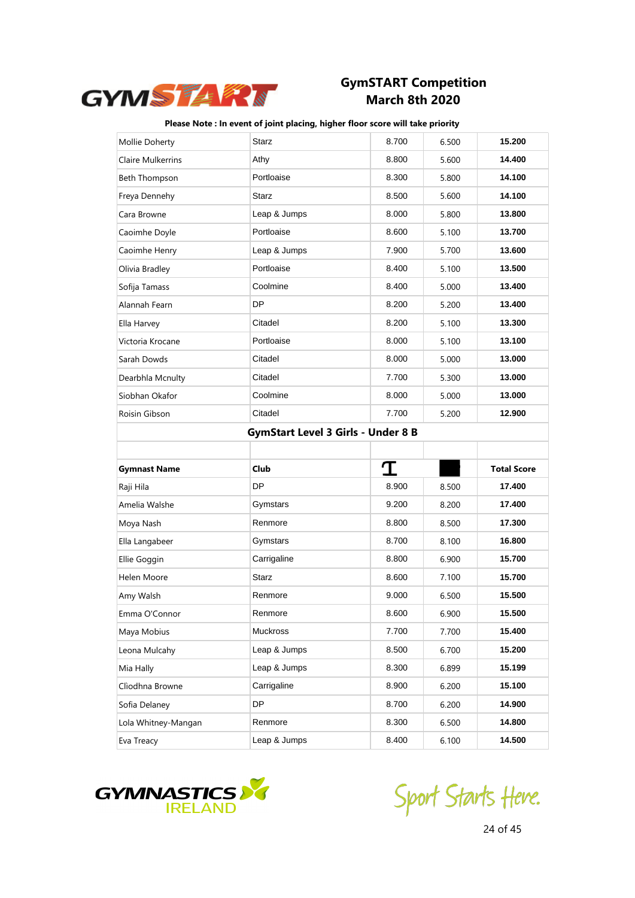# GymSTART Competition
## March 8th 2020

**Please Note : In event of joint placing, higher floor score will take priority**

| | | | | |
|---|---|---|---|---|
| Mollie Doherty | Starz | 8.700 | 6.500 | **15.200** |
| Claire Mulkerrins | Athy | 8.800 | 5.600 | **14.400** |
| Beth Thompson | Portloaise | 8.300 | 5.800 | **14.100** |
| Freya Dennehy | Starz | 8.500 | 5.600 | **14.100** |
| Cara Browne | Leap & Jumps | 8.000 | 5.800 | **13.800** |
| Caoimhe Doyle | Portloaise | 8.600 | 5.100 | **13.700** |
| Caoimhe Henry | Leap & Jumps | 7.900 | 5.700 | **13.600** |
| Olivia Bradley | Portloaise | 8.400 | 5.100 | **13.500** |
| Sofija Tamass | Coolmine | 8.400 | 5.000 | **13.400** |
| Alannah Fearn | DP | 8.200 | 5.200 | **13.400** |
| Ella Harvey | Citadel | 8.200 | 5.100 | **13.300** |
| Victoria Krocane | Portloaise | 8.000 | 5.100 | **13.100** |
| Sarah Dowds | Citadel | 8.000 | 5.000 | **13.000** |
| Dearbhla Mcnulty | Citadel | 7.700 | 5.300 | **13.000** |
| Siobhan Okafor | Coolmine | 8.000 | 5.000 | **13.000** |
| Roisin Gibson | Citadel | 7.700 | 5.200 | **12.900** |

## GymStart Level 3 Girls - Under 8 B

| Gymnast Name | Club | | | Total Score |
|---|---|---|---|---|
| Raji Hila | DP | 8.900 | 8.500 | **17.400** |
| Amelia Walshe | Gymstars | 9.200 | 8.200 | **17.400** |
| Moya Nash | Renmore | 8.800 | 8.500 | **17.300** |
| Ella Langabeer | Gymstars | 8.700 | 8.100 | **16.800** |
| Ellie Goggin | Carrigaline | 8.800 | 6.900 | **15.700** |
| Helen Moore | Starz | 8.600 | 7.100 | **15.700** |
| Amy Walsh | Renmore | 9.000 | 6.500 | **15.500** |
| Emma O'Connor | Renmore | 8.600 | 6.900 | **15.500** |
| Maya Mobius | Muckross | 7.700 | 7.700 | **15.400** |
| Leona Mulcahy | Leap & Jumps | 8.500 | 6.700 | **15.200** |
| Mia Hally | Leap & Jumps | 8.300 | 6.899 | **15.199** |
| Cliodhna Browne | Carrigaline | 8.900 | 6.200 | **15.100** |
| Sofia Delaney | DP | 8.700 | 6.200 | **14.900** |
| Lola Whitney-Mangan | Renmore | 8.300 | 6.500 | **14.800** |
| Eva Treacy | Leap & Jumps | 8.400 | 6.100 | **14.500** |

Sport Starts Here.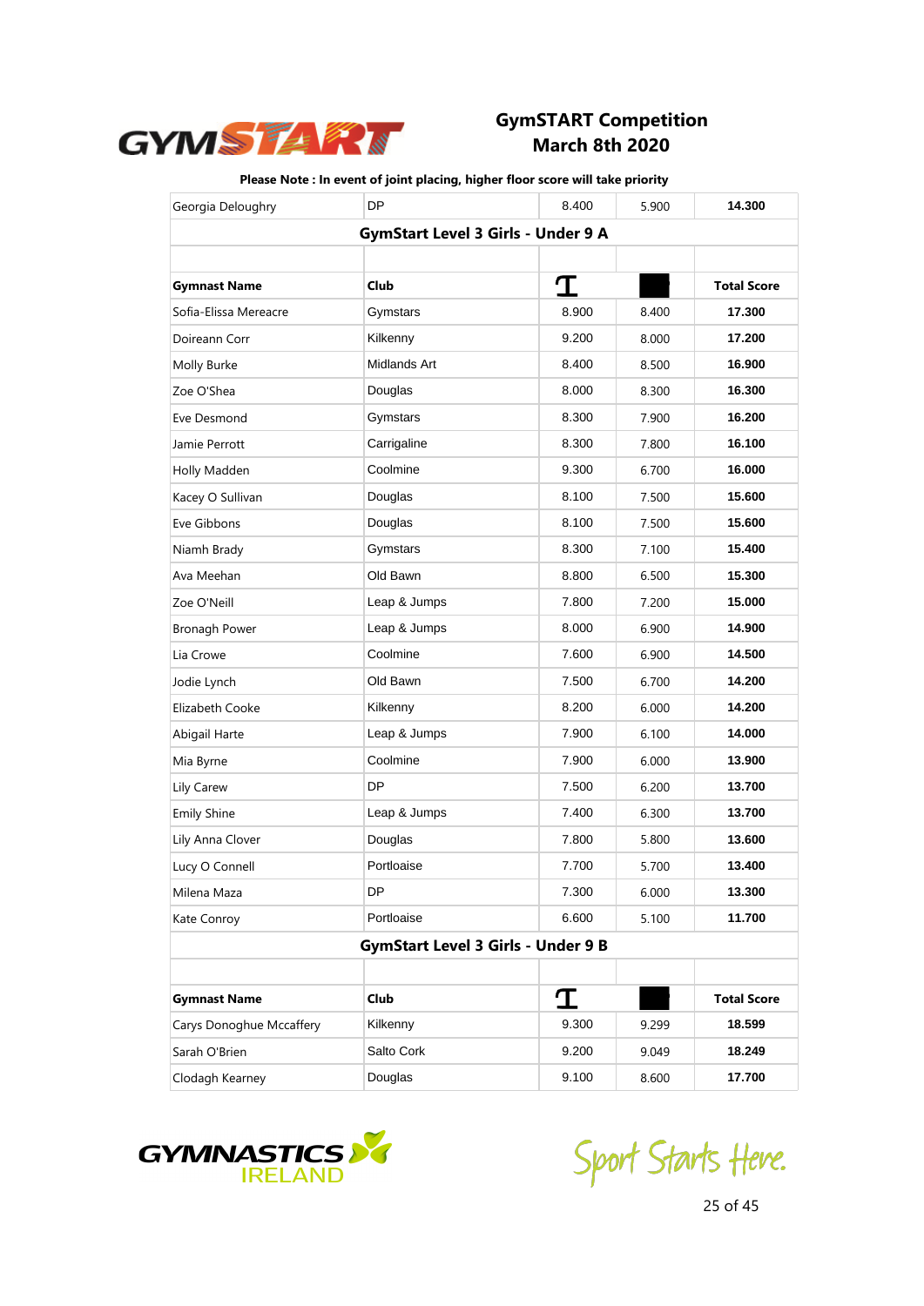# GymSTART Competition
## March 8th 2020

**Please Note : In event of joint placing, higher floor score will take priority**

| Georgia Deloughry | DP | 8.400 | 5.900 | **14.300** |
|---|---|---|---|---|
| **GymStart Level 3 Girls - Under 9 A** | | | | |
| | | | | |
| **Gymnast Name** | **Club** | | | **Total Score** |
| Sofia-Elissa Mereacre | Gymstars | 8.900 | 8.400 | **17.300** |
| Doireann Corr | Kilkenny | 9.200 | 8.000 | **17.200** |
| Molly Burke | Midlands Art | 8.400 | 8.500 | **16.900** |
| Zoe O'Shea | Douglas | 8.000 | 8.300 | **16.300** |
| Eve Desmond | Gymstars | 8.300 | 7.900 | **16.200** |
| Jamie Perrott | Carrigaline | 8.300 | 7.800 | **16.100** |
| Holly Madden | Coolmine | 9.300 | 6.700 | **16.000** |
| Kacey O Sullivan | Douglas | 8.100 | 7.500 | **15.600** |
| Eve Gibbons | Douglas | 8.100 | 7.500 | **15.600** |
| Niamh Brady | Gymstars | 8.300 | 7.100 | **15.400** |
| Ava Meehan | Old Bawn | 8.800 | 6.500 | **15.300** |
| Zoe O'Neill | Leap & Jumps | 7.800 | 7.200 | **15.000** |
| Bronagh Power | Leap & Jumps | 8.000 | 6.900 | **14.900** |
| Lia Crowe | Coolmine | 7.600 | 6.900 | **14.500** |
| Jodie Lynch | Old Bawn | 7.500 | 6.700 | **14.200** |
| Elizabeth Cooke | Kilkenny | 8.200 | 6.000 | **14.200** |
| Abigail Harte | Leap & Jumps | 7.900 | 6.100 | **14.000** |
| Mia Byrne | Coolmine | 7.900 | 6.000 | **13.900** |
| Lily Carew | DP | 7.500 | 6.200 | **13.700** |
| Emily Shine | Leap & Jumps | 7.400 | 6.300 | **13.700** |
| Lily Anna Clover | Douglas | 7.800 | 5.800 | **13.600** |
| Lucy O Connell | Portloaise | 7.700 | 5.700 | **13.400** |
| Milena Maza | DP | 7.300 | 6.000 | **13.300** |
| Kate Conroy | Portloaise | 6.600 | 5.100 | **11.700** |
| **GymStart Level 3 Girls - Under 9 B** | | | | |
| | | | | |
| **Gymnast Name** | **Club** | | | **Total Score** |
| Carys Donoghue Mccaffery | Kilkenny | 9.300 | 9.299 | **18.599** |
| Sarah O'Brien | Salto Cork | 9.200 | 9.049 | **18.249** |
| Clodagh Kearney | Douglas | 9.100 | 8.600 | **17.700** |

Sport Starts Here.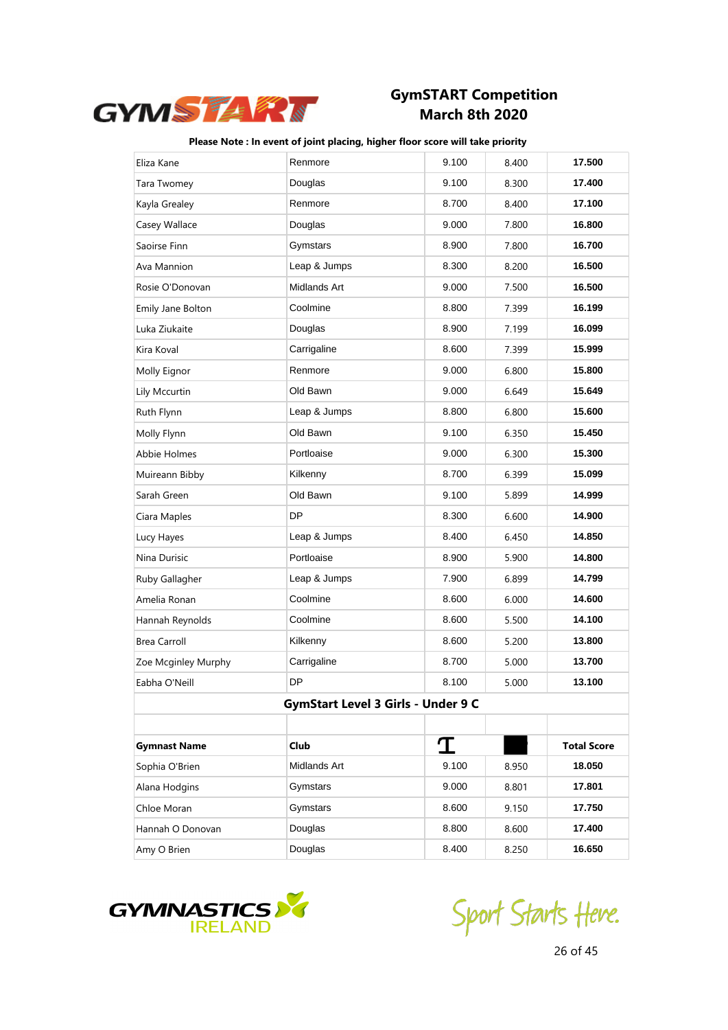# GymSTART Competition
## March 8th 2020

**Please Note : In event of joint placing, higher floor score will take priority**

| | | | | |
|---|---|---|---|---|
| Eliza Kane | Renmore | 9.100 | 8.400 | **17.500** |
| Tara Twomey | Douglas | 9.100 | 8.300 | **17.400** |
| Kayla Grealey | Renmore | 8.700 | 8.400 | **17.100** |
| Casey Wallace | Douglas | 9.000 | 7.800 | **16.800** |
| Saoirse Finn | Gymstars | 8.900 | 7.800 | **16.700** |
| Ava Mannion | Leap & Jumps | 8.300 | 8.200 | **16.500** |
| Rosie O'Donovan | Midlands Art | 9.000 | 7.500 | **16.500** |
| Emily Jane Bolton | Coolmine | 8.800 | 7.399 | **16.199** |
| Luka Ziukaite | Douglas | 8.900 | 7.199 | **16.099** |
| Kira Koval | Carrigaline | 8.600 | 7.399 | **15.999** |
| Molly Eignor | Renmore | 9.000 | 6.800 | **15.800** |
| Lily Mccurtin | Old Bawn | 9.000 | 6.649 | **15.649** |
| Ruth Flynn | Leap & Jumps | 8.800 | 6.800 | **15.600** |
| Molly Flynn | Old Bawn | 9.100 | 6.350 | **15.450** |
| Abbie Holmes | Portloaise | 9.000 | 6.300 | **15.300** |
| Muireann Bibby | Kilkenny | 8.700 | 6.399 | **15.099** |
| Sarah Green | Old Bawn | 9.100 | 5.899 | **14.999** |
| Ciara Maples | DP | 8.300 | 6.600 | **14.900** |
| Lucy Hayes | Leap & Jumps | 8.400 | 6.450 | **14.850** |
| Nina Durisic | Portloaise | 8.900 | 5.900 | **14.800** |
| Ruby Gallagher | Leap & Jumps | 7.900 | 6.899 | **14.799** |
| Amelia Ronan | Coolmine | 8.600 | 6.000 | **14.600** |
| Hannah Reynolds | Coolmine | 8.600 | 5.500 | **14.100** |
| Brea Carroll | Kilkenny | 8.600 | 5.200 | **13.800** |
| Zoe Mcginley Murphy | Carrigaline | 8.700 | 5.000 | **13.700** |
| Eabha O'Neill | DP | 8.100 | 5.000 | **13.100** |

## GymStart Level 3 Girls - Under 9 C

| Gymnast Name | Club | | | Total Score |
|---|---|---|---|---|
| Sophia O'Brien | Midlands Art | 9.100 | 8.950 | **18.050** |
| Alana Hodgins | Gymstars | 9.000 | 8.801 | **17.801** |
| Chloe Moran | Gymstars | 8.600 | 9.150 | **17.750** |
| Hannah O Donovan | Douglas | 8.800 | 8.600 | **17.400** |
| Amy O Brien | Douglas | 8.400 | 8.250 | **16.650** |

Sport Starts Here.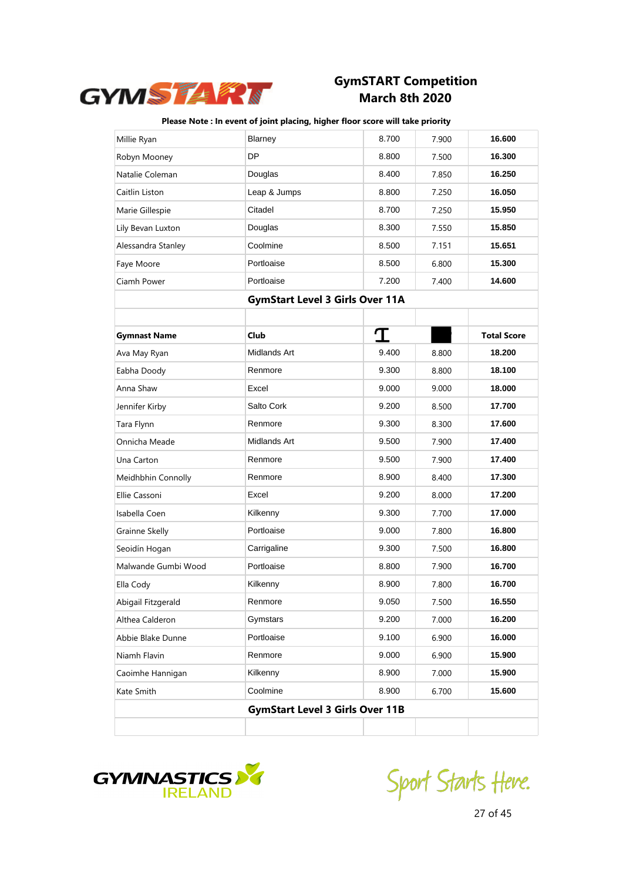# GymSTART Competition
# March 8th 2020

**Please Note : In event of joint placing, higher floor score will take priority**

| | | | | |
|---|---|---|---|---|
| Millie Ryan | Blarney | 8.700 | 7.900 | **16.600** |
| Robyn Mooney | DP | 8.800 | 7.500 | **16.300** |
| Natalie Coleman | Douglas | 8.400 | 7.850 | **16.250** |
| Caitlin Liston | Leap & Jumps | 8.800 | 7.250 | **16.050** |
| Marie Gillespie | Citadel | 8.700 | 7.250 | **15.950** |
| Lily Bevan Luxton | Douglas | 8.300 | 7.550 | **15.850** |
| Alessandra Stanley | Coolmine | 8.500 | 7.151 | **15.651** |
| Faye Moore | Portloaise | 8.500 | 6.800 | **15.300** |
| Ciamh Power | Portloaise | 7.200 | 7.400 | **14.600** |

## GymStart Level 3 Girls Over 11A

| Gymnast Name | Club | | | Total Score |
|---|---|---|---|---|
| Ava May Ryan | Midlands Art | 9.400 | 8.800 | **18.200** |
| Eabha Doody | Renmore | 9.300 | 8.800 | **18.100** |
| Anna Shaw | Excel | 9.000 | 9.000 | **18.000** |
| Jennifer Kirby | Salto Cork | 9.200 | 8.500 | **17.700** |
| Tara Flynn | Renmore | 9.300 | 8.300 | **17.600** |
| Onnicha Meade | Midlands Art | 9.500 | 7.900 | **17.400** |
| Una Carton | Renmore | 9.500 | 7.900 | **17.400** |
| Meidhbhin Connolly | Renmore | 8.900 | 8.400 | **17.300** |
| Ellie Cassoni | Excel | 9.200 | 8.000 | **17.200** |
| Isabella Coen | Kilkenny | 9.300 | 7.700 | **17.000** |
| Grainne Skelly | Portloaise | 9.000 | 7.800 | **16.800** |
| Seoidín Hogan | Carrigaline | 9.300 | 7.500 | **16.800** |
| Malwande Gumbi Wood | Portloaise | 8.800 | 7.900 | **16.700** |
| Ella Cody | Kilkenny | 8.900 | 7.800 | **16.700** |
| Abigail Fitzgerald | Renmore | 9.050 | 7.500 | **16.550** |
| Althea Calderon | Gymstars | 9.200 | 7.000 | **16.200** |
| Abbie Blake Dunne | Portloaise | 9.100 | 6.900 | **16.000** |
| Niamh Flavin | Renmore | 9.000 | 6.900 | **15.900** |
| Caoimhe Hannigan | Kilkenny | 8.900 | 7.000 | **15.900** |
| Kate Smith | Coolmine | 8.900 | 6.700 | **15.600** |

## GymStart Level 3 Girls Over 11B

Sport Starts Here.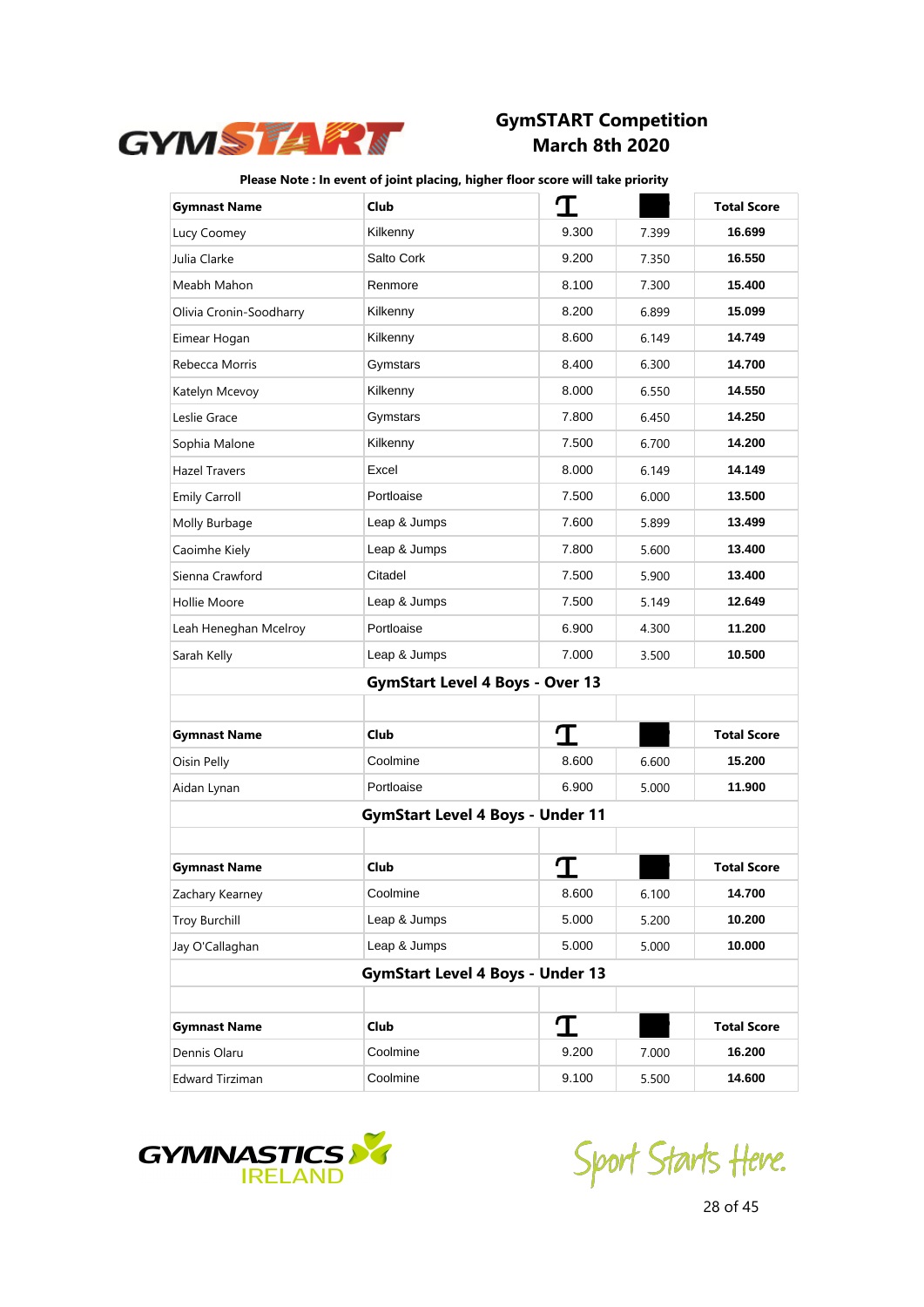## GymSTART Competition
## March 8th 2020

**Please Note : In event of joint placing, higher floor score will take priority**

| Gymnast Name | Club | | | Total Score |
|---|---|---|---|---|
| Lucy Coomey | Kilkenny | 9.300 | 7.399 | **16.699** |
| Julia Clarke | Salto Cork | 9.200 | 7.350 | **16.550** |
| Meabh Mahon | Renmore | 8.100 | 7.300 | **15.400** |
| Olivia Cronin-Soodharry | Kilkenny | 8.200 | 6.899 | **15.099** |
| Eimear Hogan | Kilkenny | 8.600 | 6.149 | **14.749** |
| Rebecca Morris | Gymstars | 8.400 | 6.300 | **14.700** |
| Katelyn Mcevoy | Kilkenny | 8.000 | 6.550 | **14.550** |
| Leslie Grace | Gymstars | 7.800 | 6.450 | **14.250** |
| Sophia Malone | Kilkenny | 7.500 | 6.700 | **14.200** |
| Hazel Travers | Excel | 8.000 | 6.149 | **14.149** |
| Emily Carroll | Portloaise | 7.500 | 6.000 | **13.500** |
| Molly Burbage | Leap & Jumps | 7.600 | 5.899 | **13.499** |
| Caoimhe Kiely | Leap & Jumps | 7.800 | 5.600 | **13.400** |
| Sienna Crawford | Citadel | 7.500 | 5.900 | **13.400** |
| Hollie Moore | Leap & Jumps | 7.500 | 5.149 | **12.649** |
| Leah Heneghan Mcelroy | Portloaise | 6.900 | 4.300 | **11.200** |
| Sarah Kelly | Leap & Jumps | 7.000 | 3.500 | **10.500** |

### GymStart Level 4 Boys - Over 13

| Gymnast Name | Club | | | Total Score |
|---|---|---|---|---|
| Oisin Pelly | Coolmine | 8.600 | 6.600 | **15.200** |
| Aidan Lynan | Portloaise | 6.900 | 5.000 | **11.900** |

### GymStart Level 4 Boys - Under 11

| Gymnast Name | Club | | | Total Score |
|---|---|---|---|---|
| Zachary Kearney | Coolmine | 8.600 | 6.100 | **14.700** |
| Troy Burchill | Leap & Jumps | 5.000 | 5.200 | **10.200** |
| Jay O'Callaghan | Leap & Jumps | 5.000 | 5.000 | **10.000** |

### GymStart Level 4 Boys - Under 13

| Gymnast Name | Club | | | Total Score |
|---|---|---|---|---|
| Dennis Olaru | Coolmine | 9.200 | 7.000 | **16.200** |
| Edward Tirziman | Coolmine | 9.100 | 5.500 | **14.600** |

Sport Starts Here.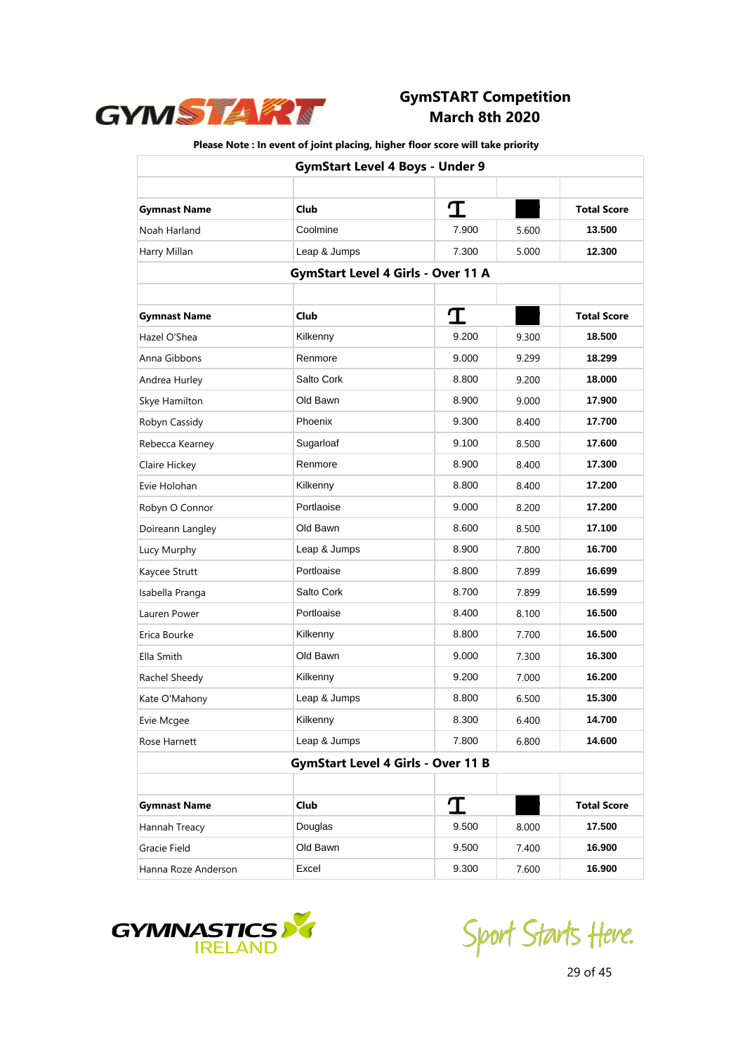# GymSTART Competition
## March 8th 2020

**Please Note : In event of joint placing, higher floor score will take priority**

| GymStart Level 4 Boys - Under 9 | | | | |
|---|---|---|---|---|
| | | | | |
| **Gymnast Name** | **Club** | | | **Total Score** |
| Noah Harland | Coolmine | 7.900 | 5.600 | **13.500** |
| Harry Millan | Leap & Jumps | 7.300 | 5.000 | **12.300** |

| GymStart Level 4 Girls - Over 11 A | | | | |
|---|---|---|---|---|
| | | | | |
| **Gymnast Name** | **Club** | | | **Total Score** |
| Hazel O'Shea | Kilkenny | 9.200 | 9.300 | **18.500** |
| Anna Gibbons | Renmore | 9.000 | 9.299 | **18.299** |
| Andrea Hurley | Salto Cork | 8.800 | 9.200 | **18.000** |
| Skye Hamilton | Old Bawn | 8.900 | 9.000 | **17.900** |
| Robyn Cassidy | Phoenix | 9.300 | 8.400 | **17.700** |
| Rebecca Kearney | Sugarloaf | 9.100 | 8.500 | **17.600** |
| Claire Hickey | Renmore | 8.900 | 8.400 | **17.300** |
| Evie Holohan | Kilkenny | 8.800 | 8.400 | **17.200** |
| Robyn O Connor | Portlaoise | 9.000 | 8.200 | **17.200** |
| Doireann Langley | Old Bawn | 8.600 | 8.500 | **17.100** |
| Lucy Murphy | Leap & Jumps | 8.900 | 7.800 | **16.700** |
| Kaycee Strutt | Portloaise | 8.800 | 7.899 | **16.699** |
| Isabella Pranga | Salto Cork | 8.700 | 7.899 | **16.599** |
| Lauren Power | Portloaise | 8.400 | 8.100 | **16.500** |
| Erica Bourke | Kilkenny | 8.800 | 7.700 | **16.500** |
| Ella Smith | Old Bawn | 9.000 | 7.300 | **16.300** |
| Rachel Sheedy | Kilkenny | 9.200 | 7.000 | **16.200** |
| Kate O'Mahony | Leap & Jumps | 8.800 | 6.500 | **15.300** |
| Evie Mcgee | Kilkenny | 8.300 | 6.400 | **14.700** |
| Rose Harnett | Leap & Jumps | 7.800 | 6.800 | **14.600** |

| GymStart Level 4 Girls - Over 11 B | | | | |
|---|---|---|---|---|
| | | | | |
| **Gymnast Name** | **Club** | | | **Total Score** |
| Hannah Treacy | Douglas | 9.500 | 8.000 | **17.500** |
| Gracie Field | Old Bawn | 9.500 | 7.400 | **16.900** |
| Hanna Roze Anderson | Excel | 9.300 | 7.600 | **16.900** |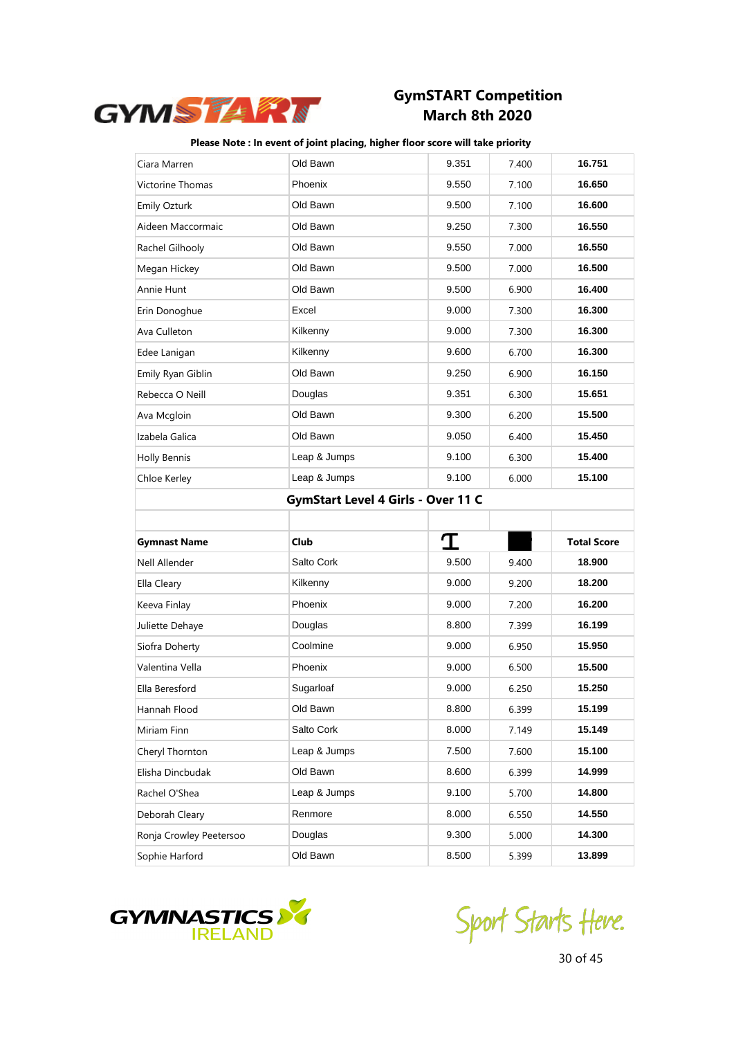## GymSTART Competition
## March 8th 2020

**Please Note : In event of joint placing, higher floor score will take priority**

| | | | | |
|---|---|---|---|---|
| Ciara Marren | Old Bawn | 9.351 | 7.400 | **16.751** |
| Victorine Thomas | Phoenix | 9.550 | 7.100 | **16.650** |
| Emily Ozturk | Old Bawn | 9.500 | 7.100 | **16.600** |
| Aideen Maccormaic | Old Bawn | 9.250 | 7.300 | **16.550** |
| Rachel Gilhooly | Old Bawn | 9.550 | 7.000 | **16.550** |
| Megan Hickey | Old Bawn | 9.500 | 7.000 | **16.500** |
| Annie Hunt | Old Bawn | 9.500 | 6.900 | **16.400** |
| Erin Donoghue | Excel | 9.000 | 7.300 | **16.300** |
| Ava Culleton | Kilkenny | 9.000 | 7.300 | **16.300** |
| Edee Lanigan | Kilkenny | 9.600 | 6.700 | **16.300** |
| Emily Ryan Giblin | Old Bawn | 9.250 | 6.900 | **16.150** |
| Rebecca O Neill | Douglas | 9.351 | 6.300 | **15.651** |
| Ava Mcgloin | Old Bawn | 9.300 | 6.200 | **15.500** |
| Izabela Galica | Old Bawn | 9.050 | 6.400 | **15.450** |
| Holly Bennis | Leap & Jumps | 9.100 | 6.300 | **15.400** |
| Chloe Kerley | Leap & Jumps | 9.100 | 6.000 | **15.100** |

### GymStart Level 4 Girls - Over 11 C

| **Gymnast Name** | **Club** | | | **Total Score** |
|---|---|---|---|---|
| Nell Allender | Salto Cork | 9.500 | 9.400 | **18.900** |
| Ella Cleary | Kilkenny | 9.000 | 9.200 | **18.200** |
| Keeva Finlay | Phoenix | 9.000 | 7.200 | **16.200** |
| Juliette Dehaye | Douglas | 8.800 | 7.399 | **16.199** |
| Siofra Doherty | Coolmine | 9.000 | 6.950 | **15.950** |
| Valentina Vella | Phoenix | 9.000 | 6.500 | **15.500** |
| Ella Beresford | Sugarloaf | 9.000 | 6.250 | **15.250** |
| Hannah Flood | Old Bawn | 8.800 | 6.399 | **15.199** |
| Miriam Finn | Salto Cork | 8.000 | 7.149 | **15.149** |
| Cheryl Thornton | Leap & Jumps | 7.500 | 7.600 | **15.100** |
| Elisha Dincbudak | Old Bawn | 8.600 | 6.399 | **14.999** |
| Rachel O'Shea | Leap & Jumps | 9.100 | 5.700 | **14.800** |
| Deborah Cleary | Renmore | 8.000 | 6.550 | **14.550** |
| Ronja Crowley Peetersoo | Douglas | 9.300 | 5.000 | **14.300** |
| Sophie Harford | Old Bawn | 8.500 | 5.399 | **13.899** |

Sport Starts Here.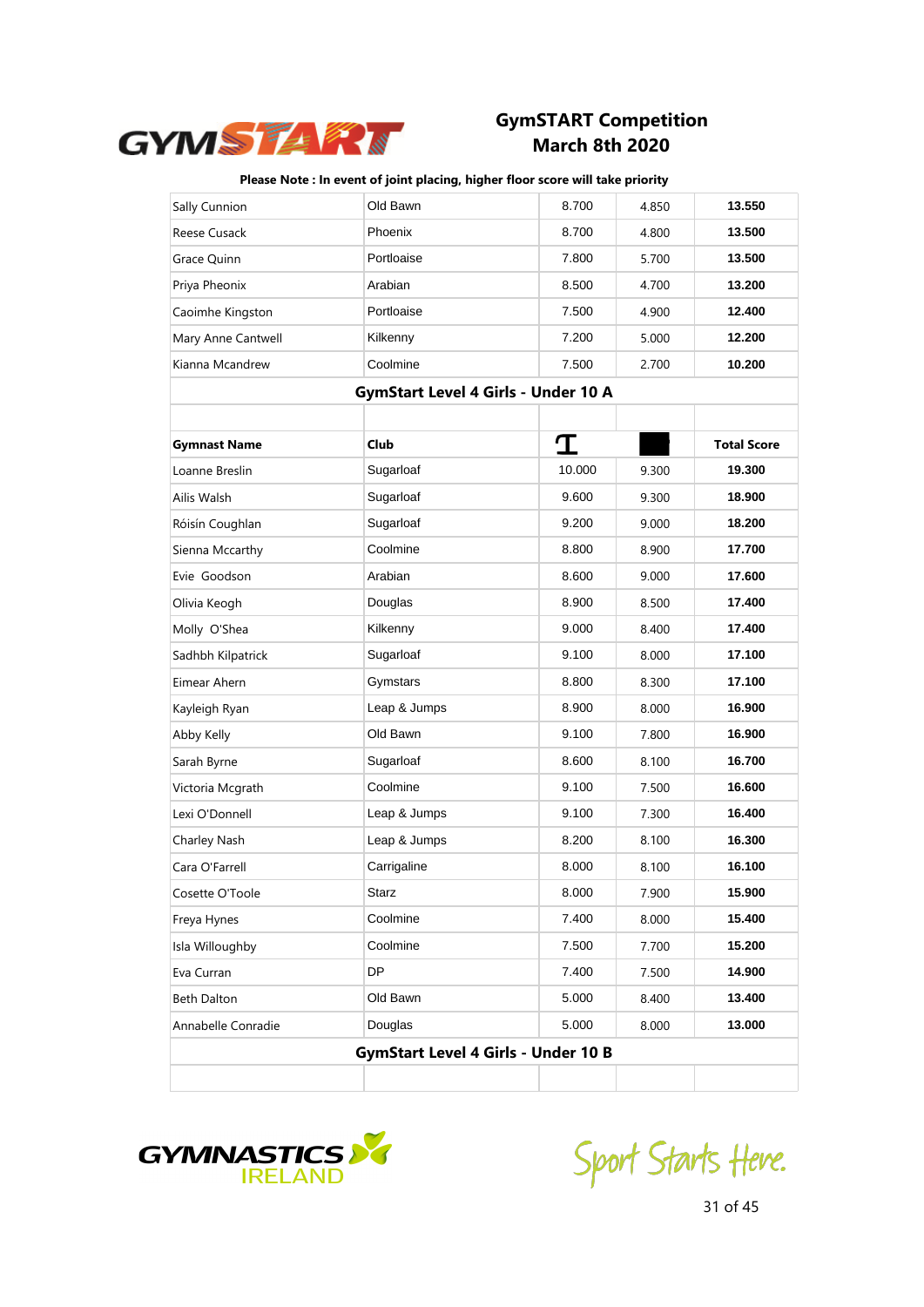# GymSTART Competition
# March 8th 2020

**Please Note : In event of joint placing, higher floor score will take priority**

| | | | | |
|---|---|---|---|---|
| Sally Cunnion | Old Bawn | 8.700 | 4.850 | **13.550** |
| Reese Cusack | Phoenix | 8.700 | 4.800 | **13.500** |
| Grace Quinn | Portloaise | 7.800 | 5.700 | **13.500** |
| Priya Pheonix | Arabian | 8.500 | 4.700 | **13.200** |
| Caoimhe Kingston | Portloaise | 7.500 | 4.900 | **12.400** |
| Mary Anne Cantwell | Kilkenny | 7.200 | 5.000 | **12.200** |
| Kianna Mcandrew | Coolmine | 7.500 | 2.700 | **10.200** |

## GymStart Level 4 Girls - Under 10 A

| Gymnast Name | Club | | | Total Score |
|---|---|---|---|---|
| Loanne Breslin | Sugarloaf | 10.000 | 9.300 | **19.300** |
| Ailis Walsh | Sugarloaf | 9.600 | 9.300 | **18.900** |
| Róisín Coughlan | Sugarloaf | 9.200 | 9.000 | **18.200** |
| Sienna Mccarthy | Coolmine | 8.800 | 8.900 | **17.700** |
| Evie Goodson | Arabian | 8.600 | 9.000 | **17.600** |
| Olivia Keogh | Douglas | 8.900 | 8.500 | **17.400** |
| Molly O'Shea | Kilkenny | 9.000 | 8.400 | **17.400** |
| Sadhbh Kilpatrick | Sugarloaf | 9.100 | 8.000 | **17.100** |
| Eimear Ahern | Gymstars | 8.800 | 8.300 | **17.100** |
| Kayleigh Ryan | Leap & Jumps | 8.900 | 8.000 | **16.900** |
| Abby Kelly | Old Bawn | 9.100 | 7.800 | **16.900** |
| Sarah Byrne | Sugarloaf | 8.600 | 8.100 | **16.700** |
| Victoria Mcgrath | Coolmine | 9.100 | 7.500 | **16.600** |
| Lexi O'Donnell | Leap & Jumps | 9.100 | 7.300 | **16.400** |
| Charley Nash | Leap & Jumps | 8.200 | 8.100 | **16.300** |
| Cara O'Farrell | Carrigaline | 8.000 | 8.100 | **16.100** |
| Cosette O'Toole | Starz | 8.000 | 7.900 | **15.900** |
| Freya Hynes | Coolmine | 7.400 | 8.000 | **15.400** |
| Isla Willoughby | Coolmine | 7.500 | 7.700 | **15.200** |
| Eva Curran | DP | 7.400 | 7.500 | **14.900** |
| Beth Dalton | Old Bawn | 5.000 | 8.400 | **13.400** |
| Annabelle Conradie | Douglas | 5.000 | 8.000 | **13.000** |

## GymStart Level 4 Girls - Under 10 B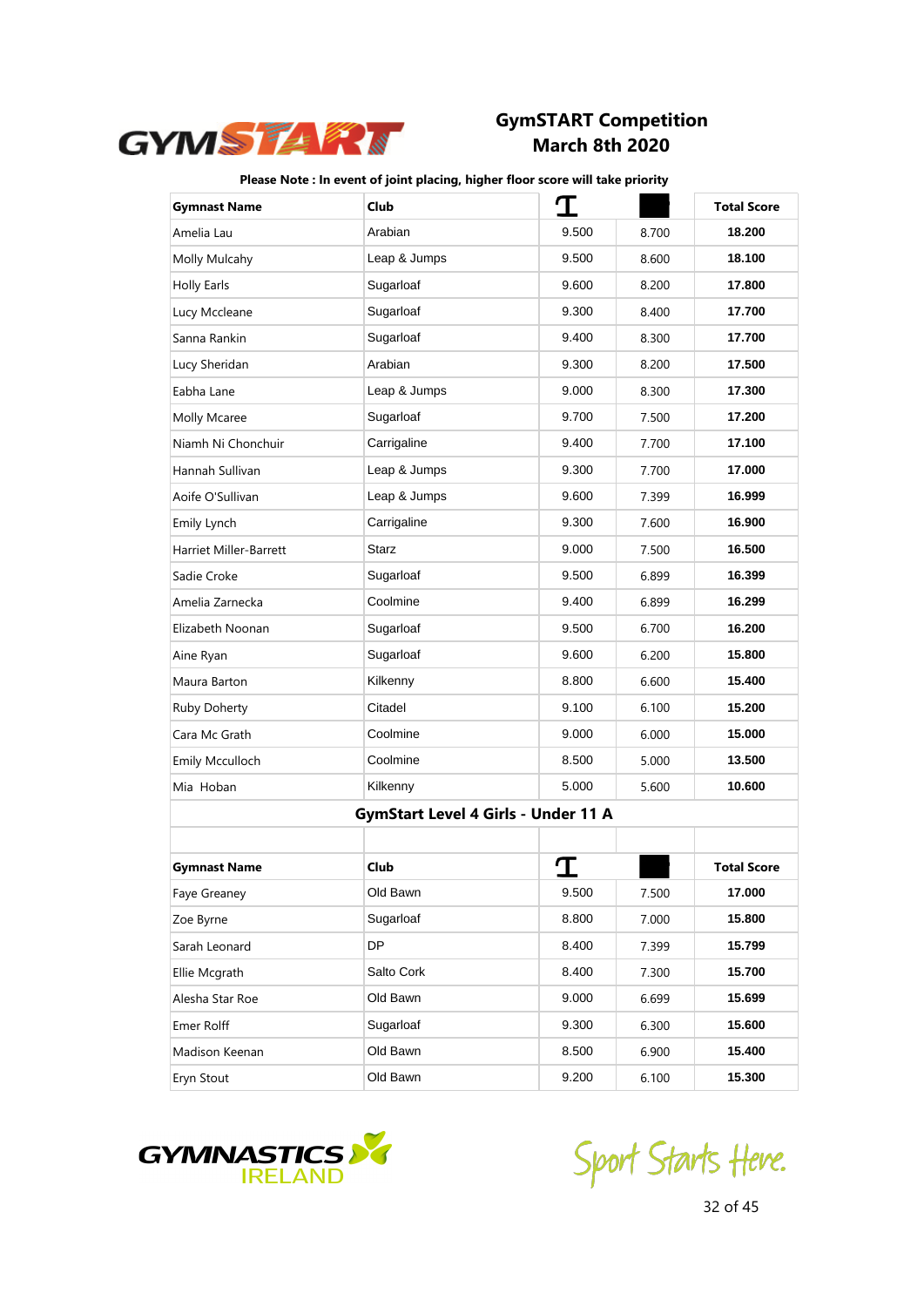# GymSTART Competition
## March 8th 2020

**Please Note : In event of joint placing, higher floor score will take priority**

| Gymnast Name | Club | T | ■ | Total Score |
|---|---|---|---|---|
| Amelia Lau | Arabian | 9.500 | 8.700 | **18.200** |
| Molly Mulcahy | Leap & Jumps | 9.500 | 8.600 | **18.100** |
| Holly Earls | Sugarloaf | 9.600 | 8.200 | **17.800** |
| Lucy Mccleane | Sugarloaf | 9.300 | 8.400 | **17.700** |
| Sanna Rankin | Sugarloaf | 9.400 | 8.300 | **17.700** |
| Lucy Sheridan | Arabian | 9.300 | 8.200 | **17.500** |
| Eabha Lane | Leap & Jumps | 9.000 | 8.300 | **17.300** |
| Molly Mcaree | Sugarloaf | 9.700 | 7.500 | **17.200** |
| Niamh Ni Chonchuir | Carrigaline | 9.400 | 7.700 | **17.100** |
| Hannah Sullivan | Leap & Jumps | 9.300 | 7.700 | **17.000** |
| Aoife O'Sullivan | Leap & Jumps | 9.600 | 7.399 | **16.999** |
| Emily Lynch | Carrigaline | 9.300 | 7.600 | **16.900** |
| Harriet Miller-Barrett | Starz | 9.000 | 7.500 | **16.500** |
| Sadie Croke | Sugarloaf | 9.500 | 6.899 | **16.399** |
| Amelia Zarnecka | Coolmine | 9.400 | 6.899 | **16.299** |
| Elizabeth Noonan | Sugarloaf | 9.500 | 6.700 | **16.200** |
| Aine Ryan | Sugarloaf | 9.600 | 6.200 | **15.800** |
| Maura Barton | Kilkenny | 8.800 | 6.600 | **15.400** |
| Ruby Doherty | Citadel | 9.100 | 6.100 | **15.200** |
| Cara Mc Grath | Coolmine | 9.000 | 6.000 | **15.000** |
| Emily Mcculloch | Coolmine | 8.500 | 5.000 | **13.500** |
| Mia Hoban | Kilkenny | 5.000 | 5.600 | **10.600** |

## GymStart Level 4 Girls - Under 11 A

| Gymnast Name | Club | T | ■ | Total Score |
|---|---|---|---|---|
| Faye Greaney | Old Bawn | 9.500 | 7.500 | **17.000** |
| Zoe Byrne | Sugarloaf | 8.800 | 7.000 | **15.800** |
| Sarah Leonard | DP | 8.400 | 7.399 | **15.799** |
| Ellie Mcgrath | Salto Cork | 8.400 | 7.300 | **15.700** |
| Alesha Star Roe | Old Bawn | 9.000 | 6.699 | **15.699** |
| Emer Rolff | Sugarloaf | 9.300 | 6.300 | **15.600** |
| Madison Keenan | Old Bawn | 8.500 | 6.900 | **15.400** |
| Eryn Stout | Old Bawn | 9.200 | 6.100 | **15.300** |

Sport Starts Here.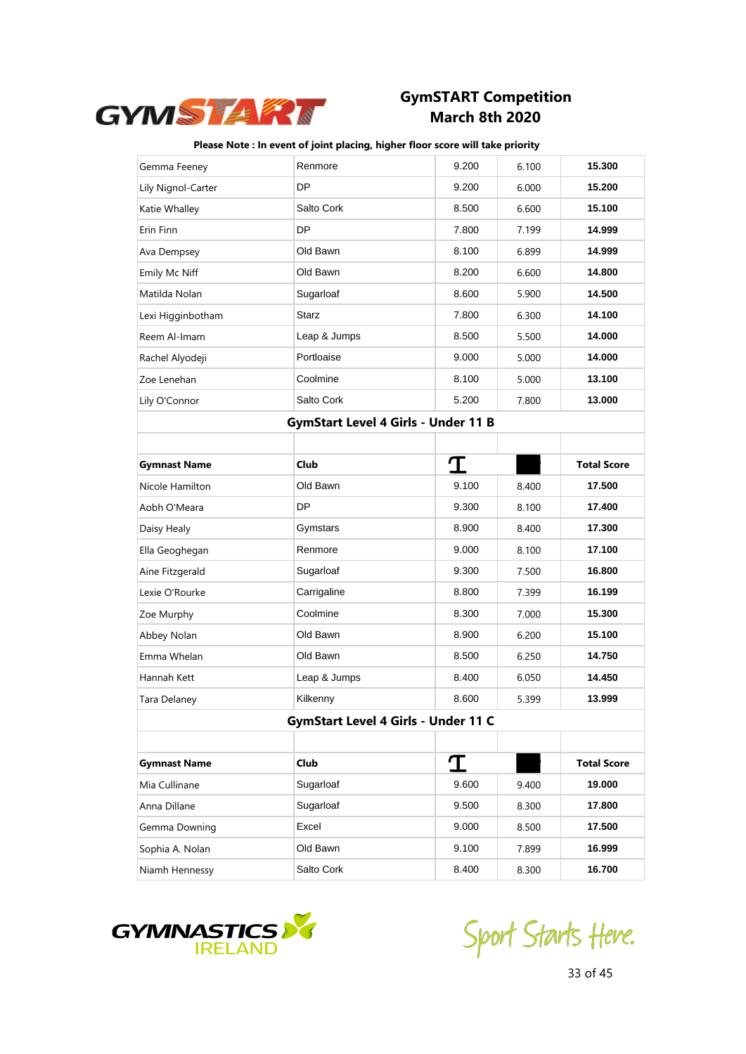# GymSTART Competition
## March 8th 2020

**Please Note : In event of joint placing, higher floor score will take priority**

| | | | | |
|---|---|---|---|---|
| Gemma Feeney | Renmore | 9.200 | 6.100 | **15.300** |
| Lily Nignol-Carter | DP | 9.200 | 6.000 | **15.200** |
| Katie Whalley | Salto Cork | 8.500 | 6.600 | **15.100** |
| Erin Finn | DP | 7.800 | 7.199 | **14.999** |
| Ava Dempsey | Old Bawn | 8.100 | 6.899 | **14.999** |
| Emily Mc Niff | Old Bawn | 8.200 | 6.600 | **14.800** |
| Matilda Nolan | Sugarloaf | 8.600 | 5.900 | **14.500** |
| Lexi Higginbotham | Starz | 7.800 | 6.300 | **14.100** |
| Reem Al-Imam | Leap & Jumps | 8.500 | 5.500 | **14.000** |
| Rachel Alyodeji | Portloaise | 9.000 | 5.000 | **14.000** |
| Zoe Lenehan | Coolmine | 8.100 | 5.000 | **13.100** |
| Lily O'Connor | Salto Cork | 5.200 | 7.800 | **13.000** |

### GymStart Level 4 Girls - Under 11 B

| Gymnast Name | Club | | | Total Score |
|---|---|---|---|---|
| Nicole Hamilton | Old Bawn | 9.100 | 8.400 | **17.500** |
| Aobh O'Meara | DP | 9.300 | 8.100 | **17.400** |
| Daisy Healy | Gymstars | 8.900 | 8.400 | **17.300** |
| Ella Geoghegan | Renmore | 9.000 | 8.100 | **17.100** |
| Aine Fitzgerald | Sugarloaf | 9.300 | 7.500 | **16.800** |
| Lexie O'Rourke | Carrigaline | 8.800 | 7.399 | **16.199** |
| Zoe Murphy | Coolmine | 8.300 | 7.000 | **15.300** |
| Abbey Nolan | Old Bawn | 8.900 | 6.200 | **15.100** |
| Emma Whelan | Old Bawn | 8.500 | 6.250 | **14.750** |
| Hannah Kett | Leap & Jumps | 8.400 | 6.050 | **14.450** |
| Tara Delaney | Kilkenny | 8.600 | 5.399 | **13.999** |

### GymStart Level 4 Girls - Under 11 C

| Gymnast Name | Club | | | Total Score |
|---|---|---|---|---|
| Mia Cullinane | Sugarloaf | 9.600 | 9.400 | **19.000** |
| Anna Dillane | Sugarloaf | 9.500 | 8.300 | **17.800** |
| Gemma Downing | Excel | 9.000 | 8.500 | **17.500** |
| Sophia A. Nolan | Old Bawn | 9.100 | 7.899 | **16.999** |
| Niamh Hennessy | Salto Cork | 8.400 | 8.300 | **16.700** |

Sport Starts Here.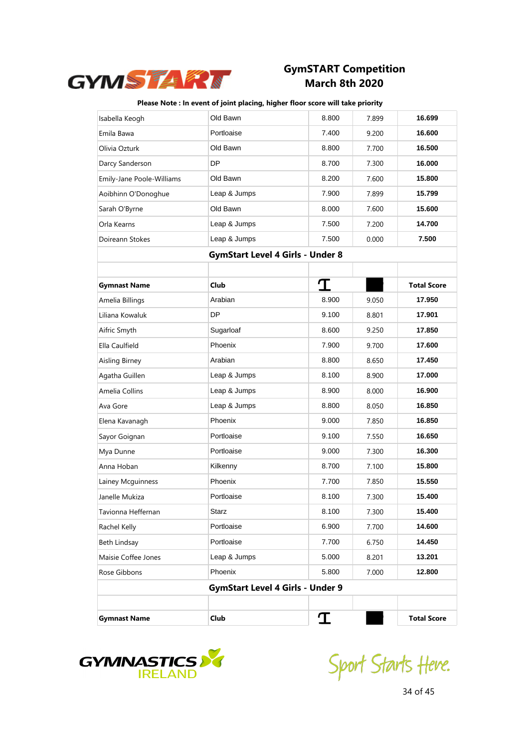# GymSTART Competition
## March 8th 2020

**Please Note : In event of joint placing, higher floor score will take priority**

| | | | | |
|---|---|---|---|---|
| Isabella Keogh | Old Bawn | 8.800 | 7.899 | **16.699** |
| Emila Bawa | Portloaise | 7.400 | 9.200 | **16.600** |
| Olivia Ozturk | Old Bawn | 8.800 | 7.700 | **16.500** |
| Darcy Sanderson | DP | 8.700 | 7.300 | **16.000** |
| Emily-Jane Poole-Williams | Old Bawn | 8.200 | 7.600 | **15.800** |
| Aoibhinn O'Donoghue | Leap & Jumps | 7.900 | 7.899 | **15.799** |
| Sarah O'Byrne | Old Bawn | 8.000 | 7.600 | **15.600** |
| Orla Kearns | Leap & Jumps | 7.500 | 7.200 | **14.700** |
| Doireann Stokes | Leap & Jumps | 7.500 | 0.000 | **7.500** |

### GymStart Level 4 Girls - Under 8

| **Gymnast Name** | **Club** | | | **Total Score** |
|---|---|---|---|---|
| Amelia Billings | Arabian | 8.900 | 9.050 | **17.950** |
| Liliana Kowaluk | DP | 9.100 | 8.801 | **17.901** |
| Aifric Smyth | Sugarloaf | 8.600 | 9.250 | **17.850** |
| Ella Caulfield | Phoenix | 7.900 | 9.700 | **17.600** |
| Aisling Birney | Arabian | 8.800 | 8.650 | **17.450** |
| Agatha Guillen | Leap & Jumps | 8.100 | 8.900 | **17.000** |
| Amelia Collins | Leap & Jumps | 8.900 | 8.000 | **16.900** |
| Ava Gore | Leap & Jumps | 8.800 | 8.050 | **16.850** |
| Elena Kavanagh | Phoenix | 9.000 | 7.850 | **16.850** |
| Sayor Goignan | Portloaise | 9.100 | 7.550 | **16.650** |
| Mya Dunne | Portloaise | 9.000 | 7.300 | **16.300** |
| Anna Hoban | Kilkenny | 8.700 | 7.100 | **15.800** |
| Lainey Mcguinness | Phoenix | 7.700 | 7.850 | **15.550** |
| Janelle Mukiza | Portloaise | 8.100 | 7.300 | **15.400** |
| Tavionna Heffernan | Starz | 8.100 | 7.300 | **15.400** |
| Rachel Kelly | Portloaise | 6.900 | 7.700 | **14.600** |
| Beth Lindsay | Portloaise | 7.700 | 6.750 | **14.450** |
| Maisie Coffee Jones | Leap & Jumps | 5.000 | 8.201 | **13.201** |
| Rose Gibbons | Phoenix | 5.800 | 7.000 | **12.800** |

### GymStart Level 4 Girls - Under 9

| **Gymnast Name** | **Club** | | | **Total Score** |
|---|---|---|---|---|

Sport Starts Here.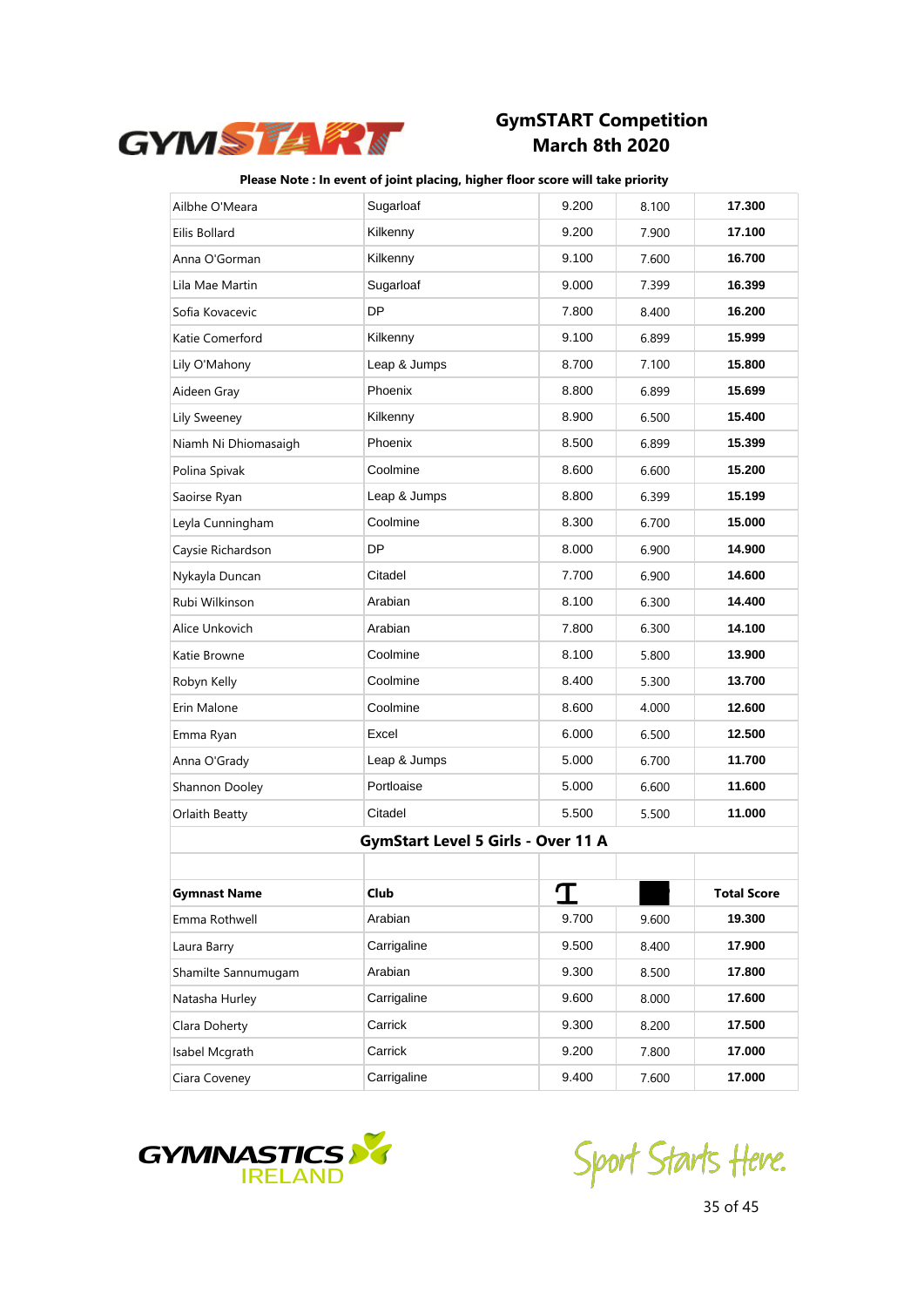# GymSTART Competition
## March 8th 2020

**Please Note : In event of joint placing, higher floor score will take priority**

| | | | | |
|---|---|---|---|---|
| Ailbhe O'Meara | Sugarloaf | 9.200 | 8.100 | **17.300** |
| Eilis Bollard | Kilkenny | 9.200 | 7.900 | **17.100** |
| Anna O'Gorman | Kilkenny | 9.100 | 7.600 | **16.700** |
| Lila Mae Martin | Sugarloaf | 9.000 | 7.399 | **16.399** |
| Sofia Kovacevic | DP | 7.800 | 8.400 | **16.200** |
| Katie Comerford | Kilkenny | 9.100 | 6.899 | **15.999** |
| Lily O'Mahony | Leap & Jumps | 8.700 | 7.100 | **15.800** |
| Aideen Gray | Phoenix | 8.800 | 6.899 | **15.699** |
| Lily Sweeney | Kilkenny | 8.900 | 6.500 | **15.400** |
| Niamh Ni Dhiomasaigh | Phoenix | 8.500 | 6.899 | **15.399** |
| Polina Spivak | Coolmine | 8.600 | 6.600 | **15.200** |
| Saoirse Ryan | Leap & Jumps | 8.800 | 6.399 | **15.199** |
| Leyla Cunningham | Coolmine | 8.300 | 6.700 | **15.000** |
| Caysie Richardson | DP | 8.000 | 6.900 | **14.900** |
| Nykayla Duncan | Citadel | 7.700 | 6.900 | **14.600** |
| Rubi Wilkinson | Arabian | 8.100 | 6.300 | **14.400** |
| Alice Unkovich | Arabian | 7.800 | 6.300 | **14.100** |
| Katie Browne | Coolmine | 8.100 | 5.800 | **13.900** |
| Robyn Kelly | Coolmine | 8.400 | 5.300 | **13.700** |
| Erin Malone | Coolmine | 8.600 | 4.000 | **12.600** |
| Emma Ryan | Excel | 6.000 | 6.500 | **12.500** |
| Anna O'Grady | Leap & Jumps | 5.000 | 6.700 | **11.700** |
| Shannon Dooley | Portloaise | 5.000 | 6.600 | **11.600** |
| Orlaith Beatty | Citadel | 5.500 | 5.500 | **11.000** |

**GymStart Level 5 Girls - Over 11 A**

| **Gymnast Name** | **Club** | | | **Total Score** |
|---|---|---|---|---|
| Emma Rothwell | Arabian | 9.700 | 9.600 | **19.300** |
| Laura Barry | Carrigaline | 9.500 | 8.400 | **17.900** |
| Shamilte Sannumugam | Arabian | 9.300 | 8.500 | **17.800** |
| Natasha Hurley | Carrigaline | 9.600 | 8.000 | **17.600** |
| Clara Doherty | Carrick | 9.300 | 8.200 | **17.500** |
| Isabel Mcgrath | Carrick | 9.200 | 7.800 | **17.000** |
| Ciara Coveney | Carrigaline | 9.400 | 7.600 | **17.000** |

Sport Starts Here.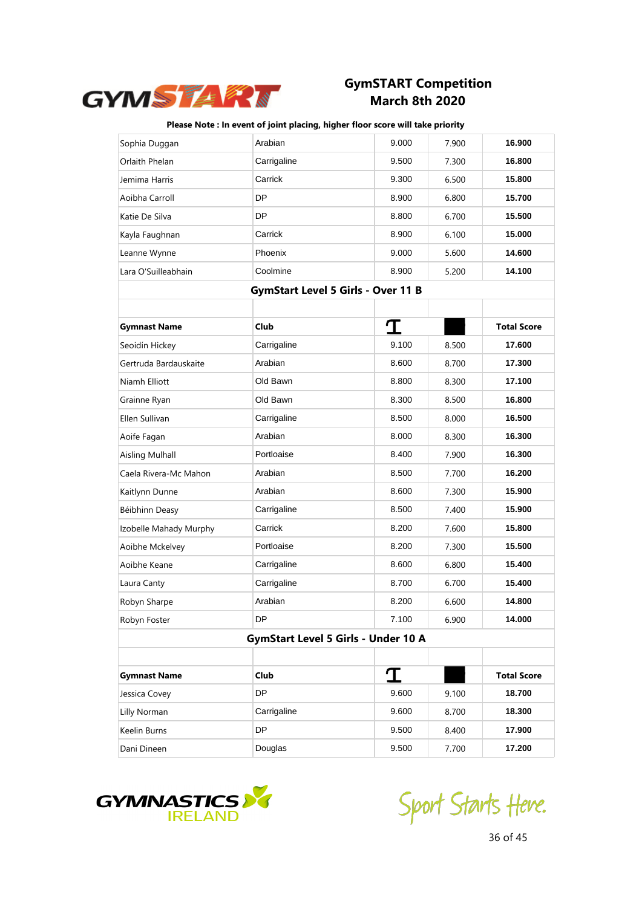# GymSTART Competition
# March 8th 2020

**Please Note : In event of joint placing, higher floor score will take priority**

| | | | | |
|---|---|---|---|---|
| Sophia Duggan | Arabian | 9.000 | 7.900 | **16.900** |
| Orlaith Phelan | Carrigaline | 9.500 | 7.300 | **16.800** |
| Jemima Harris | Carrick | 9.300 | 6.500 | **15.800** |
| Aoibha Carroll | DP | 8.900 | 6.800 | **15.700** |
| Katie De Silva | DP | 8.800 | 6.700 | **15.500** |
| Kayla Faughnan | Carrick | 8.900 | 6.100 | **15.000** |
| Leanne Wynne | Phoenix | 9.000 | 5.600 | **14.600** |
| Lara O'Suilleabhain | Coolmine | 8.900 | 5.200 | **14.100** |

## GymStart Level 5 Girls - Over 11 B

| Gymnast Name | Club | | | Total Score |
|---|---|---|---|---|
| Seoidín Hickey | Carrigaline | 9.100 | 8.500 | **17.600** |
| Gertruda Bardauskaite | Arabian | 8.600 | 8.700 | **17.300** |
| Niamh Elliott | Old Bawn | 8.800 | 8.300 | **17.100** |
| Grainne Ryan | Old Bawn | 8.300 | 8.500 | **16.800** |
| Ellen Sullivan | Carrigaline | 8.500 | 8.000 | **16.500** |
| Aoife Fagan | Arabian | 8.000 | 8.300 | **16.300** |
| Aisling Mulhall | Portloaise | 8.400 | 7.900 | **16.300** |
| Caela Rivera-Mc Mahon | Arabian | 8.500 | 7.700 | **16.200** |
| Kaitlynn Dunne | Arabian | 8.600 | 7.300 | **15.900** |
| Béibhinn Deasy | Carrigaline | 8.500 | 7.400 | **15.900** |
| Izobelle Mahady Murphy | Carrick | 8.200 | 7.600 | **15.800** |
| Aoibhe Mckelvey | Portloaise | 8.200 | 7.300 | **15.500** |
| Aoibhe Keane | Carrigaline | 8.600 | 6.800 | **15.400** |
| Laura Canty | Carrigaline | 8.700 | 6.700 | **15.400** |
| Robyn Sharpe | Arabian | 8.200 | 6.600 | **14.800** |
| Robyn Foster | DP | 7.100 | 6.900 | **14.000** |

## GymStart Level 5 Girls - Under 10 A

| Gymnast Name | Club | | | Total Score |
|---|---|---|---|---|
| Jessica Covey | DP | 9.600 | 9.100 | **18.700** |
| Lilly Norman | Carrigaline | 9.600 | 8.700 | **18.300** |
| Keelin Burns | DP | 9.500 | 8.400 | **17.900** |
| Dani Dineen | Douglas | 9.500 | 7.700 | **17.200** |

Sport Starts Here.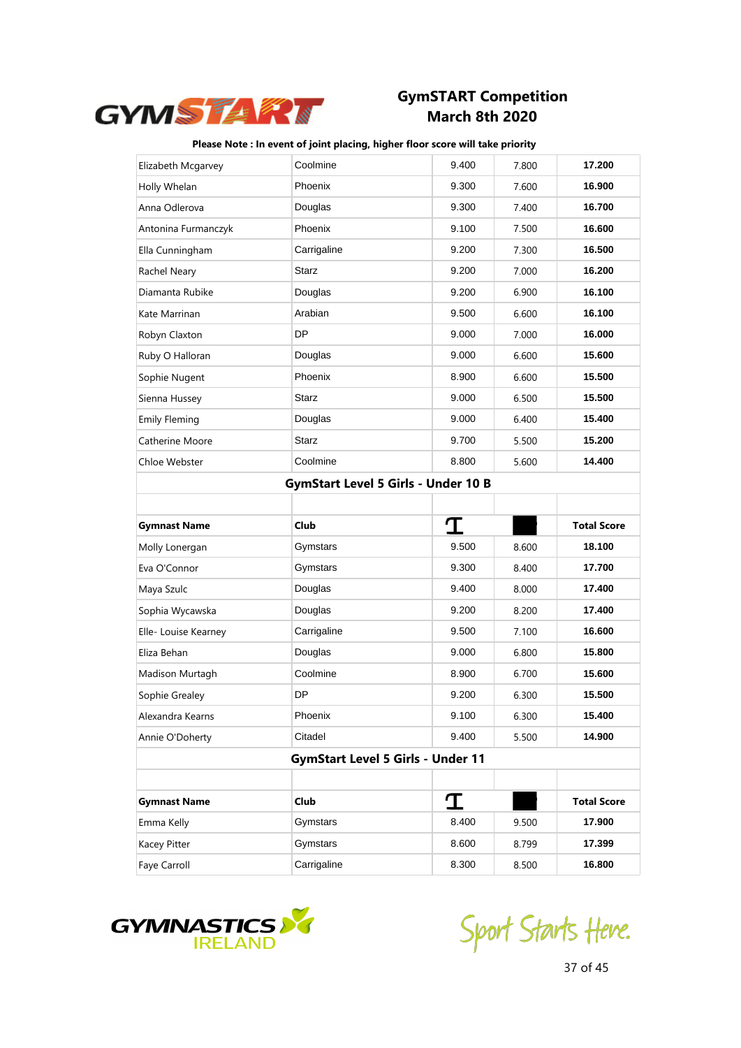# GymSTART Competition
## March 8th 2020

**Please Note : In event of joint placing, higher floor score will take priority**

| | | | | |
|---|---|---|---|---|
| Elizabeth Mcgarvey | Coolmine | 9.400 | 7.800 | **17.200** |
| Holly Whelan | Phoenix | 9.300 | 7.600 | **16.900** |
| Anna Odlerova | Douglas | 9.300 | 7.400 | **16.700** |
| Antonina Furmanczyk | Phoenix | 9.100 | 7.500 | **16.600** |
| Ella Cunningham | Carrigaline | 9.200 | 7.300 | **16.500** |
| Rachel Neary | Starz | 9.200 | 7.000 | **16.200** |
| Diamanta Rubike | Douglas | 9.200 | 6.900 | **16.100** |
| Kate Marrinan | Arabian | 9.500 | 6.600 | **16.100** |
| Robyn Claxton | DP | 9.000 | 7.000 | **16.000** |
| Ruby O Halloran | Douglas | 9.000 | 6.600 | **15.600** |
| Sophie Nugent | Phoenix | 8.900 | 6.600 | **15.500** |
| Sienna Hussey | Starz | 9.000 | 6.500 | **15.500** |
| Emily Fleming | Douglas | 9.000 | 6.400 | **15.400** |
| Catherine Moore | Starz | 9.700 | 5.500 | **15.200** |
| Chloe Webster | Coolmine | 8.800 | 5.600 | **14.400** |

## GymStart Level 5 Girls - Under 10 B

| Gymnast Name | Club | | | Total Score |
|---|---|---|---|---|
| Molly Longergan | Gymstars | 9.500 | 8.600 | **18.100** |
| Eva O'Connor | Gymstars | 9.300 | 8.400 | **17.700** |
| Maya Szulc | Douglas | 9.400 | 8.000 | **17.400** |
| Sophia Wycawska | Douglas | 9.200 | 8.200 | **17.400** |
| Elle- Louise Kearney | Carrigaline | 9.500 | 7.100 | **16.600** |
| Eliza Behan | Douglas | 9.000 | 6.800 | **15.800** |
| Madison Murtagh | Coolmine | 8.900 | 6.700 | **15.600** |
| Sophie Grealey | DP | 9.200 | 6.300 | **15.500** |
| Alexandra Kearns | Phoenix | 9.100 | 6.300 | **15.400** |
| Annie O'Doherty | Citadel | 9.400 | 5.500 | **14.900** |

## GymStart Level 5 Girls - Under 11

| Gymnast Name | Club | | | Total Score |
|---|---|---|---|---|
| Emma Kelly | Gymstars | 8.400 | 9.500 | **17.900** |
| Kacey Pitter | Gymstars | 8.600 | 8.799 | **17.399** |
| Faye Carroll | Carrigaline | 8.300 | 8.500 | **16.800** |

Sport Starts Here.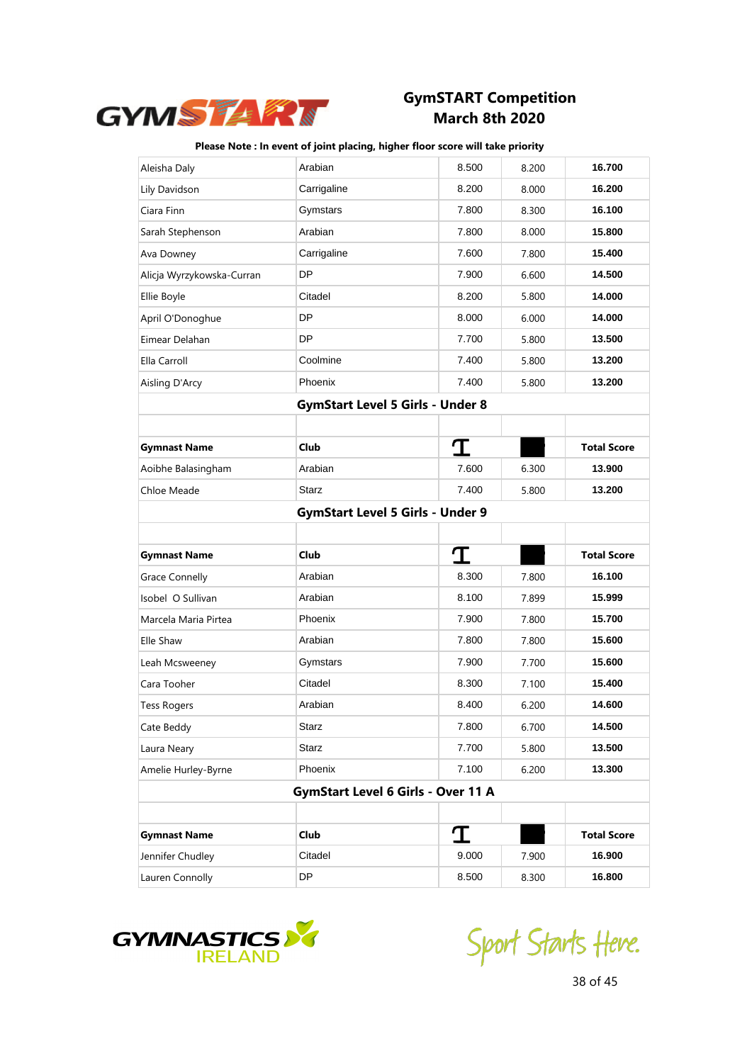# GymSTART Competition
## March 8th 2020

**Please Note : In event of joint placing, higher floor score will take priority**

| | | | | |
|---|---|---|---|---|
| Aleisha Daly | Arabian | 8.500 | 8.200 | **16.700** |
| Lily Davidson | Carrigaline | 8.200 | 8.000 | **16.200** |
| Ciara Finn | Gymstars | 7.800 | 8.300 | **16.100** |
| Sarah Stephenson | Arabian | 7.800 | 8.000 | **15.800** |
| Ava Downey | Carrigaline | 7.600 | 7.800 | **15.400** |
| Alicja Wyrzykowska-Curran | DP | 7.900 | 6.600 | **14.500** |
| Ellie Boyle | Citadel | 8.200 | 5.800 | **14.000** |
| April O'Donoghue | DP | 8.000 | 6.000 | **14.000** |
| Eimear Delahan | DP | 7.700 | 5.800 | **13.500** |
| Ella Carroll | Coolmine | 7.400 | 5.800 | **13.200** |
| Aisling D'Arcy | Phoenix | 7.400 | 5.800 | **13.200** |

### GymStart Level 5 Girls - Under 8

| Gymnast Name | Club | | | Total Score |
|---|---|---|---|---|
| Aoibhe Balasingham | Arabian | 7.600 | 6.300 | **13.900** |
| Chloe Meade | Starz | 7.400 | 5.800 | **13.200** |

### GymStart Level 5 Girls - Under 9

| Gymnast Name | Club | | | Total Score |
|---|---|---|---|---|
| Grace Connelly | Arabian | 8.300 | 7.800 | **16.100** |
| Isobel O Sullivan | Arabian | 8.100 | 7.899 | **15.999** |
| Marcela Maria Pirtea | Phoenix | 7.900 | 7.800 | **15.700** |
| Elle Shaw | Arabian | 7.800 | 7.800 | **15.600** |
| Leah Mcsweeney | Gymstars | 7.900 | 7.700 | **15.600** |
| Cara Tooher | Citadel | 8.300 | 7.100 | **15.400** |
| Tess Rogers | Arabian | 8.400 | 6.200 | **14.600** |
| Cate Beddy | Starz | 7.800 | 6.700 | **14.500** |
| Laura Neary | Starz | 7.700 | 5.800 | **13.500** |
| Amelie Hurley-Byrne | Phoenix | 7.100 | 6.200 | **13.300** |

### GymStart Level 6 Girls - Over 11 A

| Gymnast Name | Club | | | Total Score |
|---|---|---|---|---|
| Jennifer Chudley | Citadel | 9.000 | 7.900 | **16.900** |
| Lauren Connolly | DP | 8.500 | 8.300 | **16.800** |

Sport Starts Here.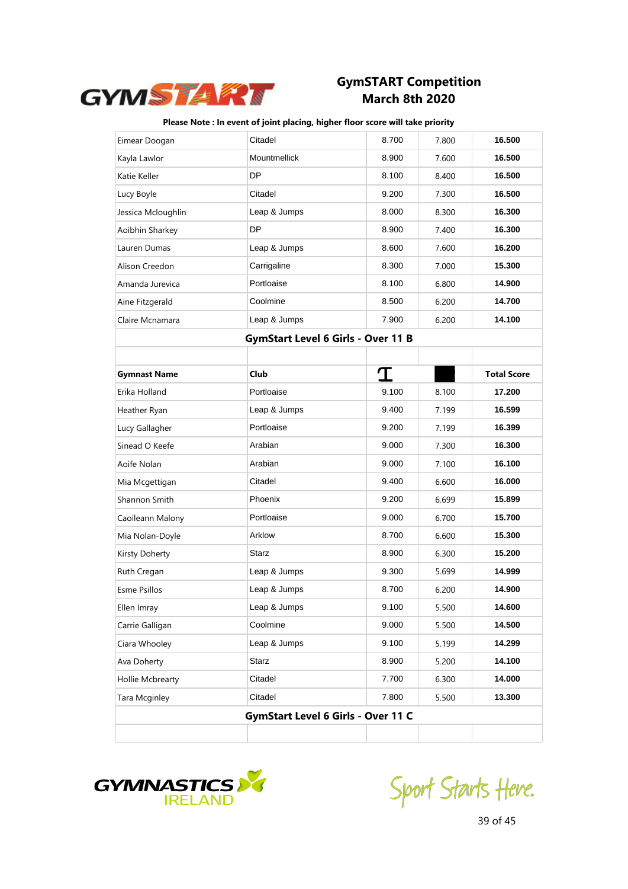# GymSTART Competition
# March 8th 2020

**Please Note : In event of joint placing, higher floor score will take priority**

| | | | | |
|---|---|---|---|---|
| Eimear Doogan | Citadel | 8.700 | 7.800 | **16.500** |
| Kayla Lawlor | Mountmellick | 8.900 | 7.600 | **16.500** |
| Katie Keller | DP | 8.100 | 8.400 | **16.500** |
| Lucy Boyle | Citadel | 9.200 | 7.300 | **16.500** |
| Jessica Mcloughlin | Leap & Jumps | 8.000 | 8.300 | **16.300** |
| Aoibhin Sharkey | DP | 8.900 | 7.400 | **16.300** |
| Lauren Dumas | Leap & Jumps | 8.600 | 7.600 | **16.200** |
| Alison Creedon | Carrigaline | 8.300 | 7.000 | **15.300** |
| Amanda Jurevica | Portloaise | 8.100 | 6.800 | **14.900** |
| Aine Fitzgerald | Coolmine | 8.500 | 6.200 | **14.700** |
| Claire Mcnamara | Leap & Jumps | 7.900 | 6.200 | **14.100** |

## GymStart Level 6 Girls - Over 11 B

| Gymnast Name | Club | | | Total Score |
|---|---|---|---|---|
| Erika Holland | Portloaise | 9.100 | 8.100 | **17.200** |
| Heather Ryan | Leap & Jumps | 9.400 | 7.199 | **16.599** |
| Lucy Gallagher | Portloaise | 9.200 | 7.199 | **16.399** |
| Sinead O Keefe | Arabian | 9.000 | 7.300 | **16.300** |
| Aoife Nolan | Arabian | 9.000 | 7.100 | **16.100** |
| Mia Mcgettigan | Citadel | 9.400 | 6.600 | **16.000** |
| Shannon Smith | Phoenix | 9.200 | 6.699 | **15.899** |
| Caoileann Malony | Portloaise | 9.000 | 6.700 | **15.700** |
| Mia Nolan-Doyle | Arklow | 8.700 | 6.600 | **15.300** |
| Kirsty Doherty | Starz | 8.900 | 6.300 | **15.200** |
| Ruth Cregan | Leap & Jumps | 9.300 | 5.699 | **14.999** |
| Esme Psillos | Leap & Jumps | 8.700 | 6.200 | **14.900** |
| Ellen Imray | Leap & Jumps | 9.100 | 5.500 | **14.600** |
| Carrie Galligan | Coolmine | 9.000 | 5.500 | **14.500** |
| Ciara Whooley | Leap & Jumps | 9.100 | 5.199 | **14.299** |
| Ava Doherty | Starz | 8.900 | 5.200 | **14.100** |
| Hollie Mcbrearty | Citadel | 7.700 | 6.300 | **14.000** |
| Tara Mcginley | Citadel | 7.800 | 5.500 | **13.300** |

## GymStart Level 6 Girls - Over 11 C

Sport Starts Here.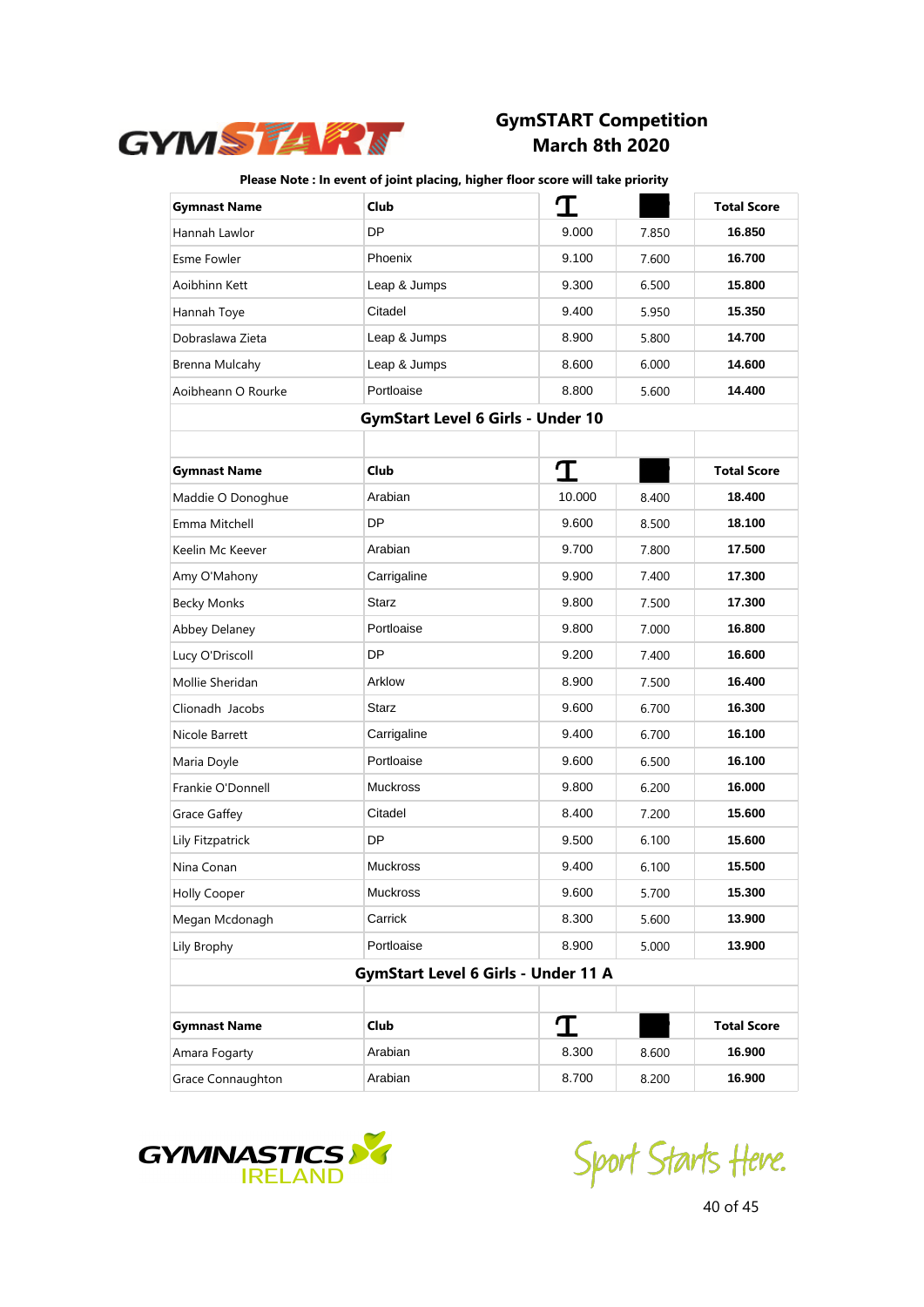# GymSTART Competition
## March 8th 2020

**Please Note : In event of joint placing, higher floor score will take priority**

| Gymnast Name | Club | Ⲧ | | Total Score |
|---|---|---|---|---|
| Hannah Lawlor | DP | 9.000 | 7.850 | **16.850** |
| Esme Fowler | Phoenix | 9.100 | 7.600 | **16.700** |
| Aoibhinn Kett | Leap & Jumps | 9.300 | 6.500 | **15.800** |
| Hannah Toye | Citadel | 9.400 | 5.950 | **15.350** |
| Dobraslawa Zieta | Leap & Jumps | 8.900 | 5.800 | **14.700** |
| Brenna Mulcahy | Leap & Jumps | 8.600 | 6.000 | **14.600** |
| Aoibheann O Rourke | Portloaise | 8.800 | 5.600 | **14.400** |

### GymStart Level 6 Girls - Under 10

| Gymnast Name | Club | Ⲧ | | Total Score |
|---|---|---|---|---|
| Maddie O Donoghue | Arabian | 10.000 | 8.400 | **18.400** |
| Emma Mitchell | DP | 9.600 | 8.500 | **18.100** |
| Keelin Mc Keever | Arabian | 9.700 | 7.800 | **17.500** |
| Amy O'Mahony | Carrigaline | 9.900 | 7.400 | **17.300** |
| Becky Monks | Starz | 9.800 | 7.500 | **17.300** |
| Abbey Delaney | Portloaise | 9.800 | 7.000 | **16.800** |
| Lucy O'Driscoll | DP | 9.200 | 7.400 | **16.600** |
| Mollie Sheridan | Arklow | 8.900 | 7.500 | **16.400** |
| Clionadh Jacobs | Starz | 9.600 | 6.700 | **16.300** |
| Nicole Barrett | Carrigaline | 9.400 | 6.700 | **16.100** |
| Maria Doyle | Portloaise | 9.600 | 6.500 | **16.100** |
| Frankie O'Donnell | Muckross | 9.800 | 6.200 | **16.000** |
| Grace Gaffey | Citadel | 8.400 | 7.200 | **15.600** |
| Lily Fitzpatrick | DP | 9.500 | 6.100 | **15.600** |
| Nina Conan | Muckross | 9.400 | 6.100 | **15.500** |
| Holly Cooper | Muckross | 9.600 | 5.700 | **15.300** |
| Megan Mcdonagh | Carrick | 8.300 | 5.600 | **13.900** |
| Lily Brophy | Portloaise | 8.900 | 5.000 | **13.900** |

### GymStart Level 6 Girls - Under 11 A

| Gymnast Name | Club | Ⲧ | | Total Score |
|---|---|---|---|---|
| Amara Fogarty | Arabian | 8.300 | 8.600 | **16.900** |
| Grace Connaughton | Arabian | 8.700 | 8.200 | **16.900** |

Sport Starts Here.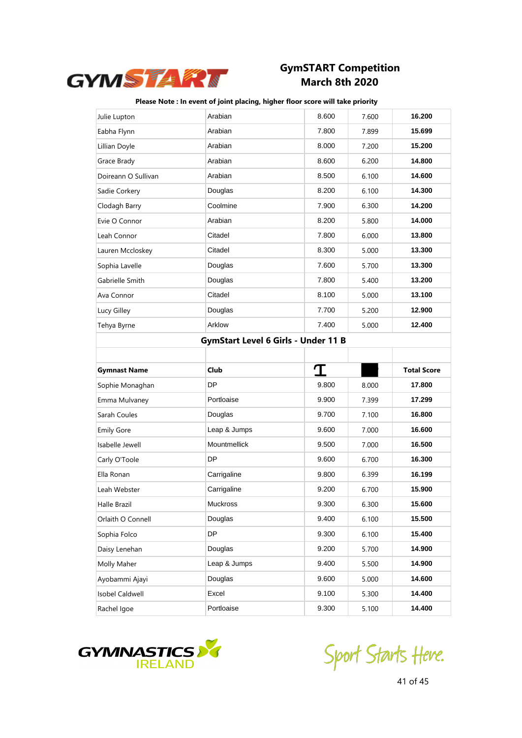# GymSTART Competition
## March 8th 2020

**Please Note : In event of joint placing, higher floor score will take priority**

| | | | | |
|---|---|---|---|---|
| Julie Lupton | Arabian | 8.600 | 7.600 | **16.200** |
| Eabha Flynn | Arabian | 7.800 | 7.899 | **15.699** |
| Lillian Doyle | Arabian | 8.000 | 7.200 | **15.200** |
| Grace Brady | Arabian | 8.600 | 6.200 | **14.800** |
| Doireann O Sullivan | Arabian | 8.500 | 6.100 | **14.600** |
| Sadie Corkery | Douglas | 8.200 | 6.100 | **14.300** |
| Clodagh Barry | Coolmine | 7.900 | 6.300 | **14.200** |
| Evie O Connor | Arabian | 8.200 | 5.800 | **14.000** |
| Leah Connor | Citadel | 7.800 | 6.000 | **13.800** |
| Lauren Mccloskey | Citadel | 8.300 | 5.000 | **13.300** |
| Sophia Lavelle | Douglas | 7.600 | 5.700 | **13.300** |
| Gabrielle Smith | Douglas | 7.800 | 5.400 | **13.200** |
| Ava Connor | Citadel | 8.100 | 5.000 | **13.100** |
| Lucy Gilley | Douglas | 7.700 | 5.200 | **12.900** |
| Tehya Byrne | Arklow | 7.400 | 5.000 | **12.400** |

### GymStart Level 6 Girls - Under 11 B

| Gymnast Name | Club | | | Total Score |
|---|---|---|---|---|
| Sophie Monaghan | DP | 9.800 | 8.000 | **17.800** |
| Emma Mulvaney | Portloaise | 9.900 | 7.399 | **17.299** |
| Sarah Coules | Douglas | 9.700 | 7.100 | **16.800** |
| Emily Gore | Leap & Jumps | 9.600 | 7.000 | **16.600** |
| Isabelle Jewell | Mountmellick | 9.500 | 7.000 | **16.500** |
| Carly O'Toole | DP | 9.600 | 6.700 | **16.300** |
| Ella Ronan | Carrigaline | 9.800 | 6.399 | **16.199** |
| Leah Webster | Carrigaline | 9.200 | 6.700 | **15.900** |
| Halle Brazil | Muckross | 9.300 | 6.300 | **15.600** |
| Orlaith O Connell | Douglas | 9.400 | 6.100 | **15.500** |
| Sophia Folco | DP | 9.300 | 6.100 | **15.400** |
| Daisy Lenehan | Douglas | 9.200 | 5.700 | **14.900** |
| Molly Maher | Leap & Jumps | 9.400 | 5.500 | **14.900** |
| Ayobammi Ajayi | Douglas | 9.600 | 5.000 | **14.600** |
| Isobel Caldwell | Excel | 9.100 | 5.300 | **14.400** |
| Rachel Igoe | Portloaise | 9.300 | 5.100 | **14.400** |

Sport Starts Here.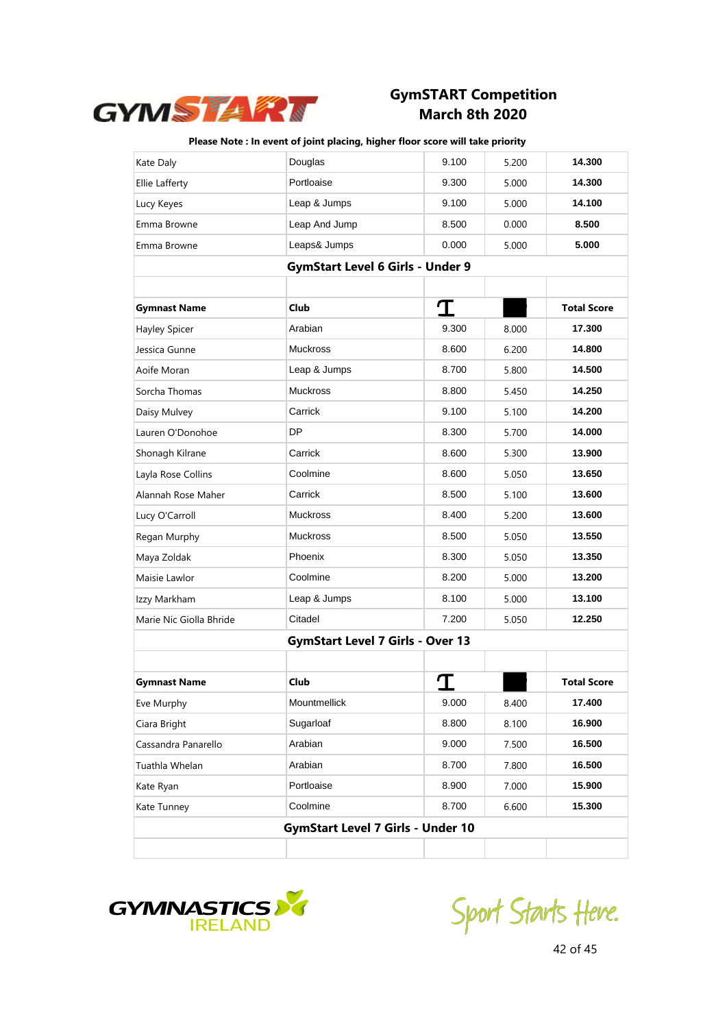GymSTART Competition
March 8th 2020

**Please Note : In event of joint placing, higher floor score will take priority**

| | | | | |
|---|---|---|---|---|
| Kate Daly | Douglas | 9.100 | 5.200 | **14.300** |
| Ellie Lafferty | Portloaise | 9.300 | 5.000 | **14.300** |
| Lucy Keyes | Leap & Jumps | 9.100 | 5.000 | **14.100** |
| Emma Browne | Leap And Jump | 8.500 | 0.000 | **8.500** |
| Emma Browne | Leaps& Jumps | 0.000 | 5.000 | **5.000** |

## GymStart Level 6 Girls - Under 9

| Gymnast Name | Club | | | Total Score |
|---|---|---|---|---|
| Hayley Spicer | Arabian | 9.300 | 8.000 | **17.300** |
| Jessica Gunne | Muckross | 8.600 | 6.200 | **14.800** |
| Aoife Moran | Leap & Jumps | 8.700 | 5.800 | **14.500** |
| Sorcha Thomas | Muckross | 8.800 | 5.450 | **14.250** |
| Daisy Mulvey | Carrick | 9.100 | 5.100 | **14.200** |
| Lauren O'Donohoe | DP | 8.300 | 5.700 | **14.000** |
| Shonagh Kilrane | Carrick | 8.600 | 5.300 | **13.900** |
| Layla Rose Collins | Coolmine | 8.600 | 5.050 | **13.650** |
| Alannah Rose Maher | Carrick | 8.500 | 5.100 | **13.600** |
| Lucy O'Carroll | Muckross | 8.400 | 5.200 | **13.600** |
| Regan Murphy | Muckross | 8.500 | 5.050 | **13.550** |
| Maya Zoldak | Phoenix | 8.300 | 5.050 | **13.350** |
| Maisie Lawlor | Coolmine | 8.200 | 5.000 | **13.200** |
| Izzy Markham | Leap & Jumps | 8.100 | 5.000 | **13.100** |
| Marie Nic Giolla Bhride | Citadel | 7.200 | 5.050 | **12.250** |

## GymStart Level 7 Girls - Over 13

| Gymnast Name | Club | | | Total Score |
|---|---|---|---|---|
| Eve Murphy | Mountmellick | 9.000 | 8.400 | **17.400** |
| Ciara Bright | Sugarloaf | 8.800 | 8.100 | **16.900** |
| Cassandra Panarello | Arabian | 9.000 | 7.500 | **16.500** |
| Tuathla Whelan | Arabian | 8.700 | 7.800 | **16.500** |
| Kate Ryan | Portloaise | 8.900 | 7.000 | **15.900** |
| Kate Tunney | Coolmine | 8.700 | 6.600 | **15.300** |

## GymStart Level 7 Girls - Under 10

Sport Starts Here.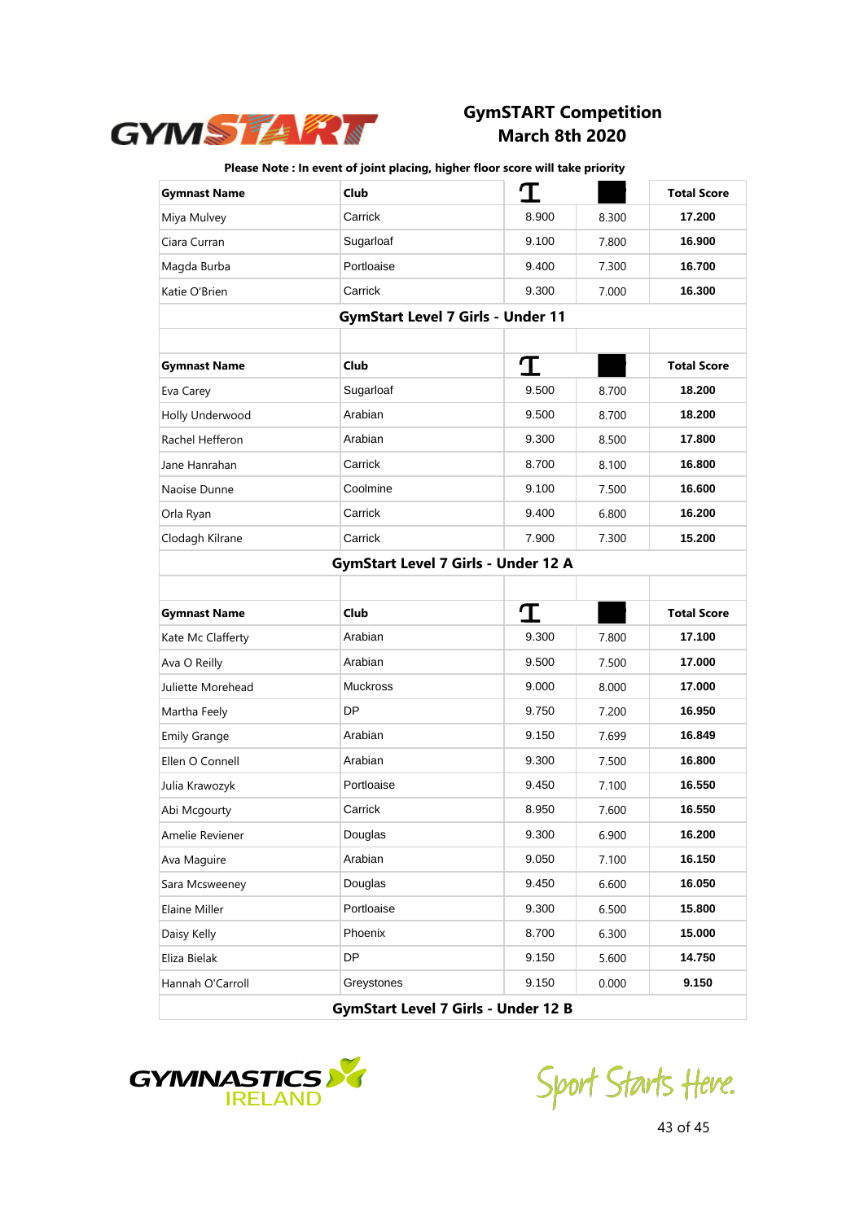# GymSTART Competition
## March 8th 2020

**Please Note : In event of joint placing, higher floor score will take priority**

| Gymnast Name | Club | T | | Total Score |
|---|---|---|---|---|
| Miya Mulvey | Carrick | 8.900 | 8.300 | **17.200** |
| Ciara Curran | Sugarloaf | 9.100 | 7.800 | **16.900** |
| Magda Burba | Portloaise | 9.400 | 7.300 | **16.700** |
| Katie O'Brien | Carrick | 9.300 | 7.000 | **16.300** |

### GymStart Level 7 Girls - Under 11

| Gymnast Name | Club | T | | Total Score |
|---|---|---|---|---|
| Eva Carey | Sugarloaf | 9.500 | 8.700 | **18.200** |
| Holly Underwood | Arabian | 9.500 | 8.700 | **18.200** |
| Rachel Hefferon | Arabian | 9.300 | 8.500 | **17.800** |
| Jane Hanrahan | Carrick | 8.700 | 8.100 | **16.800** |
| Naoise Dunne | Coolmine | 9.100 | 7.500 | **16.600** |
| Orla Ryan | Carrick | 9.400 | 6.800 | **16.200** |
| Clodagh Kilrane | Carrick | 7.900 | 7.300 | **15.200** |

### GymStart Level 7 Girls - Under 12 A

| Gymnast Name | Club | T | | Total Score |
|---|---|---|---|---|
| Kate Mc Clafferty | Arabian | 9.300 | 7.800 | **17.100** |
| Ava O Reilly | Arabian | 9.500 | 7.500 | **17.000** |
| Juliette Morehead | Muckross | 9.000 | 8.000 | **17.000** |
| Martha Feely | DP | 9.750 | 7.200 | **16.950** |
| Emily Grange | Arabian | 9.150 | 7.699 | **16.849** |
| Ellen O Connell | Arabian | 9.300 | 7.500 | **16.800** |
| Julia Krawozyk | Portloaise | 9.450 | 7.100 | **16.550** |
| Abi Mcgourty | Carrick | 8.950 | 7.600 | **16.550** |
| Amelie Reviener | Douglas | 9.300 | 6.900 | **16.200** |
| Ava Maguire | Arabian | 9.050 | 7.100 | **16.150** |
| Sara Mcsweeney | Douglas | 9.450 | 6.600 | **16.050** |
| Elaine Miller | Portloaise | 9.300 | 6.500 | **15.800** |
| Daisy Kelly | Phoenix | 8.700 | 6.300 | **15.000** |
| Eliza Bielak | DP | 9.150 | 5.600 | **14.750** |
| Hannah O'Carroll | Greystones | 9.150 | 0.000 | **9.150** |

### GymStart Level 7 Girls - Under 12 B

Sport Starts Here.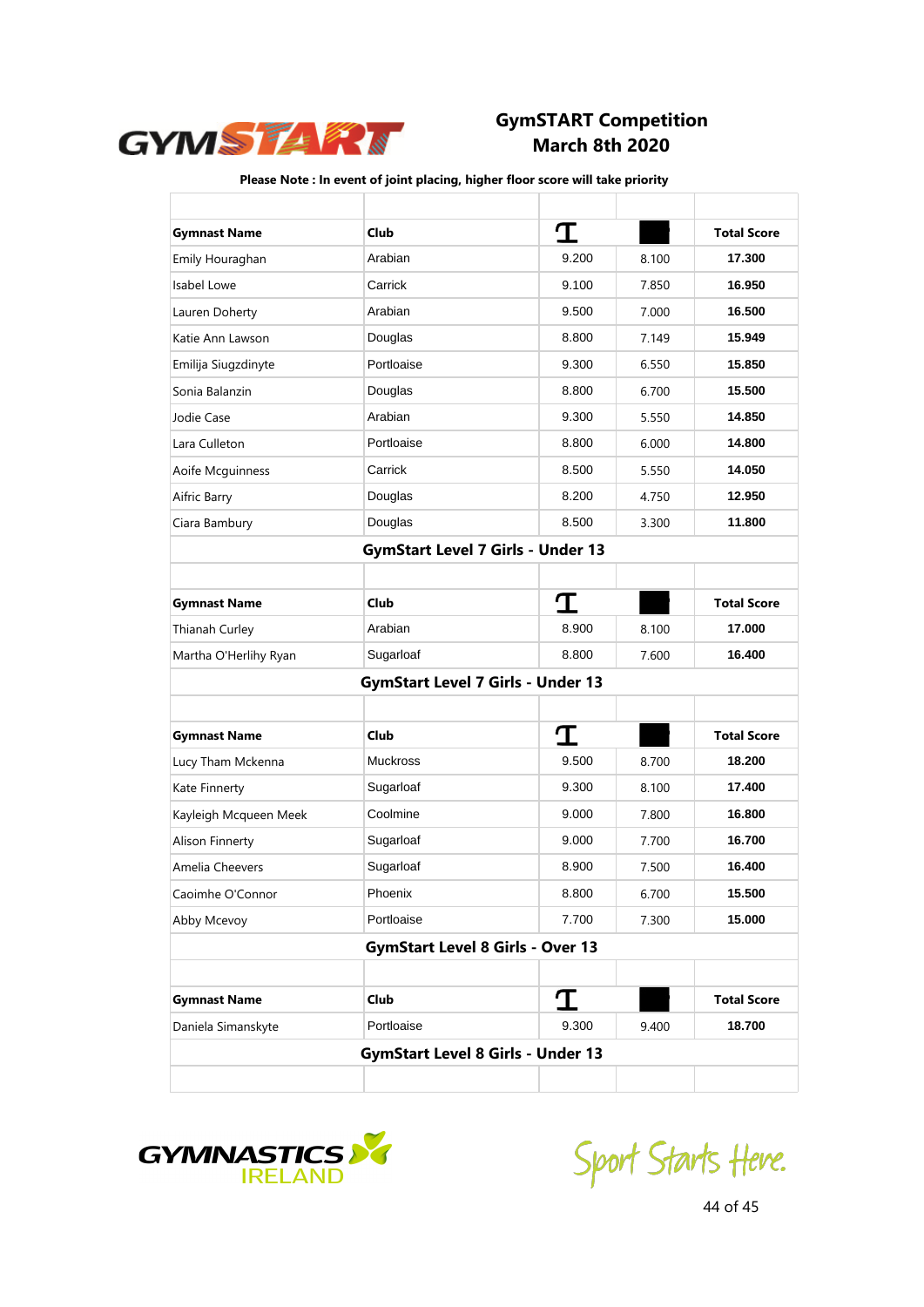## GymSTART Competition
## March 8th 2020

**Please Note : In event of joint placing, higher floor score will take priority**

| Gymnast Name | Club | Ɪ | ■ | Total Score |
|---|---|---|---|---|
| Emily Houraghan | Arabian | 9.200 | 8.100 | **17.300** |
| Isabel Lowe | Carrick | 9.100 | 7.850 | **16.950** |
| Lauren Doherty | Arabian | 9.500 | 7.000 | **16.500** |
| Katie Ann Lawson | Douglas | 8.800 | 7.149 | **15.949** |
| Emilija Siugzdinyte | Portloaise | 9.300 | 6.550 | **15.850** |
| Sonia Balanzin | Douglas | 8.800 | 6.700 | **15.500** |
| Jodie Case | Arabian | 9.300 | 5.550 | **14.850** |
| Lara Culleton | Portloaise | 8.800 | 6.000 | **14.800** |
| Aoife Mcguinness | Carrick | 8.500 | 5.550 | **14.050** |
| Aifric Barry | Douglas | 8.200 | 4.750 | **12.950** |
| Ciara Bambury | Douglas | 8.500 | 3.300 | **11.800** |

### GymStart Level 7 Girls - Under 13

| Gymnast Name | Club | Ɪ | ■ | Total Score |
|---|---|---|---|---|
| Thianah Curley | Arabian | 8.900 | 8.100 | **17.000** |
| Martha O'Herlihy Ryan | Sugarloaf | 8.800 | 7.600 | **16.400** |

### GymStart Level 7 Girls - Under 13

| Gymnast Name | Club | Ɪ | ■ | Total Score |
|---|---|---|---|---|
| Lucy Tham Mckenna | Muckross | 9.500 | 8.700 | **18.200** |
| Kate Finnerty | Sugarloaf | 9.300 | 8.100 | **17.400** |
| Kayleigh Mcqueen Meek | Coolmine | 9.000 | 7.800 | **16.800** |
| Alison Finnerty | Sugarloaf | 9.000 | 7.700 | **16.700** |
| Amelia Cheevers | Sugarloaf | 8.900 | 7.500 | **16.400** |
| Caoimhe O'Connor | Phoenix | 8.800 | 6.700 | **15.500** |
| Abby Mcevoy | Portloaise | 7.700 | 7.300 | **15.000** |

### GymStart Level 8 Girls - Over 13

| Gymnast Name | Club | Ɪ | ■ | Total Score |
|---|---|---|---|---|
| Daniela Simanskyte | Portloaise | 9.300 | 9.400 | **18.700** |

### GymStart Level 8 Girls - Under 13

Sport Starts Here.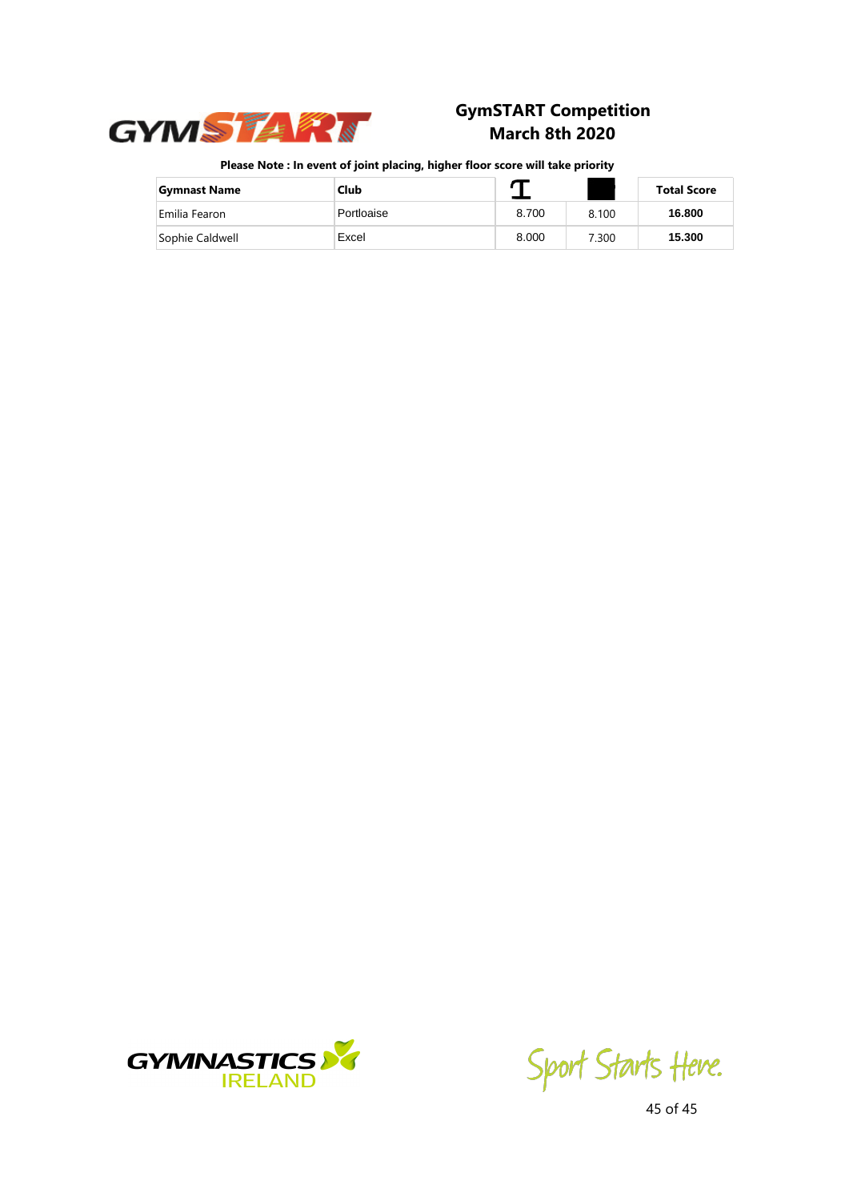# GymSTART Competition
## March 8th 2020

**Please Note : In event of joint placing, higher floor score will take priority**

| Gymnast Name | Club | | | Total Score |
|---|---|---|---|---|
| Emilia Fearon | Portloaise | 8.700 | 8.100 | **16.800** |
| Sophie Caldwell | Excel | 8.000 | 7.300 | **15.300** |

GYMNASTICS IRELAND

Sport Starts Here.